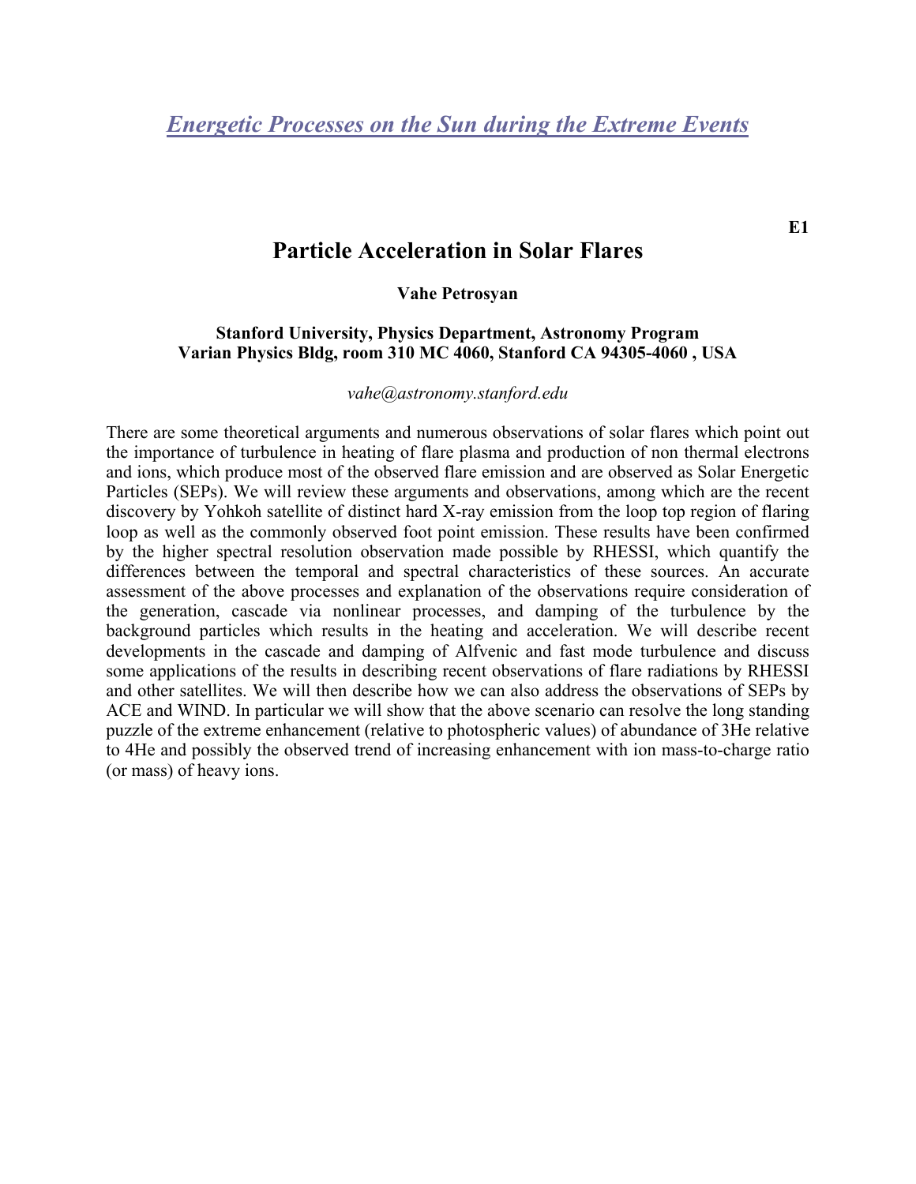# *Energetic Processes on the Sun during the Extreme Events*

**E1**

## Particle Acceleration in Solar Flares

**Vahe Petrosyan**

**Stanford University, Physics Department, Astronomy Program**
**Varian Physics Bldg, room 310 MC 4060, Stanford CA 94305-4060 , USA**

*vahe@astronomy.stanford.edu*

There are some theoretical arguments and numerous observations of solar flares which point out the importance of turbulence in heating of flare plasma and production of non thermal electrons and ions, which produce most of the observed flare emission and are observed as Solar Energetic Particles (SEPs). We will review these arguments and observations, among which are the recent discovery by Yohkoh satellite of distinct hard X-ray emission from the loop top region of flaring loop as well as the commonly observed foot point emission. These results have been confirmed by the higher spectral resolution observation made possible by RHESSI, which quantify the differences between the temporal and spectral characteristics of these sources. An accurate assessment of the above processes and explanation of the observations require consideration of the generation, cascade via nonlinear processes, and damping of the turbulence by the background particles which results in the heating and acceleration. We will describe recent developments in the cascade and damping of Alfvenic and fast mode turbulence and discuss some applications of the results in describing recent observations of flare radiations by RHESSI and other satellites. We will then describe how we can also address the observations of SEPs by ACE and WIND. In particular we will show that the above scenario can resolve the long standing puzzle of the extreme enhancement (relative to photospheric values) of abundance of $^3He$ relative to $^4He$ and possibly the observed trend of increasing enhancement with ion mass-to-charge ratio (or mass) of heavy ions.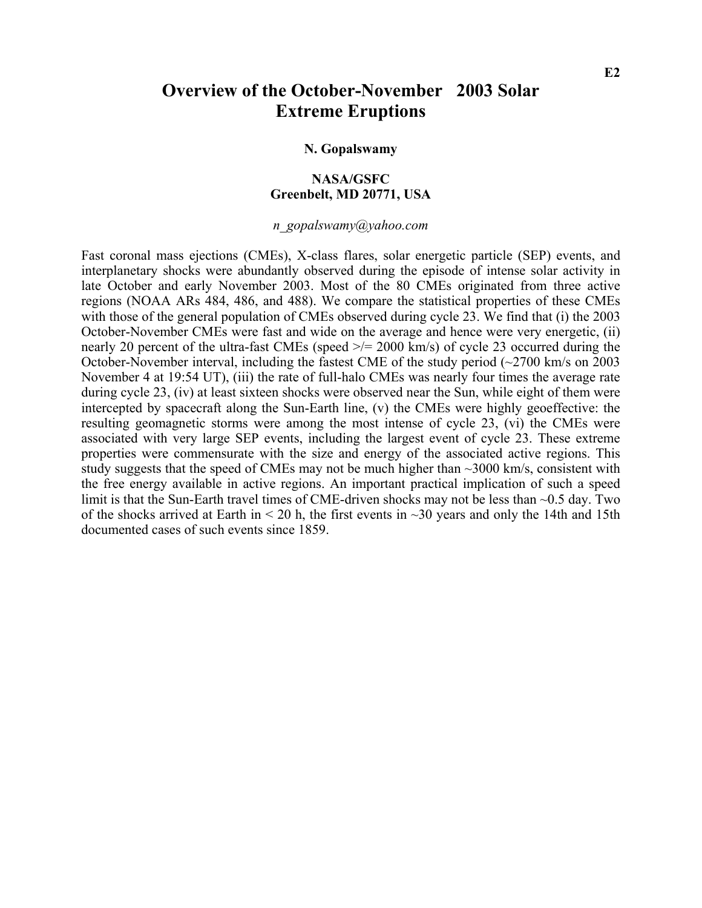E2

# Overview of the October-November 2003 Solar Extreme Eruptions

**N. Gopalswamy**

**NASA/GSFC**
**Greenbelt, MD 20771, USA**

*n_gopalswamy@yahoo.com*

Fast coronal mass ejections (CMEs), X-class flares, solar energetic particle (SEP) events, and interplanetary shocks were abundantly observed during the episode of intense solar activity in late October and early November 2003. Most of the 80 CMEs originated from three active regions (NOAA ARs 484, 486, and 488). We compare the statistical properties of these CMEs with those of the general population of CMEs observed during cycle 23. We find that (i) the 2003 October-November CMEs were fast and wide on the average and hence were very energetic, (ii) nearly 20 percent of the ultra-fast CMEs (speed >/= 2000 km/s) of cycle 23 occurred during the October-November interval, including the fastest CME of the study period (~2700 km/s on 2003 November 4 at 19:54 UT), (iii) the rate of full-halo CMEs was nearly four times the average rate during cycle 23, (iv) at least sixteen shocks were observed near the Sun, while eight of them were intercepted by spacecraft along the Sun-Earth line, (v) the CMEs were highly geoeffective: the resulting geomagnetic storms were among the most intense of cycle 23, (vi) the CMEs were associated with very large SEP events, including the largest event of cycle 23. These extreme properties were commensurate with the size and energy of the associated active regions. This study suggests that the speed of CMEs may not be much higher than ~3000 km/s, consistent with the free energy available in active regions. An important practical implication of such a speed limit is that the Sun-Earth travel times of CME-driven shocks may not be less than ~0.5 day. Two of the shocks arrived at Earth in < 20 h, the first events in ~30 years and only the 14th and 15th documented cases of such events since 1859.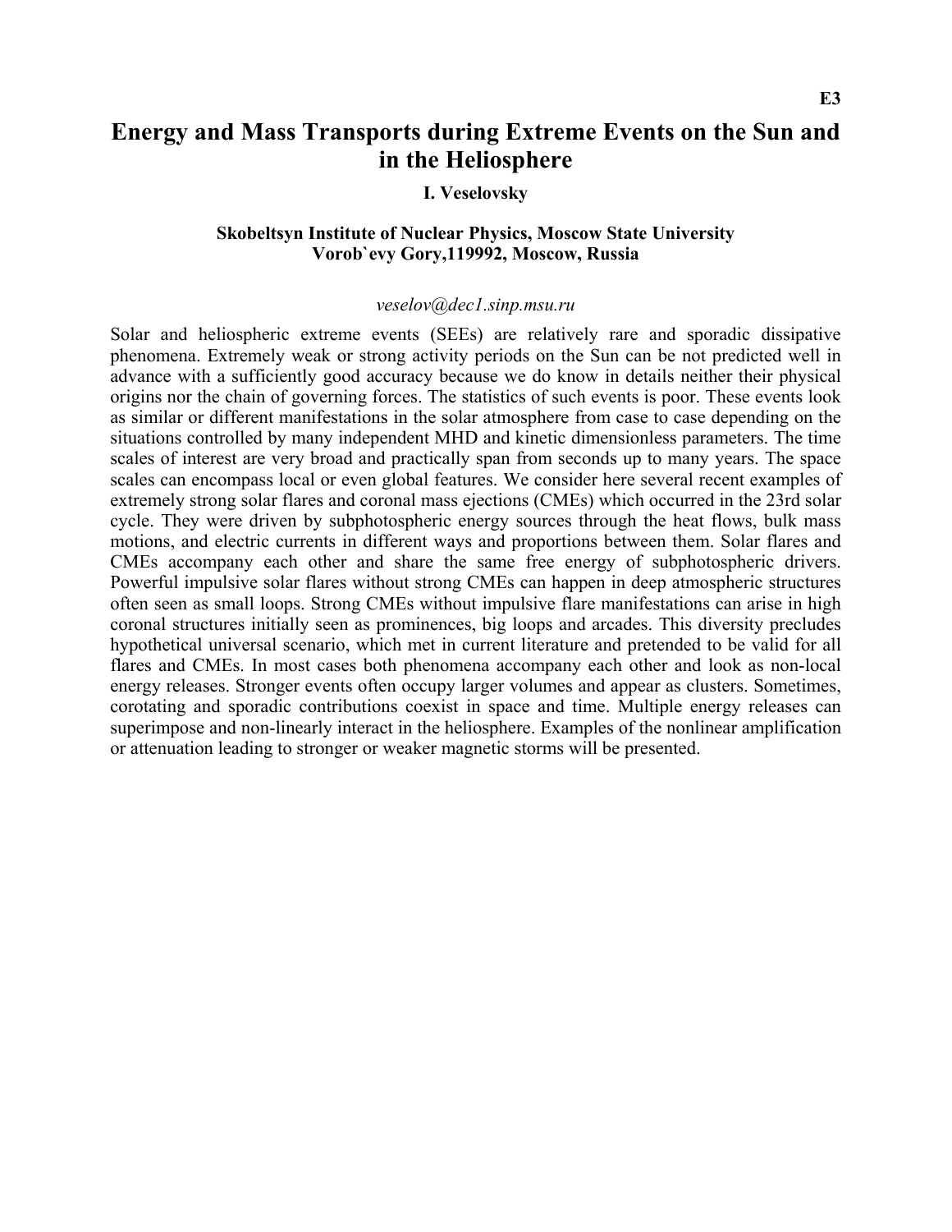# Energy and Mass Transports during Extreme Events on the Sun and in the Heliosphere

**I. Veselovsky**

**Skobeltsyn Institute of Nuclear Physics, Moscow State University**
**Vorob`evy Gory,119992, Moscow, Russia**

*veselov@dec1.sinp.msu.ru*

Solar and heliospheric extreme events (SEEs) are relatively rare and sporadic dissipative phenomena. Extremely weak or strong activity periods on the Sun can be not predicted well in advance with a sufficiently good accuracy because we do know in details neither their physical origins nor the chain of governing forces. The statistics of such events is poor. These events look as similar or different manifestations in the solar atmosphere from case to case depending on the situations controlled by many independent MHD and kinetic dimensionless parameters. The time scales of interest are very broad and practically span from seconds up to many years. The space scales can encompass local or even global features. We consider here several recent examples of extremely strong solar flares and coronal mass ejections (CMEs) which occurred in the 23rd solar cycle. They were driven by subphotospheric energy sources through the heat flows, bulk mass motions, and electric currents in different ways and proportions between them. Solar flares and CMEs accompany each other and share the same free energy of subphotospheric drivers. Powerful impulsive solar flares without strong CMEs can happen in deep atmospheric structures often seen as small loops. Strong CMEs without impulsive flare manifestations can arise in high coronal structures initially seen as prominences, big loops and arcades. This diversity precludes hypothetical universal scenario, which met in current literature and pretended to be valid for all flares and CMEs. In most cases both phenomena accompany each other and look as non-local energy releases. Stronger events often occupy larger volumes and appear as clusters. Sometimes, corotating and sporadic contributions coexist in space and time. Multiple energy releases can superimpose and non-linearly interact in the heliosphere. Examples of the nonlinear amplification or attenuation leading to stronger or weaker magnetic storms will be presented.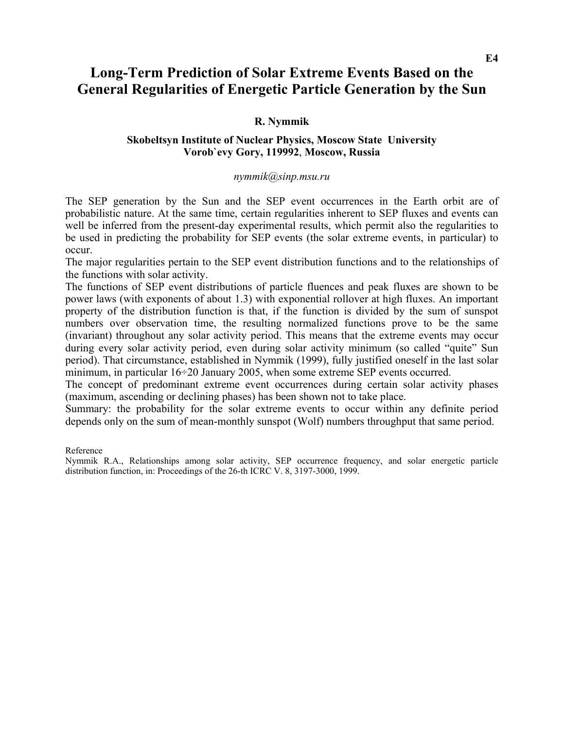# Long-Term Prediction of Solar Extreme Events Based on the General Regularities of Energetic Particle Generation by the Sun

**R. Nymmik**

**Skobeltsyn Institute of Nuclear Physics, Moscow State University**
**Vorob`evy Gory, 119992, Moscow, Russia**

*nymmik@sinp.msu.ru*

The SEP generation by the Sun and the SEP event occurrences in the Earth orbit are of probabilistic nature. At the same time, certain regularities inherent to SEP fluxes and events can well be inferred from the present-day experimental results, which permit also the regularities to be used in predicting the probability for SEP events (the solar extreme events, in particular) to occur.

The major regularities pertain to the SEP event distribution functions and to the relationships of the functions with solar activity.

The functions of SEP event distributions of particle fluences and peak fluxes are shown to be power laws (with exponents of about 1.3) with exponential rollover at high fluxes. An important property of the distribution function is that, if the function is divided by the sum of sunspot numbers over observation time, the resulting normalized functions prove to be the same (invariant) throughout any solar activity period. This means that the extreme events may occur during every solar activity period, even during solar activity minimum (so called "quite" Sun period). That circumstance, established in Nymmik (1999), fully justified oneself in the last solar minimum, in particular 16÷20 January 2005, when some extreme SEP events occurred.

The concept of predominant extreme event occurrences during certain solar activity phases (maximum, ascending or declining phases) has been shown not to take place.

Summary: the probability for the solar extreme events to occur within any definite period depends only on the sum of mean-monthly sunspot (Wolf) numbers throughput that same period.

Reference

Nymmik R.A., Relationships among solar activity, SEP occurrence frequency, and solar energetic particle distribution function, in: Proceedings of the 26-th ICRC V. 8, 3197-3000, 1999.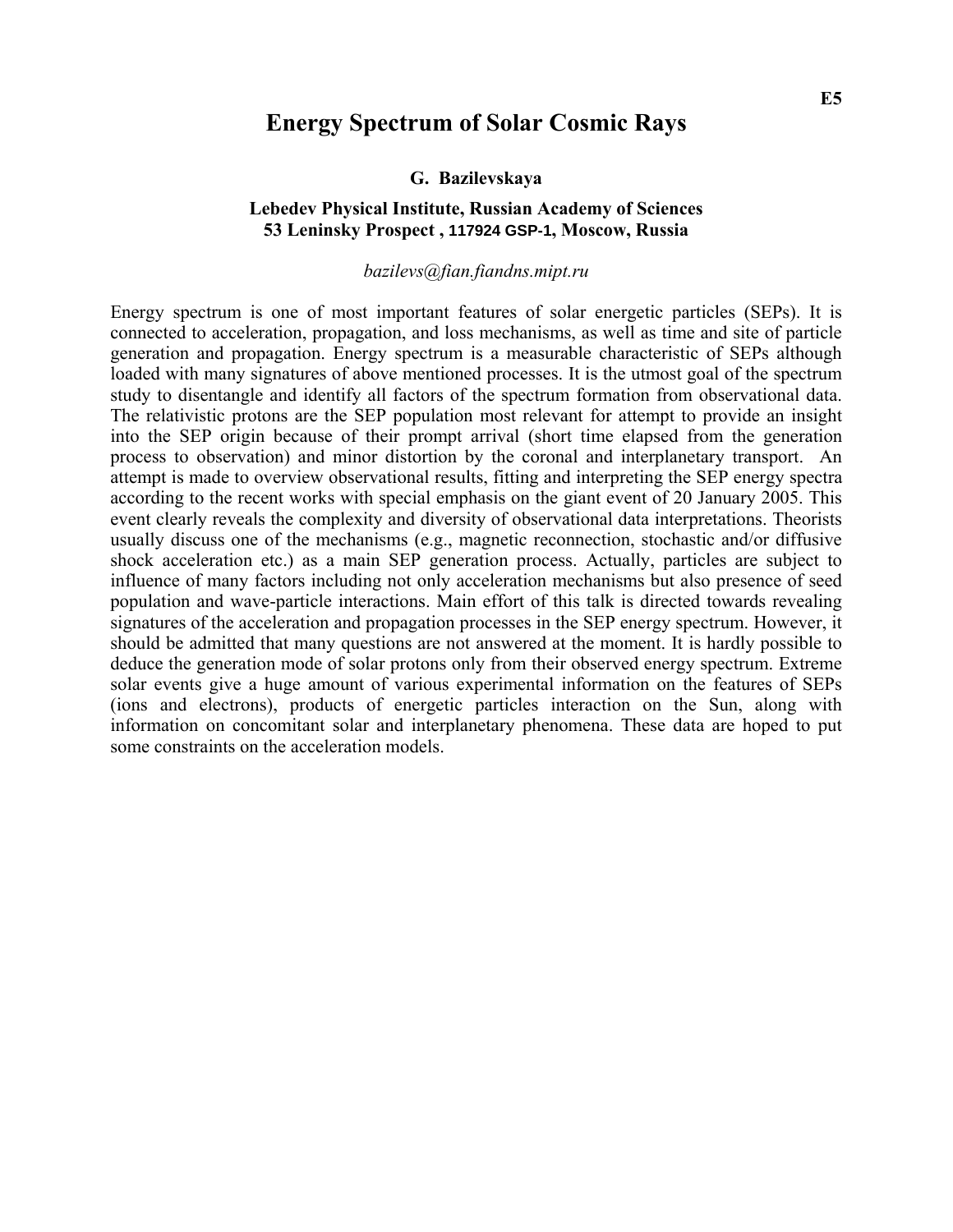# Energy Spectrum of Solar Cosmic Rays

**G. Bazilevskaya**

**Lebedev Physical Institute, Russian Academy of Sciences**
**53 Leninsky Prospect , 117924 GSP-1, Moscow, Russia**

*bazilevs@fian.fiandns.mipt.ru*

Energy spectrum is one of most important features of solar energetic particles (SEPs). It is connected to acceleration, propagation, and loss mechanisms, as well as time and site of particle generation and propagation. Energy spectrum is a measurable characteristic of SEPs although loaded with many signatures of above mentioned processes. It is the utmost goal of the spectrum study to disentangle and identify all factors of the spectrum formation from observational data. The relativistic protons are the SEP population most relevant for attempt to provide an insight into the SEP origin because of their prompt arrival (short time elapsed from the generation process to observation) and minor distortion by the coronal and interplanetary transport. An attempt is made to overview observational results, fitting and interpreting the SEP energy spectra according to the recent works with special emphasis on the giant event of 20 January 2005. This event clearly reveals the complexity and diversity of observational data interpretations. Theorists usually discuss one of the mechanisms (e.g., magnetic reconnection, stochastic and/or diffusive shock acceleration etc.) as a main SEP generation process. Actually, particles are subject to influence of many factors including not only acceleration mechanisms but also presence of seed population and wave-particle interactions. Main effort of this talk is directed towards revealing signatures of the acceleration and propagation processes in the SEP energy spectrum. However, it should be admitted that many questions are not answered at the moment. It is hardly possible to deduce the generation mode of solar protons only from their observed energy spectrum. Extreme solar events give a huge amount of various experimental information on the features of SEPs (ions and electrons), products of energetic particles interaction on the Sun, along with information on concomitant solar and interplanetary phenomena. These data are hoped to put some constraints on the acceleration models.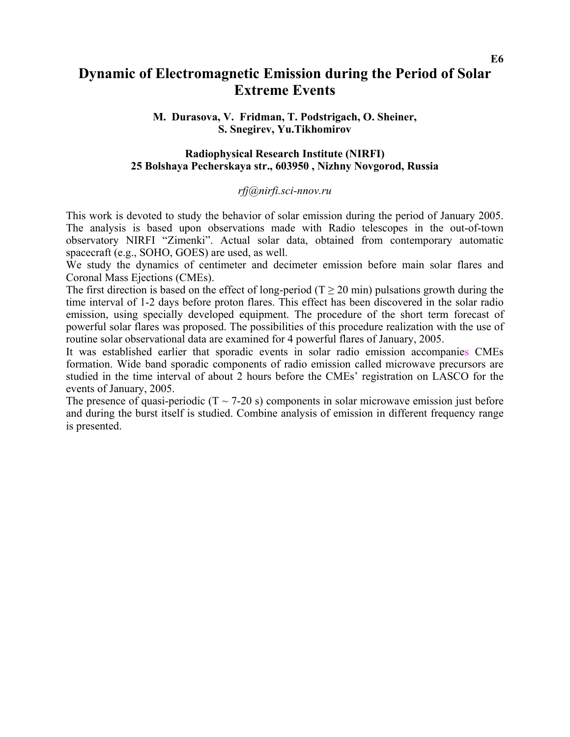# Dynamic of Electromagnetic Emission during the Period of Solar Extreme Events

**M. Durasova, V. Fridman, T. Podstrigach, O. Sheiner, S. Snegirev, Yu.Tikhomirov**

**Radiophysical Research Institute (NIRFI)**
**25 Bolshaya Pecherskaya str., 603950 , Nizhny Novgorod, Russia**

*rfj@nirfi.sci-nnov.ru*

This work is devoted to study the behavior of solar emission during the period of January 2005. The analysis is based upon observations made with Radio telescopes in the out-of-town observatory NIRFI "Zimenki". Actual solar data, obtained from contemporary automatic spacecraft (e.g., SOHO, GOES) are used, as well.

We study the dynamics of centimeter and decimeter emission before main solar flares and Coronal Mass Ejections (CMEs).

The first direction is based on the effect of long-period ($T \geq 20$ min) pulsations growth during the time interval of 1-2 days before proton flares. This effect has been discovered in the solar radio emission, using specially developed equipment. The procedure of the short term forecast of powerful solar flares was proposed. The possibilities of this procedure realization with the use of routine solar observational data are examined for 4 powerful flares of January, 2005.

It was established earlier that sporadic events in solar radio emission accompanies CMEs formation. Wide band sporadic components of radio emission called microwave precursors are studied in the time interval of about 2 hours before the CMEs' registration on LASCO for the events of January, 2005.

The presence of quasi-periodic ($T \sim 7$-$20$ s) components in solar microwave emission just before and during the burst itself is studied. Combine analysis of emission in different frequency range is presented.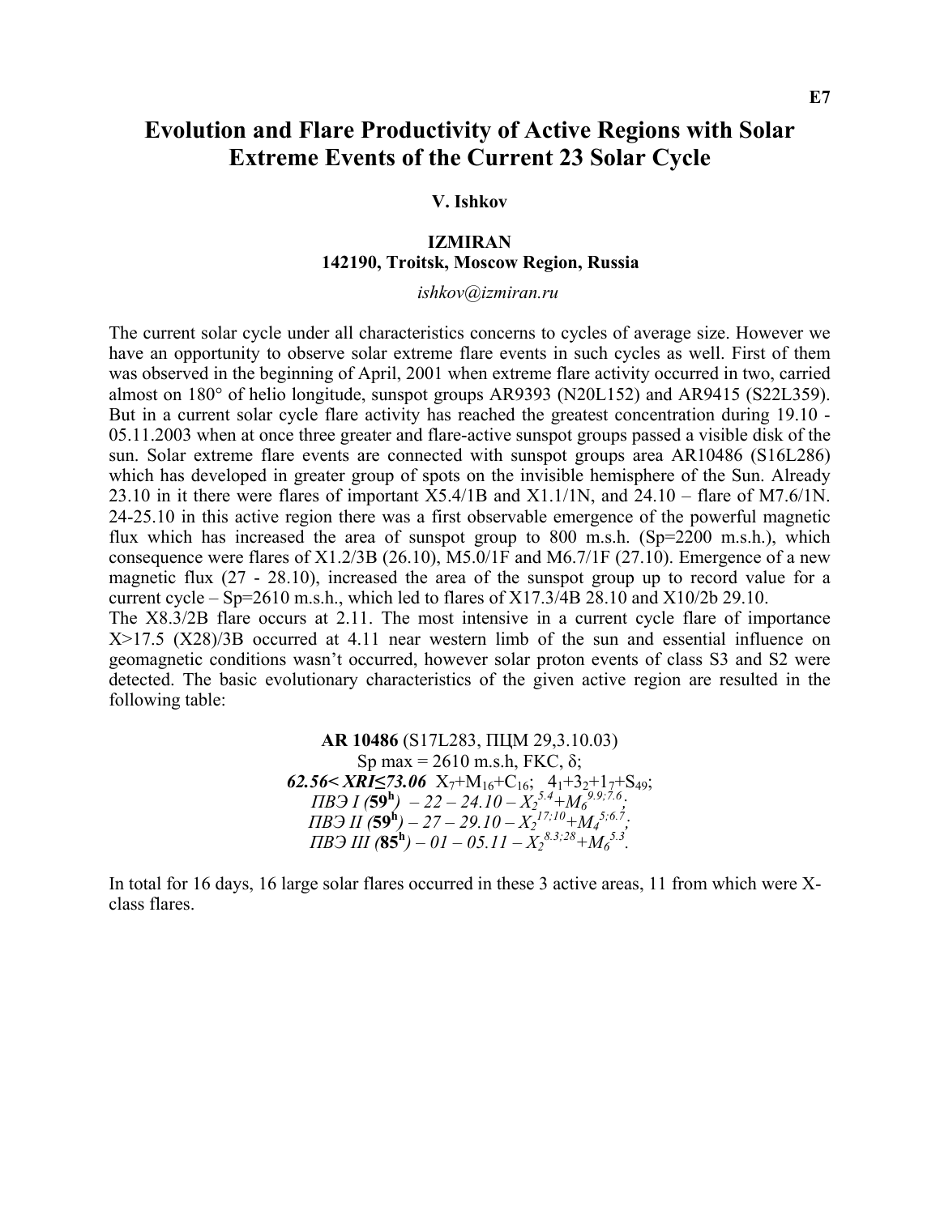# Evolution and Flare Productivity of Active Regions with Solar Extreme Events of the Current 23 Solar Cycle

**V. Ishkov**

**IZMIRAN**
**142190, Troitsk, Moscow Region, Russia**

*ishkov@izmiran.ru*

The current solar cycle under all characteristics concerns to cycles of average size. However we have an opportunity to observe solar extreme flare events in such cycles as well. First of them was observed in the beginning of April, 2001 when extreme flare activity occurred in two, carried almost on 180° of helio longitude, sunspot groups AR9393 (N20L152) and AR9415 (S22L359). But in a current solar cycle flare activity has reached the greatest concentration during 19.10 - 05.11.2003 when at once three greater and flare-active sunspot groups passed a visible disk of the sun. Solar extreme flare events are connected with sunspot groups area AR10486 (S16L286) which has developed in greater group of spots on the invisible hemisphere of the Sun. Already 23.10 in it there were flares of important X5.4/1B and X1.1/1N, and 24.10 – flare of M7.6/1N. 24-25.10 in this active region there was a first observable emergence of the powerful magnetic flux which has increased the area of sunspot group to 800 m.s.h. (Sp=2200 m.s.h.), which consequence were flares of X1.2/3B (26.10), M5.0/1F and M6.7/1F (27.10). Emergence of a new magnetic flux (27 - 28.10), increased the area of the sunspot group up to record value for a current cycle – Sp=2610 m.s.h., which led to flares of X17.3/4B 28.10 and X10/2b 29.10.
The X8.3/2B flare occurs at 2.11. The most intensive in a current cycle flare of importance X>17.5 (X28)/3B occurred at 4.11 near western limb of the sun and essential influence on geomagnetic conditions wasn't occurred, however solar proton events of class S3 and S2 were detected. The basic evolutionary characteristics of the given active region are resulted in the following table:

**AR 10486** (S17L283, ПЦМ 29,3.10.03)
Sp max = 2610 m.s.h, FKC, δ;
***62.56< XRI≤73.06*** $X_7+M_{16}+C_{16}$; $4_1+3_2+1_7+S_{49}$;
*ПВЭ I (**59**$^h$) – 22 – 24.10 –* $X_2^{5.4}+M_6^{9.9;7.6}$;
*ПВЭ II (**59**$^h$) – 27 – 29.10 –* $X_2^{17;10}+M_4^{5;6.7}$;
*ПВЭ III (**85**$^h$) – 01 – 05.11 –* $X_2^{8.3;28}+M_6^{5.3}$.

In total for 16 days, 16 large solar flares occurred in these 3 active areas, 11 from which were X-class flares.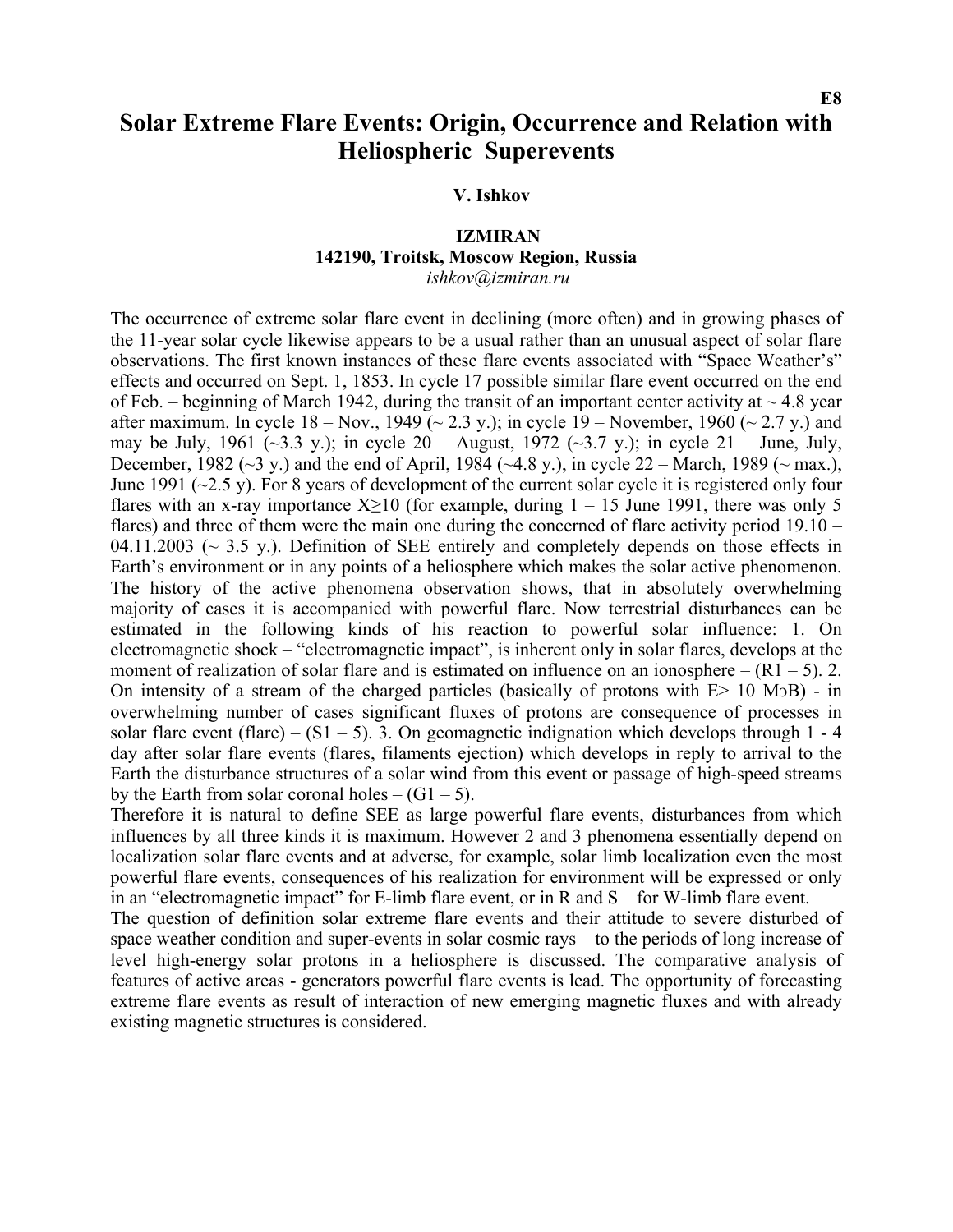# Solar Extreme Flare Events: Origin, Occurrence and Relation with Heliospheric Superevents

**V. Ishkov**

**IZMIRAN**
**142190, Troitsk, Moscow Region, Russia**
*ishkov@izmiran.ru*

The occurrence of extreme solar flare event in declining (more often) and in growing phases of the 11-year solar cycle likewise appears to be a usual rather than an unusual aspect of solar flare observations. The first known instances of these flare events associated with "Space Weather's" effects and occurred on Sept. 1, 1853. In cycle 17 possible similar flare event occurred on the end of Feb. – beginning of March 1942, during the transit of an important center activity at ~ 4.8 year after maximum. In cycle 18 – Nov., 1949 (~ 2.3 y.); in cycle 19 – November, 1960 (~ 2.7 y.) and may be July, 1961 (~3.3 y.); in cycle 20 – August, 1972 (~3.7 y.); in cycle 21 – June, July, December, 1982 (~3 y.) and the end of April, 1984 (~4.8 y.), in cycle 22 – March, 1989 (~ max.), June 1991 (~2.5 y). For 8 years of development of the current solar cycle it is registered only four flares with an x-ray importance X≥10 (for example, during 1 – 15 June 1991, there was only 5 flares) and three of them were the main one during the concerned of flare activity period 19.10 – 04.11.2003 (~ 3.5 y.). Definition of SEE entirely and completely depends on those effects in Earth's environment or in any points of a heliosphere which makes the solar active phenomenon. The history of the active phenomena observation shows, that in absolutely overwhelming majority of cases it is accompanied with powerful flare. Now terrestrial disturbances can be estimated in the following kinds of his reaction to powerful solar influence: 1. On electromagnetic shock – "electromagnetic impact", is inherent only in solar flares, develops at the moment of realization of solar flare and is estimated on influence on an ionosphere – (R1 – 5). 2. On intensity of a stream of the charged particles (basically of protons with E> 10 MэВ) - in overwhelming number of cases significant fluxes of protons are consequence of processes in solar flare event (flare) – (S1 – 5). 3. On geomagnetic indignation which develops through 1 - 4 day after solar flare events (flares, filaments ejection) which develops in reply to arrival to the Earth the disturbance structures of a solar wind from this event or passage of high-speed streams by the Earth from solar coronal holes – (G1 – 5).

Therefore it is natural to define SEE as large powerful flare events, disturbances from which influences by all three kinds it is maximum. However 2 and 3 phenomena essentially depend on localization solar flare events and at adverse, for example, solar limb localization even the most powerful flare events, consequences of his realization for environment will be expressed or only in an "electromagnetic impact" for E-limb flare event, or in R and S – for W-limb flare event.

The question of definition solar extreme flare events and their attitude to severe disturbed of space weather condition and super-events in solar cosmic rays – to the periods of long increase of level high-energy solar protons in a heliosphere is discussed. The comparative analysis of features of active areas - generators powerful flare events is lead. The opportunity of forecasting extreme flare events as result of interaction of new emerging magnetic fluxes and with already existing magnetic structures is considered.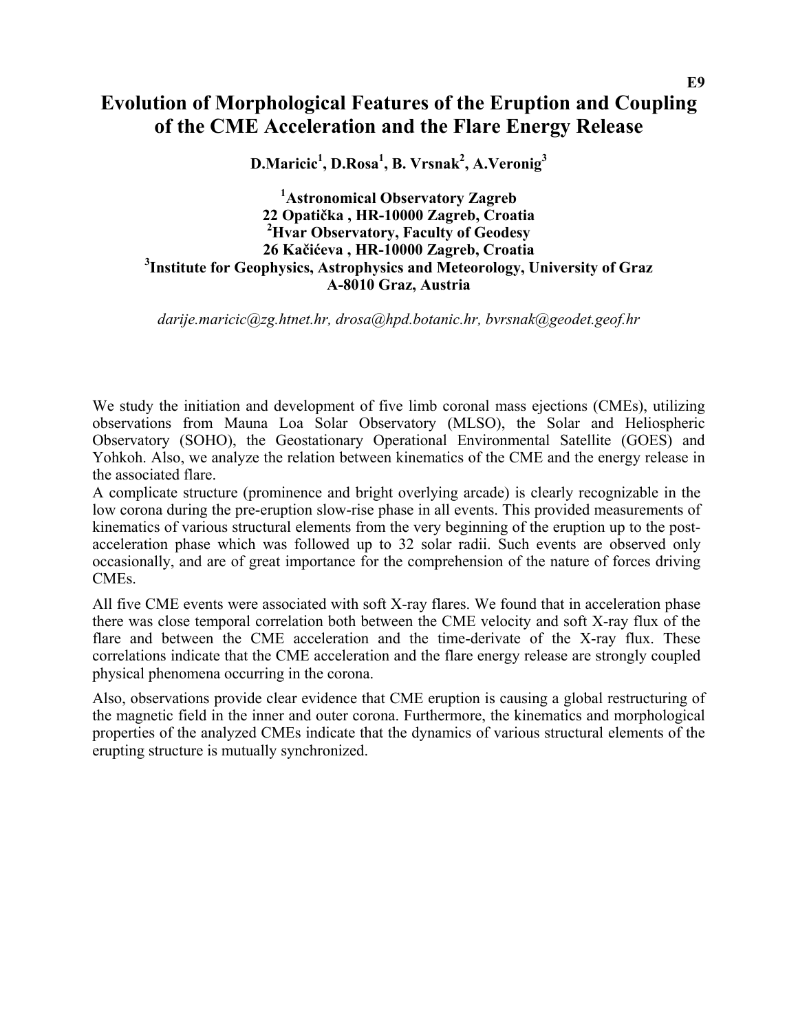E9

# Evolution of Morphological Features of the Eruption and Coupling of the CME Acceleration and the Flare Energy Release

**D.Maricic[1], D.Rosa[1], B. Vrsnak[2], A.Veronig[3]**

**[1]Astronomical Observatory Zagreb**
**22 Opatička , HR-10000 Zagreb, Croatia**
**[2]Hvar Observatory, Faculty of Geodesy**
**26 Kačićeva , HR-10000 Zagreb, Croatia**
**[3]Institute for Geophysics, Astrophysics and Meteorology, University of Graz**
**A-8010 Graz, Austria**

*darije.maricic@zg.htnet.hr, drosa@hpd.botanic.hr, bvrsnak@geodet.geof.hr*

We study the initiation and development of five limb coronal mass ejections (CMEs), utilizing observations from Mauna Loa Solar Observatory (MLSO), the Solar and Heliospheric Observatory (SOHO), the Geostationary Operational Environmental Satellite (GOES) and Yohkoh. Also, we analyze the relation between kinematics of the CME and the energy release in the associated flare.

A complicate structure (prominence and bright overlying arcade) is clearly recognizable in the low corona during the pre-eruption slow-rise phase in all events. This provided measurements of kinematics of various structural elements from the very beginning of the eruption up to the post-acceleration phase which was followed up to 32 solar radii. Such events are observed only occasionally, and are of great importance for the comprehension of the nature of forces driving CMEs.

All five CME events were associated with soft X-ray flares. We found that in acceleration phase there was close temporal correlation both between the CME velocity and soft X-ray flux of the flare and between the CME acceleration and the time-derivate of the X-ray flux. These correlations indicate that the CME acceleration and the flare energy release are strongly coupled physical phenomena occurring in the corona.

Also, observations provide clear evidence that CME eruption is causing a global restructuring of the magnetic field in the inner and outer corona. Furthermore, the kinematics and morphological properties of the analyzed CMEs indicate that the dynamics of various structural elements of the erupting structure is mutually synchronized.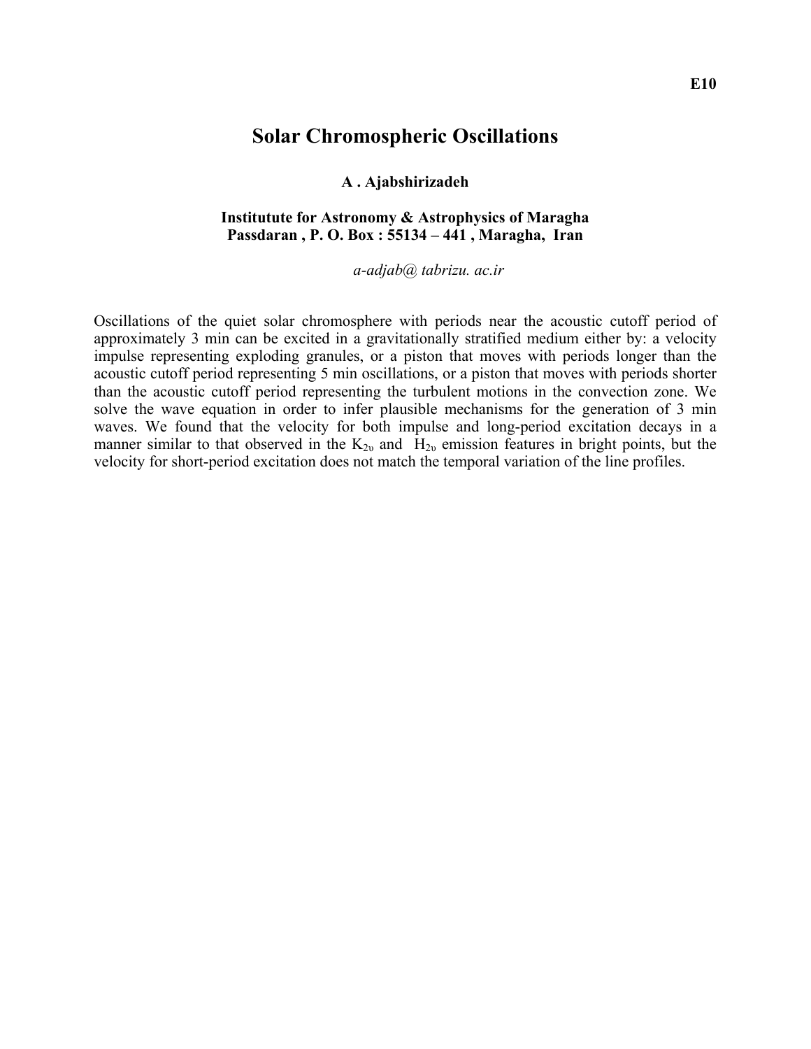E10

# Solar Chromospheric Oscillations

**A . Ajabshirizadeh**

**Institutute for Astronomy & Astrophysics of Maragha**
**Passdaran , P. O. Box : 55134 – 441 , Maragha, Iran**

*a-adjab@ tabrizu. ac.ir*

Oscillations of the quiet solar chromosphere with periods near the acoustic cutoff period of approximately 3 min can be excited in a gravitationally stratified medium either by: a velocity impulse representing exploding granules, or a piston that moves with periods longer than the acoustic cutoff period representing 5 min oscillations, or a piston that moves with periods shorter than the acoustic cutoff period representing the turbulent motions in the convection zone. We solve the wave equation in order to infer plausible mechanisms for the generation of 3 min waves. We found that the velocity for both impulse and long-period excitation decays in a manner similar to that observed in the $K_{2\upsilon}$ and $H_{2\upsilon}$ emission features in bright points, but the velocity for short-period excitation does not match the temporal variation of the line profiles.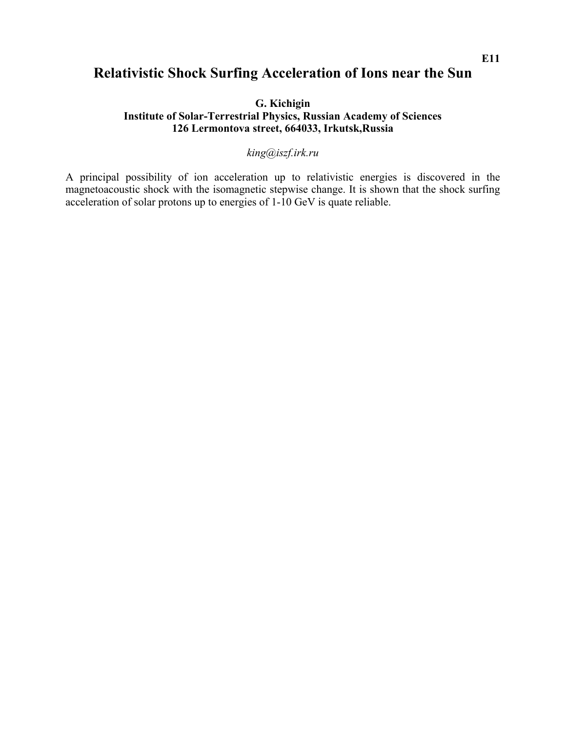E11

# Relativistic Shock Surfing Acceleration of Ions near the Sun

**G. Kichigin**
**Institute of Solar-Terrestrial Physics, Russian Academy of Sciences**
**126 Lermontova street, 664033, Irkutsk,Russia**

*king@iszf.irk.ru*

A principal possibility of ion acceleration up to relativistic energies is discovered in the magnetoacoustic shock with the isomagnetic stepwise change. It is shown that the shock surfing acceleration of solar protons up to energies of 1-10 GeV is quate reliable.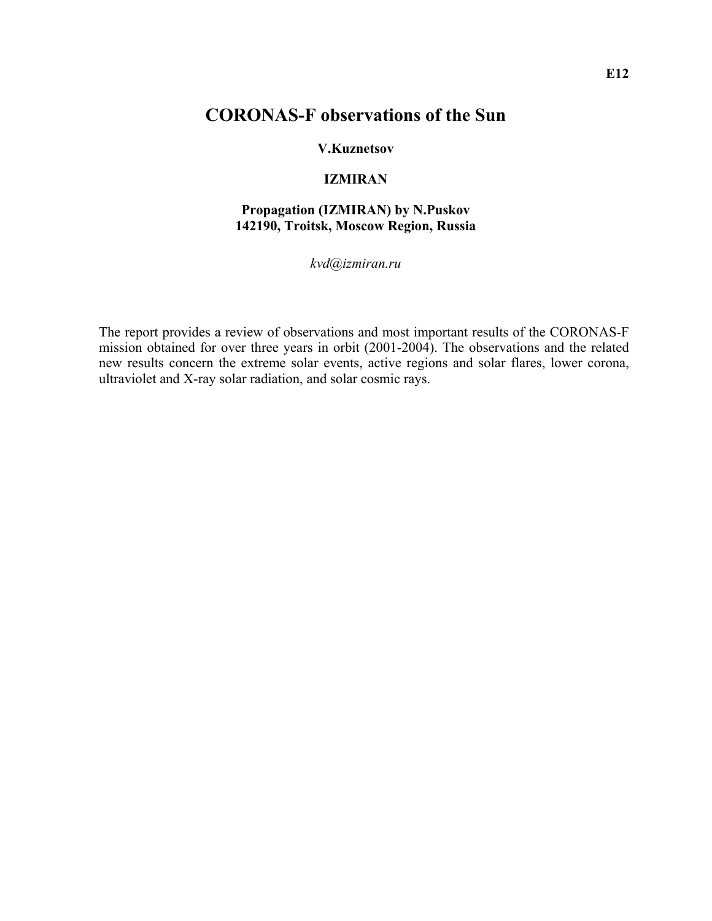E12

# CORONAS-F observations of the Sun

**V.Kuznetsov**

**IZMIRAN**

**Propagation (IZMIRAN) by N.Puskov**
**142190, Troitsk, Moscow Region, Russia**

*kvd@izmiran.ru*

The report provides a review of observations and most important results of the CORONAS-F mission obtained for over three years in orbit (2001-2004). The observations and the related new results concern the extreme solar events, active regions and solar flares, lower corona, ultraviolet and X-ray solar radiation, and solar cosmic rays.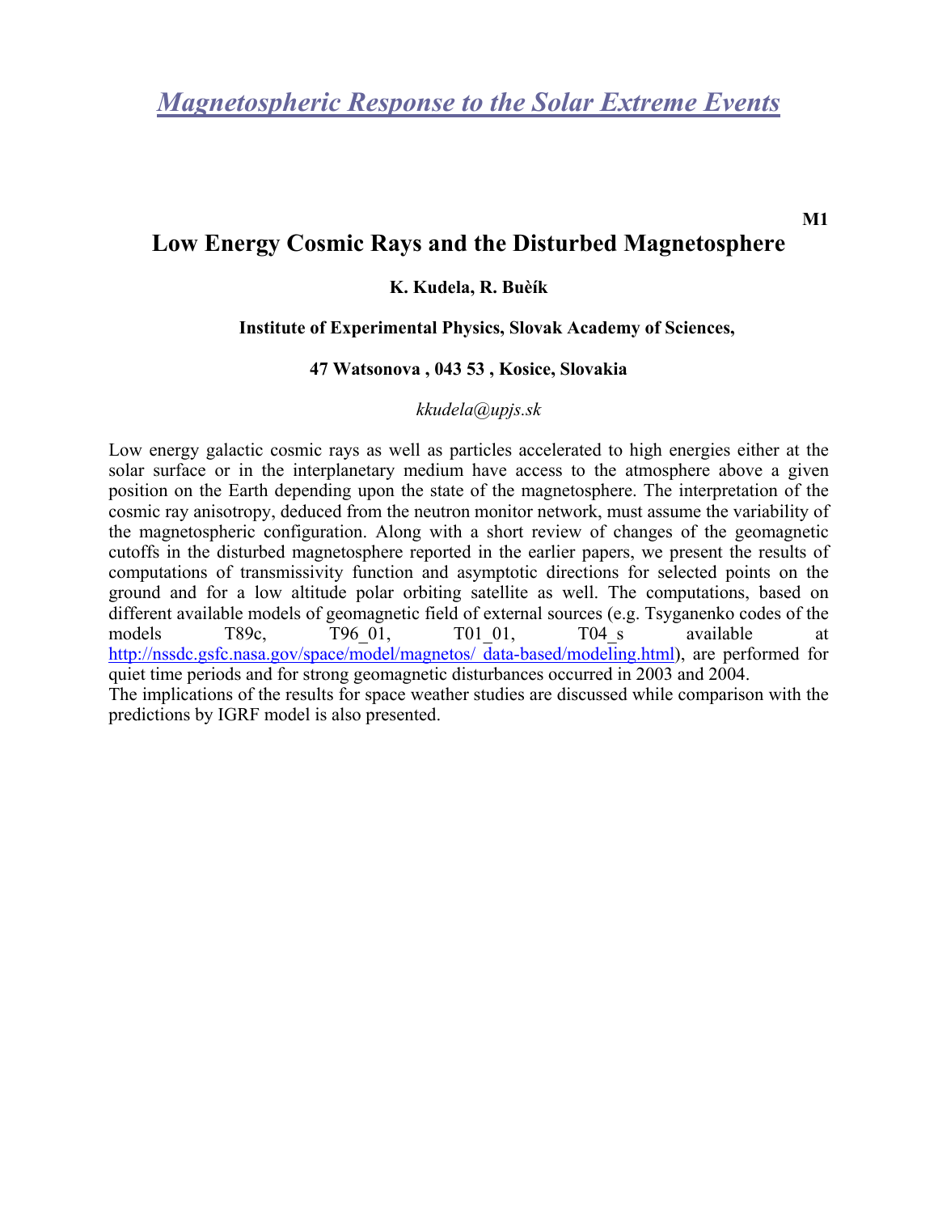# Magnetospheric Response to the Solar Extreme Events

**M1**

## Low Energy Cosmic Rays and the Disturbed Magnetosphere

**K. Kudela, R. Buèík**

**Institute of Experimental Physics, Slovak Academy of Sciences,**

**47 Watsonova , 043 53 , Kosice, Slovakia**

*kkudela@upjs.sk*

Low energy galactic cosmic rays as well as particles accelerated to high energies either at the solar surface or in the interplanetary medium have access to the atmosphere above a given position on the Earth depending upon the state of the magnetosphere. The interpretation of the cosmic ray anisotropy, deduced from the neutron monitor network, must assume the variability of the magnetospheric configuration. Along with a short review of changes of the geomagnetic cutoffs in the disturbed magnetosphere reported in the earlier papers, we present the results of computations of transmissivity function and asymptotic directions for selected points on the ground and for a low altitude polar orbiting satellite as well. The computations, based on different available models of geomagnetic field of external sources (e.g. Tsyganenko codes of the models T89c, T96_01, T01_01, T04_s available at http://nssdc.gsfc.nasa.gov/space/model/magnetos/ data-based/modeling.html), are performed for quiet time periods and for strong geomagnetic disturbances occurred in 2003 and 2004.
The implications of the results for space weather studies are discussed while comparison with the predictions by IGRF model is also presented.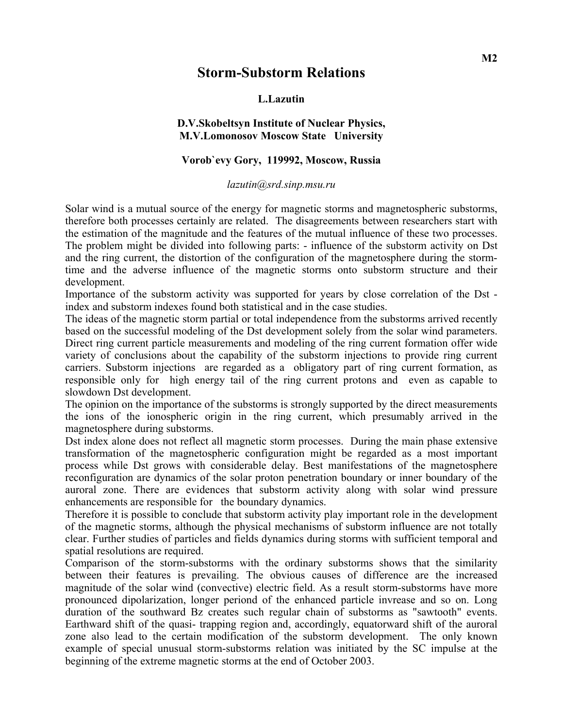# Storm-Substorm Relations

**L.Lazutin**

**D.V.Skobeltsyn Institute of Nuclear Physics, M.V.Lomonosov Moscow State University**

**Vorob`evy Gory, 119992, Moscow, Russia**

*lazutin@srd.sinp.msu.ru*

Solar wind is a mutual source of the energy for magnetic storms and magnetospheric substorms, therefore both processes certainly are related. The disagreements between researchers start with the estimation of the magnitude and the features of the mutual influence of these two processes. The problem might be divided into following parts: - influence of the substorm activity on Dst and the ring current, the distortion of the configuration of the magnetosphere during the storm-time and the adverse influence of the magnetic storms onto substorm structure and their development.

Importance of the substorm activity was supported for years by close correlation of the Dst - index and substorm indexes found both statistical and in the case studies.

The ideas of the magnetic storm partial or total independence from the substorms arrived recently based on the successful modeling of the Dst development solely from the solar wind parameters. Direct ring current particle measurements and modeling of the ring current formation offer wide variety of conclusions about the capability of the substorm injections to provide ring current carriers. Substorm injections are regarded as a obligatory part of ring current formation, as responsible only for high energy tail of the ring current protons and even as capable to slowdown Dst development.

The opinion on the importance of the substorms is strongly supported by the direct measurements the ions of the ionospheric origin in the ring current, which presumably arrived in the magnetosphere during substorms.

Dst index alone does not reflect all magnetic storm processes. During the main phase extensive transformation of the magnetospheric configuration might be regarded as a most important process while Dst grows with considerable delay. Best manifestations of the magnetosphere reconfiguration are dynamics of the solar proton penetration boundary or inner boundary of the auroral zone. There are evidences that substorm activity along with solar wind pressure enhancements are responsible for the boundary dynamics.

Therefore it is possible to conclude that substorm activity play important role in the development of the magnetic storms, although the physical mechanisms of substorm influence are not totally clear. Further studies of particles and fields dynamics during storms with sufficient temporal and spatial resolutions are required.

Comparison of the storm-substorms with the ordinary substorms shows that the similarity between their features is prevailing. The obvious causes of difference are the increased magnitude of the solar wind (convective) electric field. As a result storm-substorms have more pronounced dipolarization, longer perionod of the enhanced particle invrease and so on. Long duration of the southward Bz creates such regular chain of substorms as "sawtooth" events. Earthward shift of the quasi- trapping region and, accordingly, equatorward shift of the auroral zone also lead to the certain modification of the substorm development. The only known example of special unusual storm-substorms relation was initiated by the SC impulse at the beginning of the extreme magnetic storms at the end of October 2003.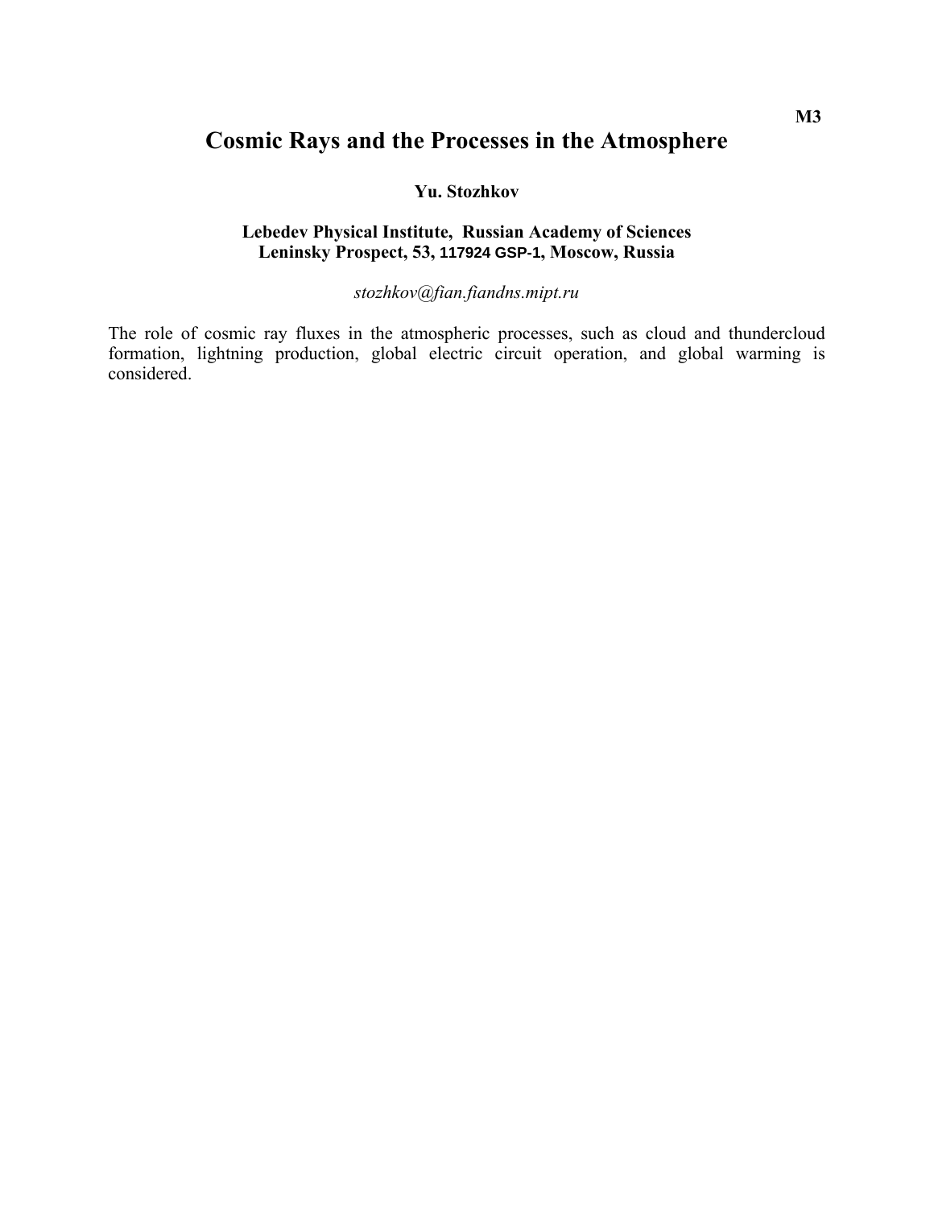M3

# Cosmic Rays and the Processes in the Atmosphere

**Yu. Stozhkov**

**Lebedev Physical Institute, Russian Academy of Sciences**
**Leninsky Prospect, 53, 117924 GSP-1, Moscow, Russia**

*stozhkov@fian.fiandns.mipt.ru*

The role of cosmic ray fluxes in the atmospheric processes, such as cloud and thundercloud formation, lightning production, global electric circuit operation, and global warming is considered.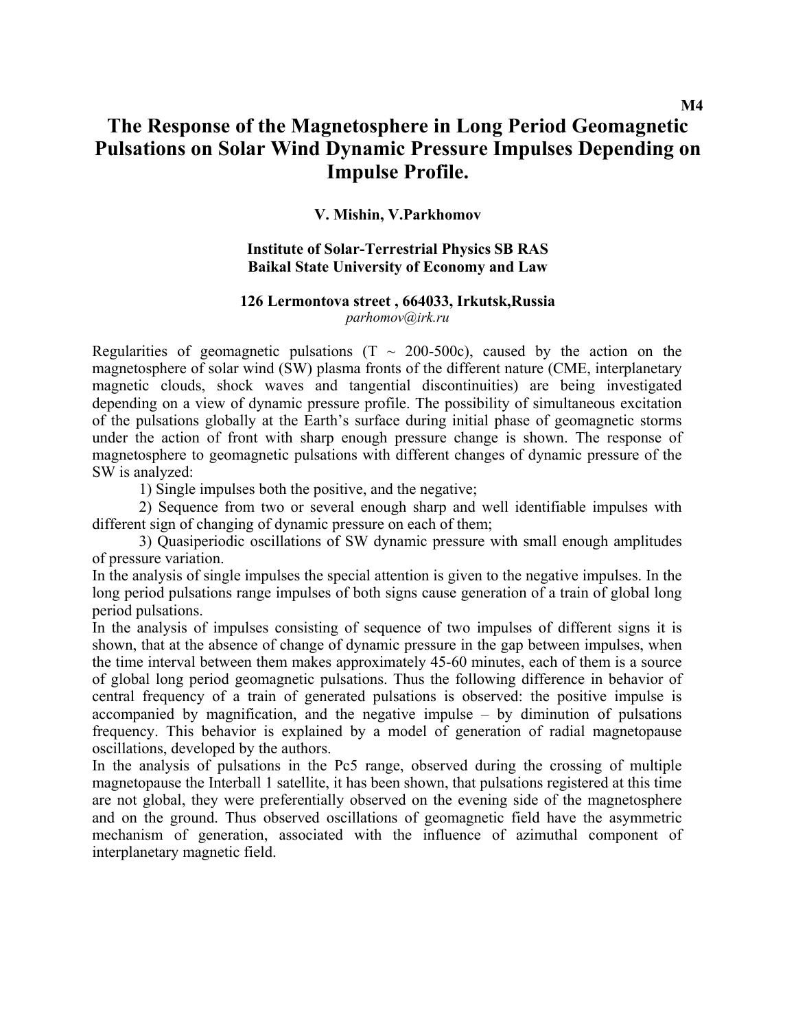M4

# The Response of the Magnetosphere in Long Period Geomagnetic Pulsations on Solar Wind Dynamic Pressure Impulses Depending on Impulse Profile.

**V. Mishin, V.Parkhomov**

**Institute of Solar-Terrestrial Physics SB RAS**
**Baikal State University of Economy and Law**

**126 Lermontova street , 664033, Irkutsk,Russia**
*parhomov@irk.ru*

Regularities of geomagnetic pulsations (T ~ 200-500c), caused by the action on the magnetosphere of solar wind (SW) plasma fronts of the different nature (CME, interplanetary magnetic clouds, shock waves and tangential discontinuities) are being investigated depending on a view of dynamic pressure profile. The possibility of simultaneous excitation of the pulsations globally at the Earth's surface during initial phase of geomagnetic storms under the action of front with sharp enough pressure change is shown. The response of magnetosphere to geomagnetic pulsations with different changes of dynamic pressure of the SW is analyzed:

1) Single impulses both the positive, and the negative;
2) Sequence from two or several enough sharp and well identifiable impulses with different sign of changing of dynamic pressure on each of them;
3) Quasiperiodic oscillations of SW dynamic pressure with small enough amplitudes of pressure variation.

In the analysis of single impulses the special attention is given to the negative impulses. In the long period pulsations range impulses of both signs cause generation of a train of global long period pulsations.

In the analysis of impulses consisting of sequence of two impulses of different signs it is shown, that at the absence of change of dynamic pressure in the gap between impulses, when the time interval between them makes approximately 45-60 minutes, each of them is a source of global long period geomagnetic pulsations. Thus the following difference in behavior of central frequency of a train of generated pulsations is observed: the positive impulse is accompanied by magnification, and the negative impulse – by diminution of pulsations frequency. This behavior is explained by a model of generation of radial magnetopause oscillations, developed by the authors.

In the analysis of pulsations in the Pc5 range, observed during the crossing of multiple magnetopause the Interball 1 satellite, it has been shown, that pulsations registered at this time are not global, they were preferentially observed on the evening side of the magnetosphere and on the ground. Thus observed oscillations of geomagnetic field have the asymmetric mechanism of generation, associated with the influence of azimuthal component of interplanetary magnetic field.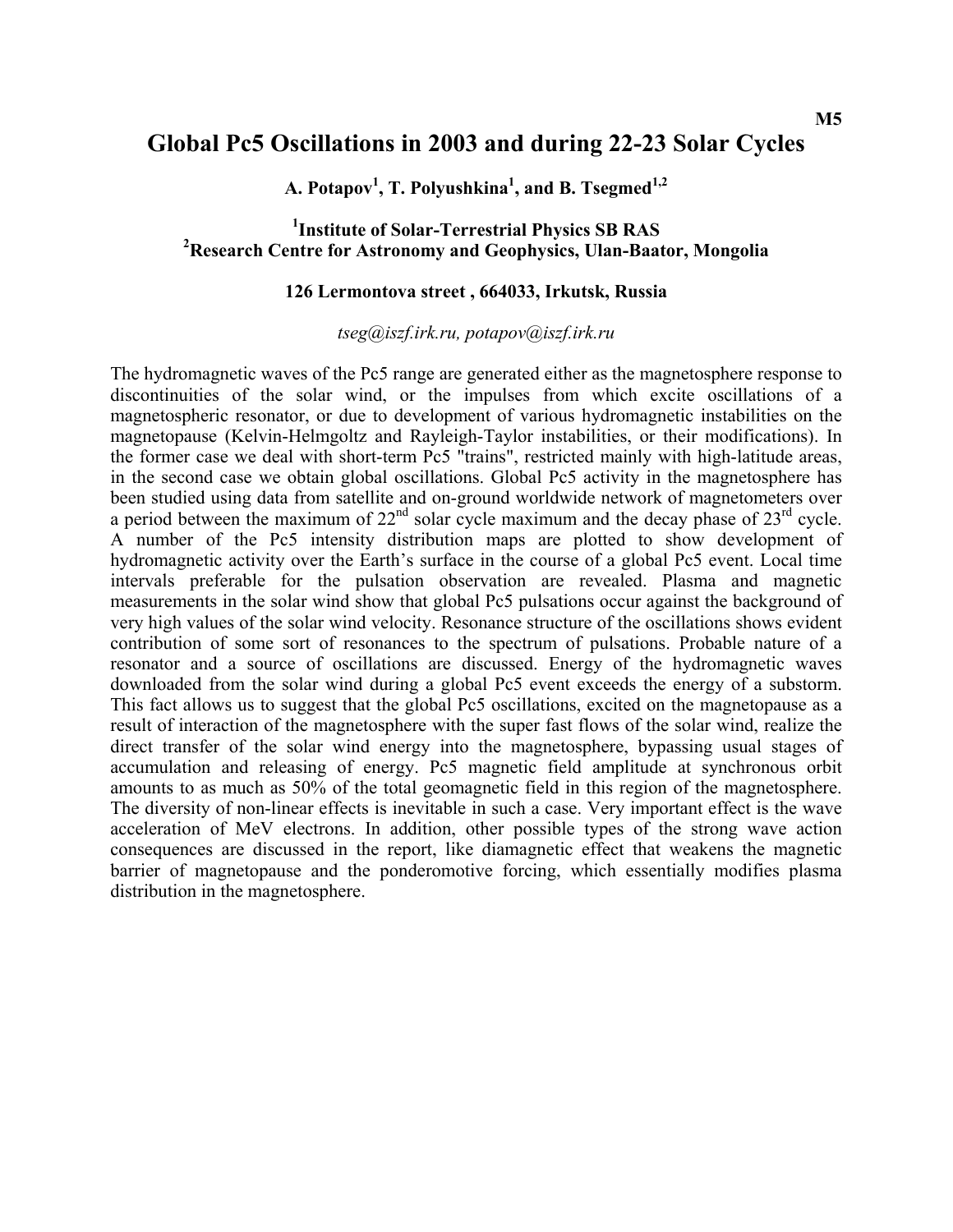M5

# Global Pc5 Oscillations in 2003 and during 22-23 Solar Cycles

**A. Potapov[1], T. Polyushkina[1], and B. Tsegmed[1,2]**

**[1]Institute of Solar-Terrestrial Physics SB RAS**
**[2]Research Centre for Astronomy and Geophysics, Ulan-Baator, Mongolia**

**126 Lermontova street , 664033, Irkutsk, Russia**

*tseg@iszf.irk.ru, potapov@iszf.irk.ru*

The hydromagnetic waves of the Pc5 range are generated either as the magnetosphere response to discontinuities of the solar wind, or the impulses from which excite oscillations of a magnetospheric resonator, or due to development of various hydromagnetic instabilities on the magnetopause (Kelvin-Helmgoltz and Rayleigh-Taylor instabilities, or their modifications). In the former case we deal with short-term Pc5 "trains", restricted mainly with high-latitude areas, in the second case we obtain global oscillations. Global Pc5 activity in the magnetosphere has been studied using data from satellite and on-ground worldwide network of magnetometers over a period between the maximum of 22$^{nd}$ solar cycle maximum and the decay phase of 23$^{rd}$ cycle. A number of the Pc5 intensity distribution maps are plotted to show development of hydromagnetic activity over the Earth's surface in the course of a global Pc5 event. Local time intervals preferable for the pulsation observation are revealed. Plasma and magnetic measurements in the solar wind show that global Pc5 pulsations occur against the background of very high values of the solar wind velocity. Resonance structure of the oscillations shows evident contribution of some sort of resonances to the spectrum of pulsations. Probable nature of a resonator and a source of oscillations are discussed. Energy of the hydromagnetic waves downloaded from the solar wind during a global Pc5 event exceeds the energy of a substorm. This fact allows us to suggest that the global Pc5 oscillations, excited on the magnetopause as a result of interaction of the magnetosphere with the super fast flows of the solar wind, realize the direct transfer of the solar wind energy into the magnetosphere, bypassing usual stages of accumulation and releasing of energy. Pc5 magnetic field amplitude at synchronous orbit amounts to as much as 50% of the total geomagnetic field in this region of the magnetosphere. The diversity of non-linear effects is inevitable in such a case. Very important effect is the wave acceleration of MeV electrons. In addition, other possible types of the strong wave action consequences are discussed in the report, like diamagnetic effect that weakens the magnetic barrier of magnetopause and the ponderomotive forcing, which essentially modifies plasma distribution in the magnetosphere.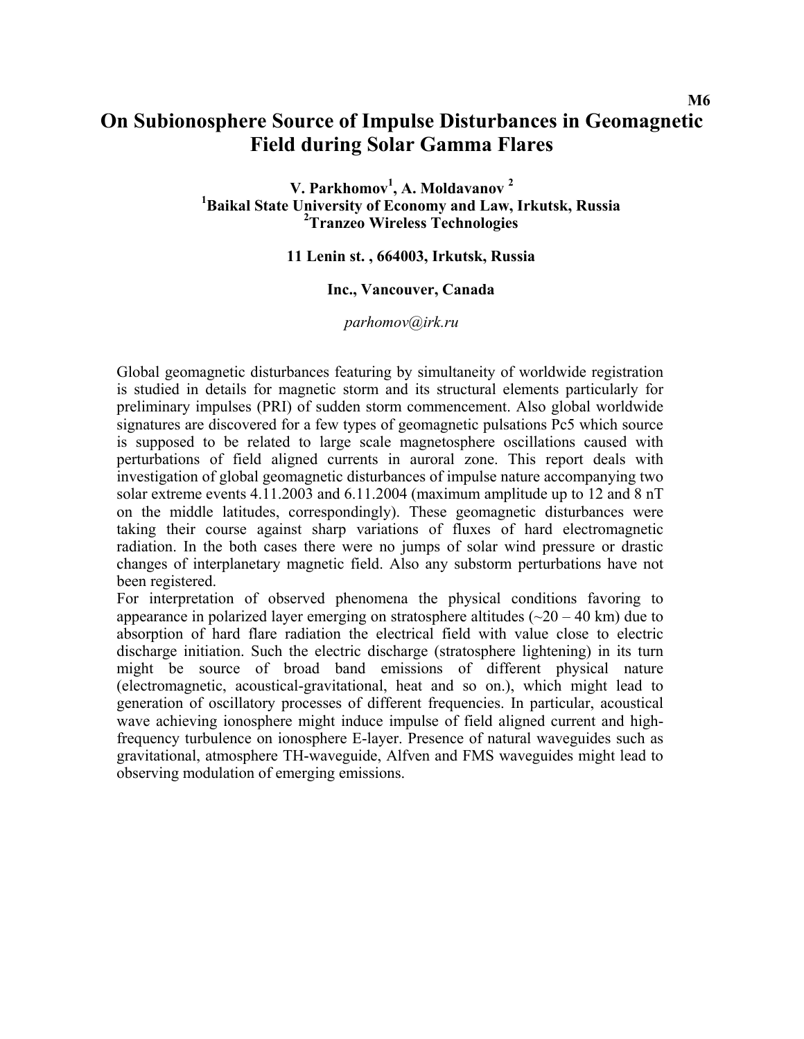M6

# On Subionosphere Source of Impulse Disturbances in Geomagnetic Field during Solar Gamma Flares

**V. Parkhomov[1], A. Moldavanov [2]**
**[1]Baikal State University of Economy and Law, Irkutsk, Russia**
**[2]Tranzeo Wireless Technologies**

**11 Lenin st. , 664003, Irkutsk, Russia**

**Inc., Vancouver, Canada**

*parhomov@irk.ru*

Global geomagnetic disturbances featuring by simultaneity of worldwide registration is studied in details for magnetic storm and its structural elements particularly for preliminary impulses (PRI) of sudden storm commencement. Also global worldwide signatures are discovered for a few types of geomagnetic pulsations Pc5 which source is supposed to be related to large scale magnetosphere oscillations caused with perturbations of field aligned currents in auroral zone. This report deals with investigation of global geomagnetic disturbances of impulse nature accompanying two solar extreme events 4.11.2003 and 6.11.2004 (maximum amplitude up to 12 and 8 nT on the middle latitudes, correspondingly). These geomagnetic disturbances were taking their course against sharp variations of fluxes of hard electromagnetic radiation. In the both cases there were no jumps of solar wind pressure or drastic changes of interplanetary magnetic field. Also any substorm perturbations have not been registered.

For interpretation of observed phenomena the physical conditions favoring to appearance in polarized layer emerging on stratosphere altitudes (~20 – 40 km) due to absorption of hard flare radiation the electrical field with value close to electric discharge initiation. Such the electric discharge (stratosphere lightening) in its turn might be source of broad band emissions of different physical nature (electromagnetic, acoustical-gravitational, heat and so on.), which might lead to generation of oscillatory processes of different frequencies. In particular, acoustical wave achieving ionosphere might induce impulse of field aligned current and high-frequency turbulence on ionosphere E-layer. Presence of natural waveguides such as gravitational, atmosphere TH-waveguide, Alfven and FMS waveguides might lead to observing modulation of emerging emissions.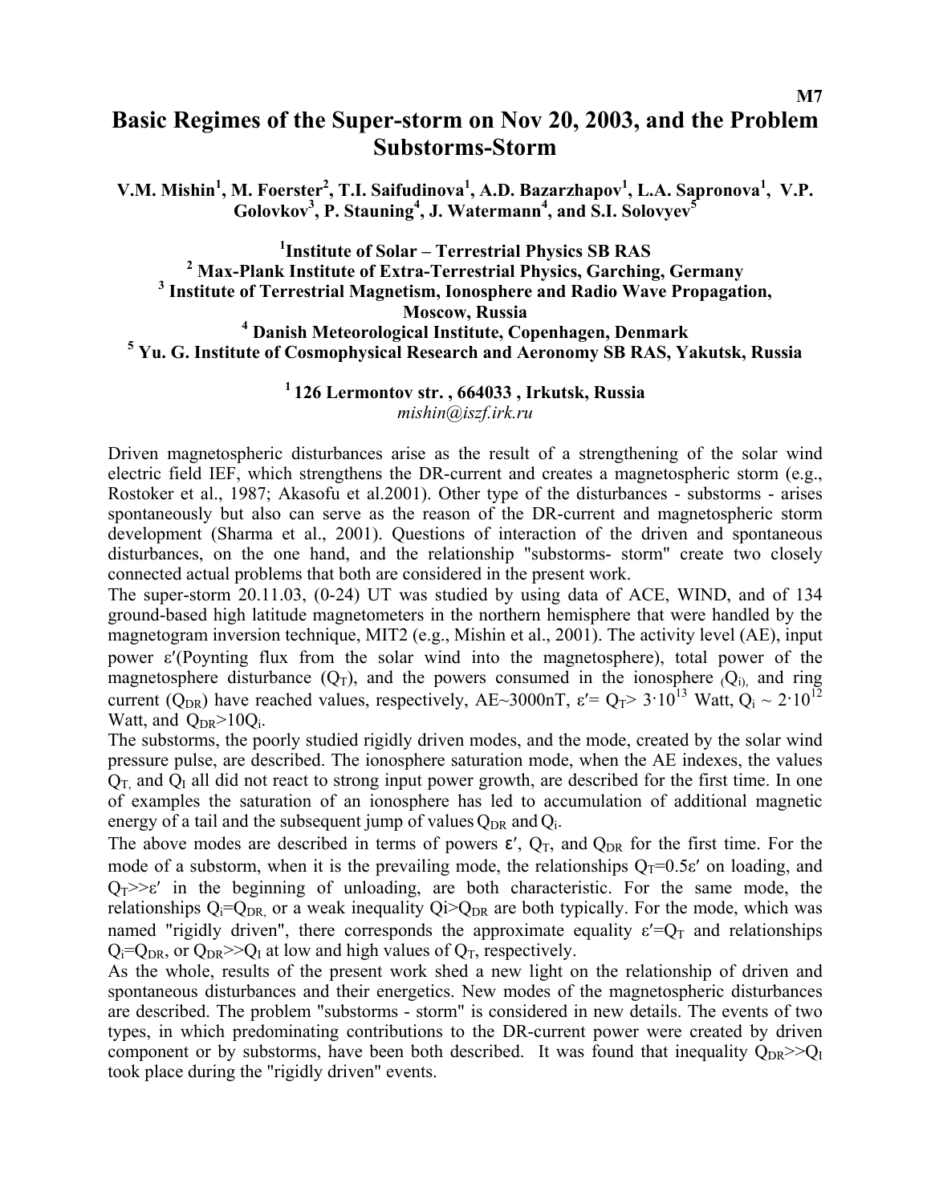M7

# Basic Regimes of the Super-storm on Nov 20, 2003, and the Problem Substorms-Storm

**V.M. Mishin[1], M. Foerster[2], T.I. Saifudinova[1], A.D. Bazarzhapov[1], L.A. Sapronova[1], V.P. Golovkov[3], P. Stauning[4], J. Watermann[4], and S.I. Solovyev[5]**

**[1]Institute of Solar – Terrestrial Physics SB RAS**
**[2] Max-Plank Institute of Extra-Terrestrial Physics, Garching, Germany**
**[3] Institute of Terrestrial Magnetism, Ionosphere and Radio Wave Propagation, Moscow, Russia**
**[4] Danish Meteorological Institute, Copenhagen, Denmark**
**[5] Yu. G. Institute of Cosmophysical Research and Aeronomy SB RAS, Yakutsk, Russia**

**[1] 126 Lermontov str. , 664033 , Irkutsk, Russia**
*mishin@iszf.irk.ru*

Driven magnetospheric disturbances arise as the result of a strengthening of the solar wind electric field IEF, which strengthens the DR-current and creates a magnetospheric storm (e.g., Rostoker et al., 1987; Akasofu et al.2001). Other type of the disturbances - substorms - arises spontaneously but also can serve as the reason of the DR-current and magnetospheric storm development (Sharma et al., 2001). Questions of interaction of the driven and spontaneous disturbances, on the one hand, and the relationship "substorms- storm" create two closely connected actual problems that both are considered in the present work.

The super-storm 20.11.03, (0-24) UT was studied by using data of ACE, WIND, and of 134 ground-based high latitude magnetometers in the northern hemisphere that were handled by the magnetogram inversion technique, MIT2 (e.g., Mishin et al., 2001). The activity level (AE), input power $\varepsilon'$(Poynting flux from the solar wind into the magnetosphere), total power of the magnetosphere disturbance ($Q_T$), and the powers consumed in the ionosphere ($Q_i$), and ring current ($Q_{DR}$) have reached values, respectively, AE~3000nT, $\varepsilon' = Q_T > 3 \cdot 10^{13}$ Watt, $Q_i \sim 2 \cdot 10^{12}$ Watt, and $Q_{DR} > 10 Q_i$.

The substorms, the poorly studied rigidly driven modes, and the mode, created by the solar wind pressure pulse, are described. The ionosphere saturation mode, when the AE indexes, the values $Q_T$, and $Q_I$ all did not react to strong input power growth, are described for the first time. In one of examples the saturation of an ionosphere has led to accumulation of additional magnetic energy of a tail and the subsequent jump of values $Q_{DR}$ and $Q_i$.

The above modes are described in terms of powers $\varepsilon'$, $Q_T$, and $Q_{DR}$ for the first time. For the mode of a substorm, when it is the prevailing mode, the relationships $Q_T = 0.5\varepsilon'$ on loading, and $Q_T \gg \varepsilon'$ in the beginning of unloading, are both characteristic. For the same mode, the relationships $Q_i = Q_{DR}$, or a weak inequality $Q_i > Q_{DR}$ are both typically. For the mode, which was named "rigidly driven", there corresponds the approximate equality $\varepsilon' = Q_T$ and relationships $Q_i = Q_{DR}$, or $Q_{DR} \gg Q_I$ at low and high values of $Q_T$, respectively.

As the whole, results of the present work shed a new light on the relationship of driven and spontaneous disturbances and their energetics. New modes of the magnetospheric disturbances are described. The problem "substorms - storm" is considered in new details. The events of two types, in which predominating contributions to the DR-current power were created by driven component or by substorms, have been both described. It was found that inequality $Q_{DR} \gg Q_I$ took place during the "rigidly driven" events.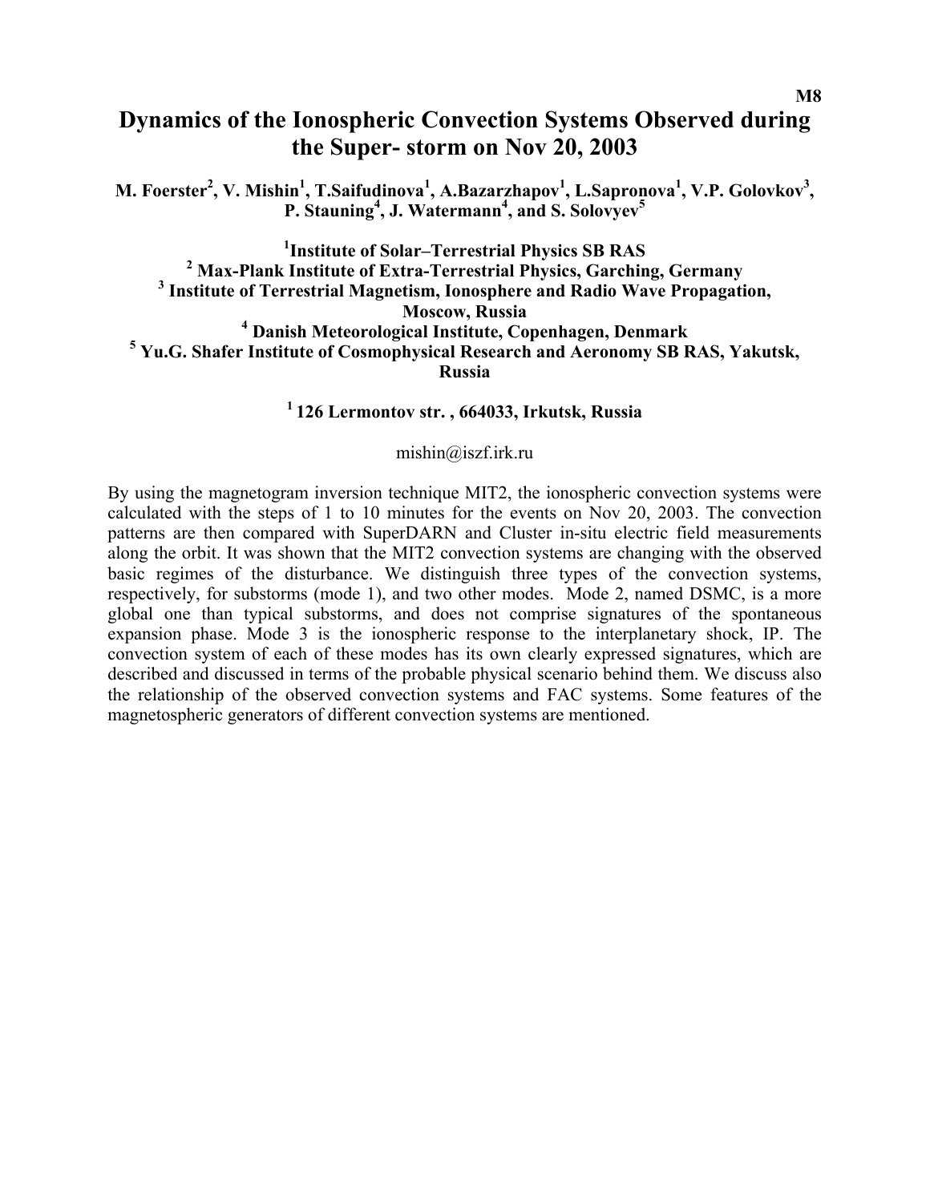M8

# Dynamics of the Ionospheric Convection Systems Observed during the Super- storm on Nov 20, 2003

**M. Foerster[2], V. Mishin[1], T.Saifudinova[1], A.Bazarzhapov[1], L.Sapronova[1], V.P. Golovkov[3], P. Stauning[4], J. Watermann[4], and S. Solovyev[5]**

**[1]Institute of Solar–Terrestrial Physics SB RAS**
**[2] Max-Plank Institute of Extra-Terrestrial Physics, Garching, Germany**
**[3] Institute of Terrestrial Magnetism, Ionosphere and Radio Wave Propagation, Moscow, Russia**
**[4] Danish Meteorological Institute, Copenhagen, Denmark**
**[5] Yu.G. Shafer Institute of Cosmophysical Research and Aeronomy SB RAS, Yakutsk, Russia**

**[1] 126 Lermontov str. , 664033, Irkutsk, Russia**

mishin@iszf.irk.ru

By using the magnetogram inversion technique MIT2, the ionospheric convection systems were calculated with the steps of 1 to 10 minutes for the events on Nov 20, 2003. The convection patterns are then compared with SuperDARN and Cluster in-situ electric field measurements along the orbit. It was shown that the MIT2 convection systems are changing with the observed basic regimes of the disturbance. We distinguish three types of the convection systems, respectively, for substorms (mode 1), and two other modes. Mode 2, named DSMC, is a more global one than typical substorms, and does not comprise signatures of the spontaneous expansion phase. Mode 3 is the ionospheric response to the interplanetary shock, IP. The convection system of each of these modes has its own clearly expressed signatures, which are described and discussed in terms of the probable physical scenario behind them. We discuss also the relationship of the observed convection systems and FAC systems. Some features of the magnetospheric generators of different convection systems are mentioned.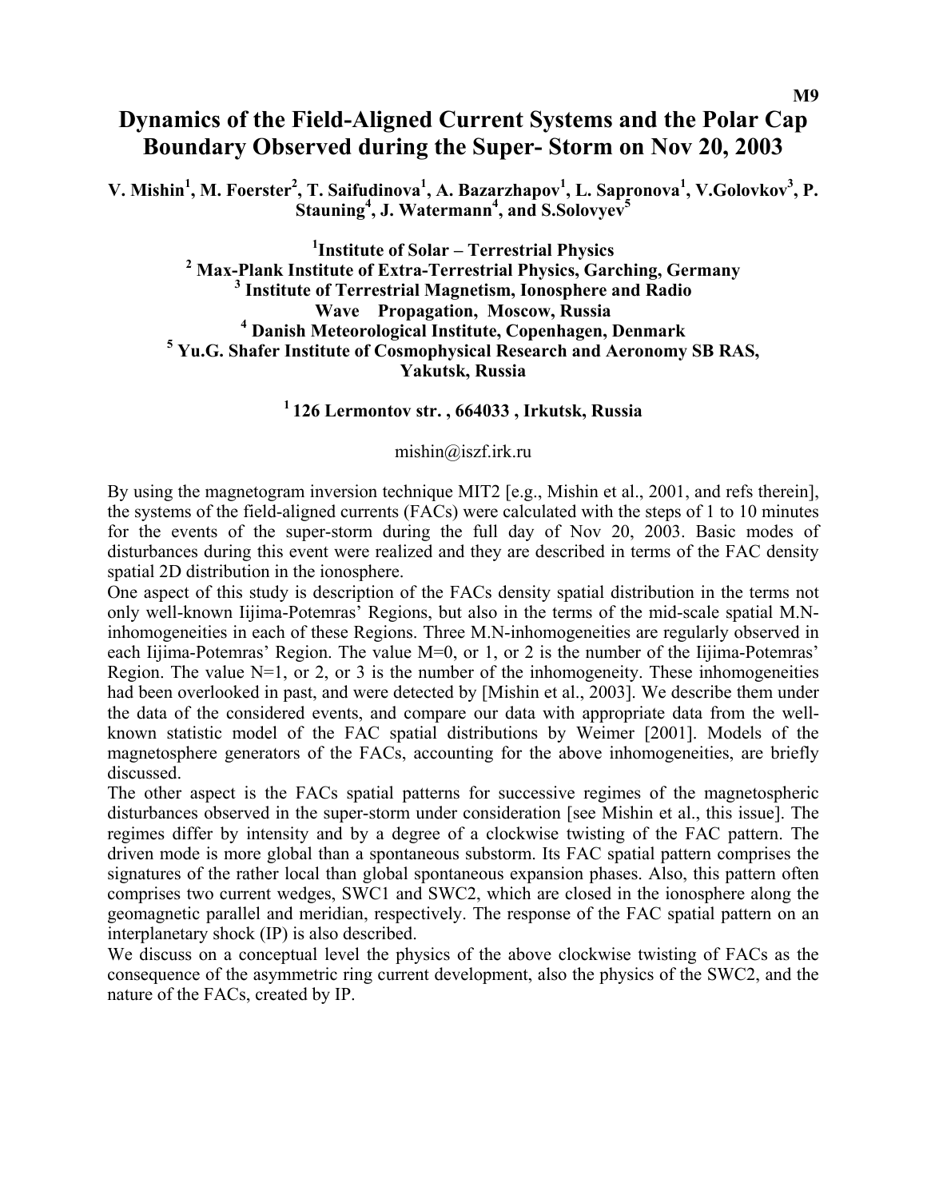M9

# Dynamics of the Field-Aligned Current Systems and the Polar Cap Boundary Observed during the Super- Storm on Nov 20, 2003

**V. Mishin[1], M. Foerster[2], T. Saifudinova[1], A. Bazarzhapov[1], L. Sapronova[1], V.Golovkov[3], P. Stauning[4], J. Watermann[4], and S.Solovyev[5]**

**[1]Institute of Solar – Terrestrial Physics**
**[2] Max-Plank Institute of Extra-Terrestrial Physics, Garching, Germany**
**[3] Institute of Terrestrial Magnetism, Ionosphere and Radio Wave Propagation, Moscow, Russia**
**[4] Danish Meteorological Institute, Copenhagen, Denmark**
**[5] Yu.G. Shafer Institute of Cosmophysical Research and Aeronomy SB RAS, Yakutsk, Russia**

**[1] 126 Lermontov str. , 664033 , Irkutsk, Russia**

mishin@iszf.irk.ru

By using the magnetogram inversion technique MIT2 [e.g., Mishin et al., 2001, and refs therein], the systems of the field-aligned currents (FACs) were calculated with the steps of 1 to 10 minutes for the events of the super-storm during the full day of Nov 20, 2003. Basic modes of disturbances during this event were realized and they are described in terms of the FAC density spatial 2D distribution in the ionosphere.

One aspect of this study is description of the FACs density spatial distribution in the terms not only well-known Iijima-Potemras' Regions, but also in the terms of the mid-scale spatial M.N-inhomogeneities in each of these Regions. Three M.N-inhomogeneities are regularly observed in each Iijima-Potemras' Region. The value M=0, or 1, or 2 is the number of the Iijima-Potemras' Region. The value N=1, or 2, or 3 is the number of the inhomogeneity. These inhomogeneities had been overlooked in past, and were detected by [Mishin et al., 2003]. We describe them under the data of the considered events, and compare our data with appropriate data from the well-known statistic model of the FAC spatial distributions by Weimer [2001]. Models of the magnetosphere generators of the FACs, accounting for the above inhomogeneities, are briefly discussed.

The other aspect is the FACs spatial patterns for successive regimes of the magnetospheric disturbances observed in the super-storm under consideration [see Mishin et al., this issue]. The regimes differ by intensity and by a degree of a clockwise twisting of the FAC pattern. The driven mode is more global than a spontaneous substorm. Its FAC spatial pattern comprises the signatures of the rather local than global spontaneous expansion phases. Also, this pattern often comprises two current wedges, SWC1 and SWC2, which are closed in the ionosphere along the geomagnetic parallel and meridian, respectively. The response of the FAC spatial pattern on an interplanetary shock (IP) is also described.

We discuss on a conceptual level the physics of the above clockwise twisting of FACs as the consequence of the asymmetric ring current development, also the physics of the SWC2, and the nature of the FACs, created by IP.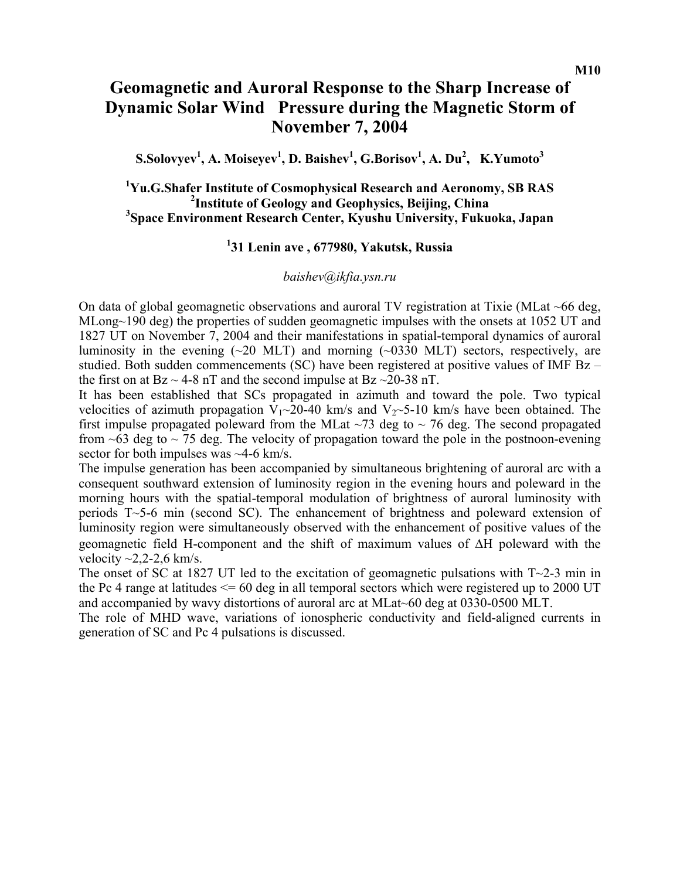M10

# Geomagnetic and Auroral Response to the Sharp Increase of Dynamic Solar Wind Pressure during the Magnetic Storm of November 7, 2004

**S.Solovyev[1], A. Moiseyev[1], D. Baishev[1], G.Borisov[1], A. Du[2], K.Yumoto[3]**

**[1]Yu.G.Shafer Institute of Cosmophysical Research and Aeronomy, SB RAS**
**[2]Institute of Geology and Geophysics, Beijing, China**
**[3]Space Environment Research Center, Kyushu University, Fukuoka, Japan**

**[1]31 Lenin ave , 677980, Yakutsk, Russia**

*baishev@ikfia.ysn.ru*

On data of global geomagnetic observations and auroral TV registration at Tixie (MLat ~66 deg, MLong~190 deg) the properties of sudden geomagnetic impulses with the onsets at 1052 UT and 1827 UT on November 7, 2004 and their manifestations in spatial-temporal dynamics of auroral luminosity in the evening (~20 MLT) and morning (~0330 MLT) sectors, respectively, are studied. Both sudden commencements (SC) have been registered at positive values of IMF Bz – the first on at Bz ~ 4-8 nT and the second impulse at Bz ~20-38 nT.

It has been established that SCs propagated in azimuth and toward the pole. Two typical velocities of azimuth propagation $V_1$~20-40 km/s and $V_2$~5-10 km/s have been obtained. The first impulse propagated poleward from the MLat ~73 deg to ~ 76 deg. The second propagated from ~63 deg to ~ 75 deg. The velocity of propagation toward the pole in the postnoon-evening sector for both impulses was ~4-6 km/s.

The impulse generation has been accompanied by simultaneous brightening of auroral arc with a consequent southward extension of luminosity region in the evening hours and poleward in the morning hours with the spatial-temporal modulation of brightness of auroral luminosity with periods T~5-6 min (second SC). The enhancement of brightness and poleward extension of luminosity region were simultaneously observed with the enhancement of positive values of the geomagnetic field H-component and the shift of maximum values of $\Delta$H poleward with the velocity ~2,2-2,6 km/s.

The onset of SC at 1827 UT led to the excitation of geomagnetic pulsations with T~2-3 min in the Pc 4 range at latitudes <= 60 deg in all temporal sectors which were registered up to 2000 UT and accompanied by wavy distortions of auroral arc at MLat~60 deg at 0330-0500 MLT.

The role of MHD wave, variations of ionospheric conductivity and field-aligned currents in generation of SC and Pc 4 pulsations is discussed.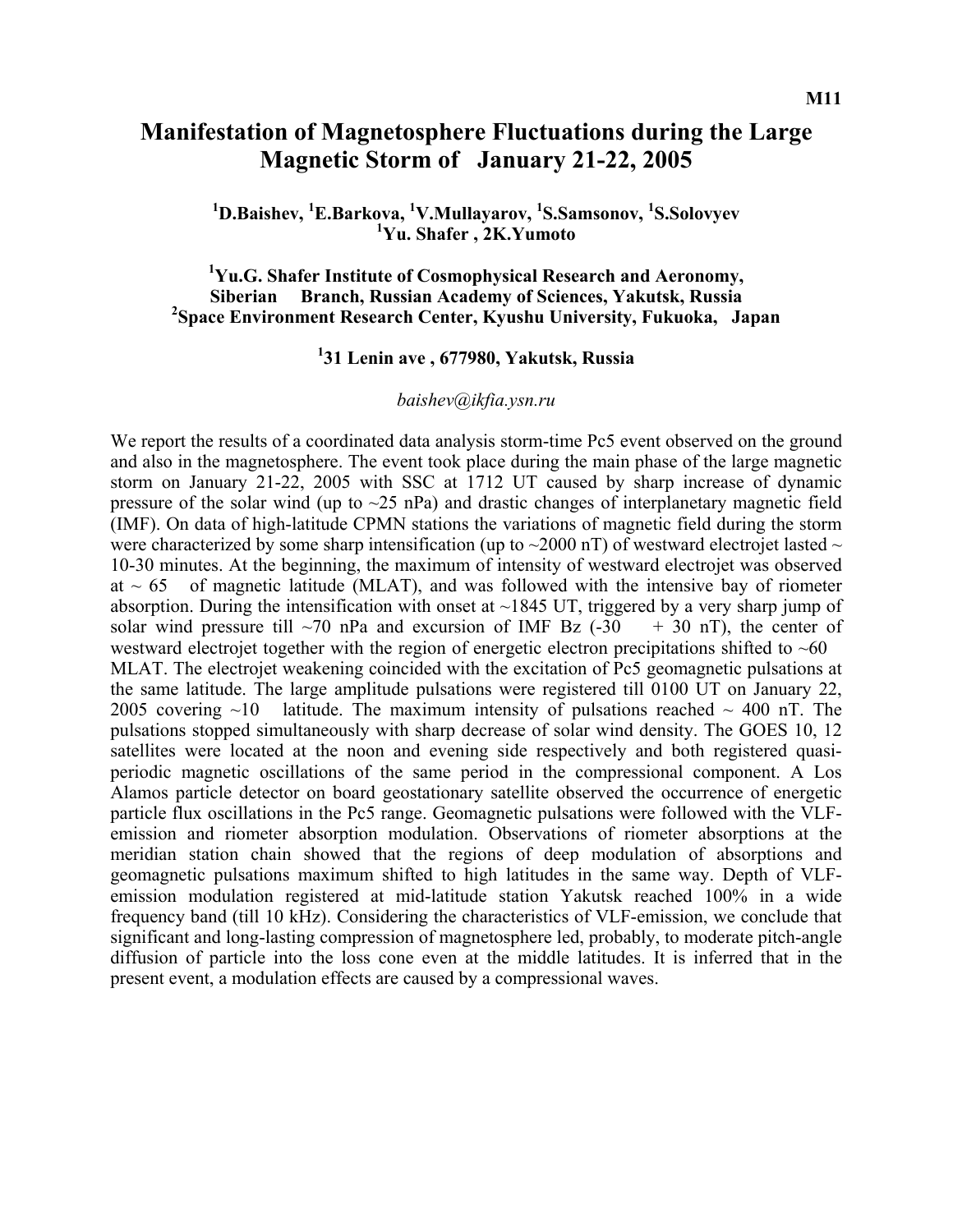M11

# Manifestation of Magnetosphere Fluctuations during the Large Magnetic Storm of January 21-22, 2005

**[1]D.Baishev, [1]E.Barkova, [1]V.Mullayarov, [1]S.Samsonov, [1]S.Solovyev**
**[1]Yu. Shafer , 2K.Yumoto**

**[1]Yu.G. Shafer Institute of Cosmophysical Research and Aeronomy, Siberian Branch, Russian Academy of Sciences, Yakutsk, Russia**
**[2]Space Environment Research Center, Kyushu University, Fukuoka, Japan**

**[1]31 Lenin ave , 677980, Yakutsk, Russia**

*baishev@ikfia.ysn.ru*

We report the results of a coordinated data analysis storm-time Pc5 event observed on the ground and also in the magnetosphere. The event took place during the main phase of the large magnetic storm on January 21-22, 2005 with SSC at 1712 UT caused by sharp increase of dynamic pressure of the solar wind (up to ~25 nPa) and drastic changes of interplanetary magnetic field (IMF). On data of high-latitude CPMN stations the variations of magnetic field during the storm were characterized by some sharp intensification (up to ~2000 nT) of westward electrojet lasted ~ 10-30 minutes. At the beginning, the maximum of intensity of westward electrojet was observed at ~ 65 of magnetic latitude (MLAT), and was followed with the intensive bay of riometer absorption. During the intensification with onset at ~1845 UT, triggered by a very sharp jump of solar wind pressure till ~70 nPa and excursion of IMF Bz (-30 + 30 nT), the center of westward electrojet together with the region of energetic electron precipitations shifted to ~60 MLAT. The electrojet weakening coincided with the excitation of Pc5 geomagnetic pulsations at the same latitude. The large amplitude pulsations were registered till 0100 UT on January 22, 2005 covering ~10 latitude. The maximum intensity of pulsations reached ~ 400 nT. The pulsations stopped simultaneously with sharp decrease of solar wind density. The GOES 10, 12 satellites were located at the noon and evening side respectively and both registered quasi-periodic magnetic oscillations of the same period in the compressional component. A Los Alamos particle detector on board geostationary satellite observed the occurrence of energetic particle flux oscillations in the Pc5 range. Geomagnetic pulsations were followed with the VLF-emission and riometer absorption modulation. Observations of riometer absorptions at the meridian station chain showed that the regions of deep modulation of absorptions and geomagnetic pulsations maximum shifted to high latitudes in the same way. Depth of VLF-emission modulation registered at mid-latitude station Yakutsk reached 100% in a wide frequency band (till 10 kHz). Considering the characteristics of VLF-emission, we conclude that significant and long-lasting compression of magnetosphere led, probably, to moderate pitch-angle diffusion of particle into the loss cone even at the middle latitudes. It is inferred that in the present event, a modulation effects are caused by a compressional waves.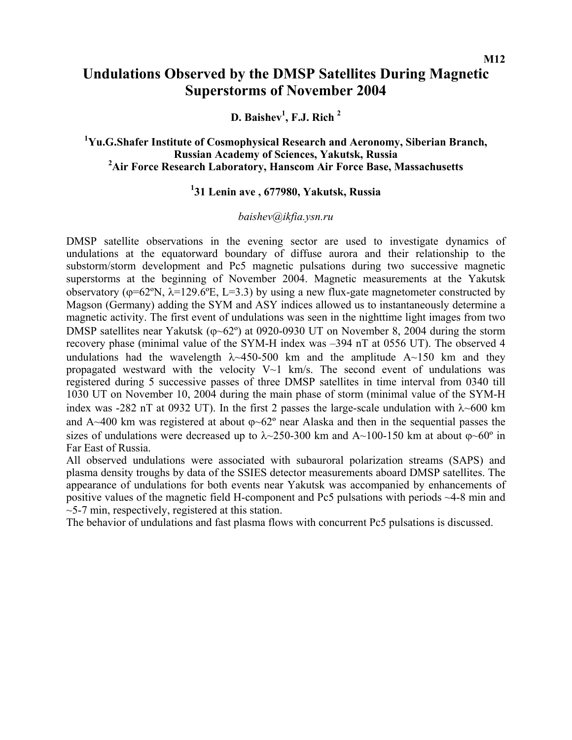M12

# Undulations Observed by the DMSP Satellites During Magnetic Superstorms of November 2004

**D. Baishev[1], F.J. Rich[2]**

**[1]Yu.G.Shafer Institute of Cosmophysical Research and Aeronomy, Siberian Branch, Russian Academy of Sciences, Yakutsk, Russia**
**[2]Air Force Research Laboratory, Hanscom Air Force Base, Massachusetts**

**[1]31 Lenin ave , 677980, Yakutsk, Russia**

*baishev@ikfia.ysn.ru*

DMSP satellite observations in the evening sector are used to investigate dynamics of undulations at the equatorward boundary of diffuse aurora and their relationship to the substorm/storm development and Pc5 magnetic pulsations during two successive magnetic superstorms at the beginning of November 2004. Magnetic measurements at the Yakutsk observatory ($\varphi$=62ºN, $\lambda$=129.6ºE, L=3.3) by using a new flux-gate magnetometer constructed by Magson (Germany) adding the SYM and ASY indices allowed us to instantaneously determine a magnetic activity. The first event of undulations was seen in the nighttime light images from two DMSP satellites near Yakutsk ($\varphi$~62º) at 0920-0930 UT on November 8, 2004 during the storm recovery phase (minimal value of the SYM-H index was –394 nT at 0556 UT). The observed 4 undulations had the wavelength $\lambda$~450-500 km and the amplitude A~150 km and they propagated westward with the velocity V~1 km/s. The second event of undulations was registered during 5 successive passes of three DMSP satellites in time interval from 0340 till 1030 UT on November 10, 2004 during the main phase of storm (minimal value of the SYM-H index was -282 nT at 0932 UT). In the first 2 passes the large-scale undulation with $\lambda$~600 km and A~400 km was registered at about $\varphi$~62º near Alaska and then in the sequential passes the sizes of undulations were decreased up to $\lambda$~250-300 km and A~100-150 km at about $\varphi$~60º in Far East of Russia.

All observed undulations were associated with subauroral polarization streams (SAPS) and plasma density troughs by data of the SSIES detector measurements aboard DMSP satellites. The appearance of undulations for both events near Yakutsk was accompanied by enhancements of positive values of the magnetic field H-component and Pc5 pulsations with periods ~4-8 min and ~5-7 min, respectively, registered at this station.

The behavior of undulations and fast plasma flows with concurrent Pc5 pulsations is discussed.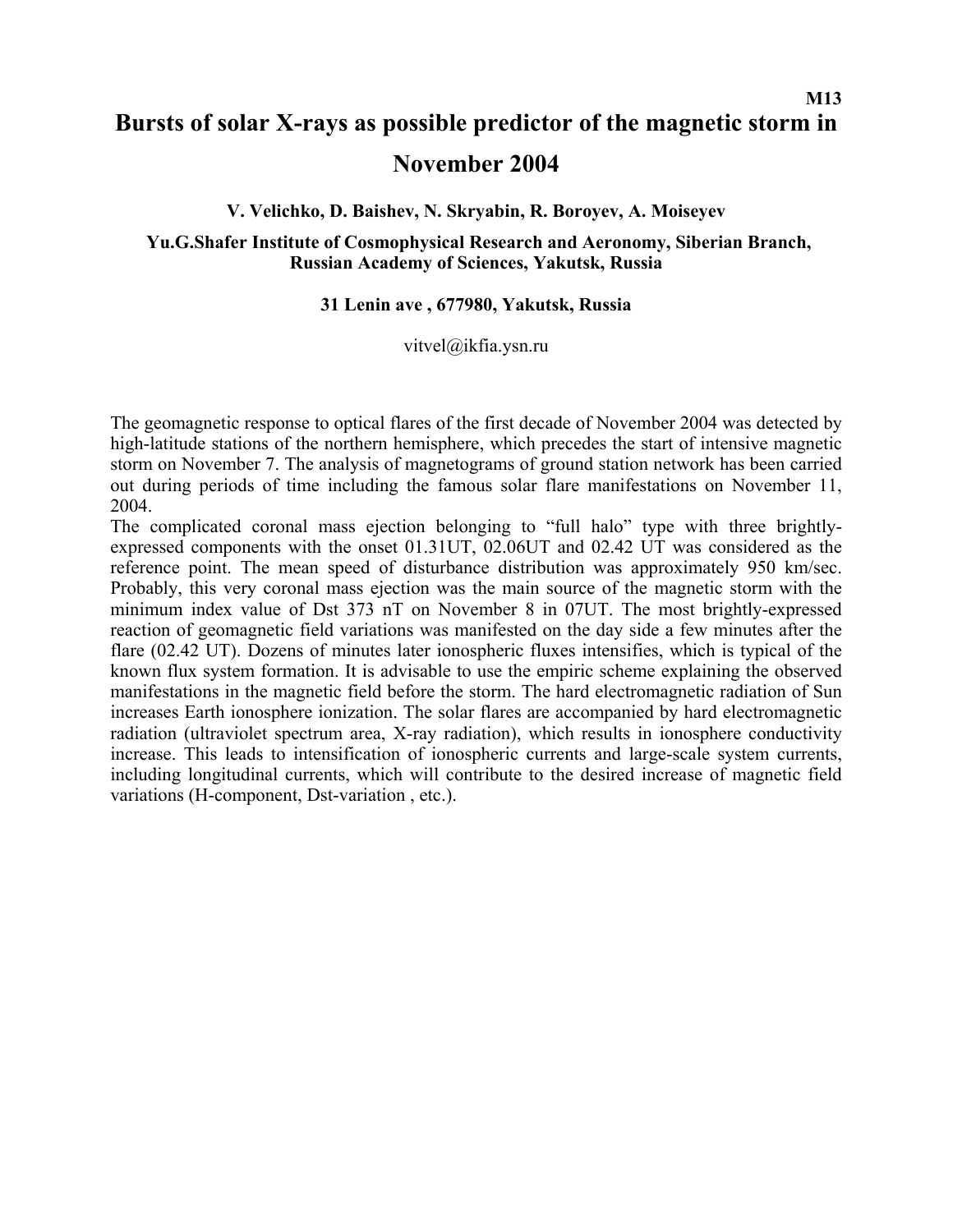M13

# Bursts of solar X-rays as possible predictor of the magnetic storm in November 2004

**V. Velichko, D. Baishev, N. Skryabin, R. Boroyev, A. Moiseyev**

**Yu.G.Shafer Institute of Cosmophysical Research and Aeronomy, Siberian Branch, Russian Academy of Sciences, Yakutsk, Russia**

**31 Lenin ave , 677980, Yakutsk, Russia**

vitvel@ikfia.ysn.ru

The geomagnetic response to optical flares of the first decade of November 2004 was detected by high-latitude stations of the northern hemisphere, which precedes the start of intensive magnetic storm on November 7. The analysis of magnetograms of ground station network has been carried out during periods of time including the famous solar flare manifestations on November 11, 2004.

The complicated coronal mass ejection belonging to "full halo" type with three brightly-expressed components with the onset 01.31UT, 02.06UT and 02.42 UT was considered as the reference point. The mean speed of disturbance distribution was approximately 950 km/sec. Probably, this very coronal mass ejection was the main source of the magnetic storm with the minimum index value of Dst 373 nT on November 8 in 07UT. The most brightly-expressed reaction of geomagnetic field variations was manifested on the day side a few minutes after the flare (02.42 UT). Dozens of minutes later ionospheric fluxes intensifies, which is typical of the known flux system formation. It is advisable to use the empiric scheme explaining the observed manifestations in the magnetic field before the storm. The hard electromagnetic radiation of Sun increases Earth ionosphere ionization. The solar flares are accompanied by hard electromagnetic radiation (ultraviolet spectrum area, X-ray radiation), which results in ionosphere conductivity increase. This leads to intensification of ionospheric currents and large-scale system currents, including longitudinal currents, which will contribute to the desired increase of magnetic field variations (H-component, Dst-variation , etc.).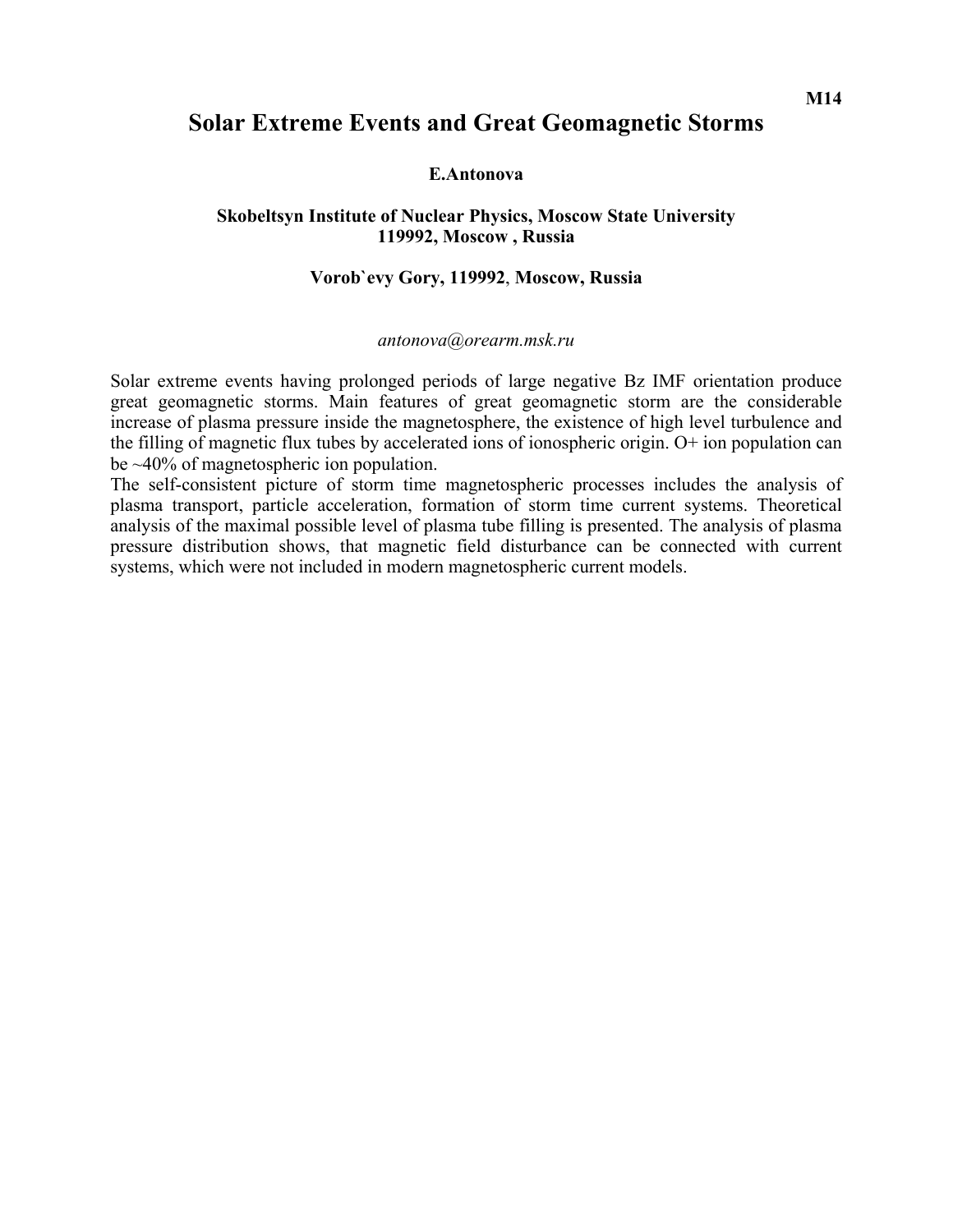M14

# Solar Extreme Events and Great Geomagnetic Storms

**E.Antonova**

**Skobeltsyn Institute of Nuclear Physics, Moscow State University**
**119992, Moscow , Russia**

**Vorob`evy Gory, 119992, Moscow, Russia**

*antonova@orearm.msk.ru*

Solar extreme events having prolonged periods of large negative Bz IMF orientation produce great geomagnetic storms. Main features of great geomagnetic storm are the considerable increase of plasma pressure inside the magnetosphere, the existence of high level turbulence and the filling of magnetic flux tubes by accelerated ions of ionospheric origin. $O^+$ ion population can be ~40% of magnetospheric ion population.

The self-consistent picture of storm time magnetospheric processes includes the analysis of plasma transport, particle acceleration, formation of storm time current systems. Theoretical analysis of the maximal possible level of plasma tube filling is presented. The analysis of plasma pressure distribution shows, that magnetic field disturbance can be connected with current systems, which were not included in modern magnetospheric current models.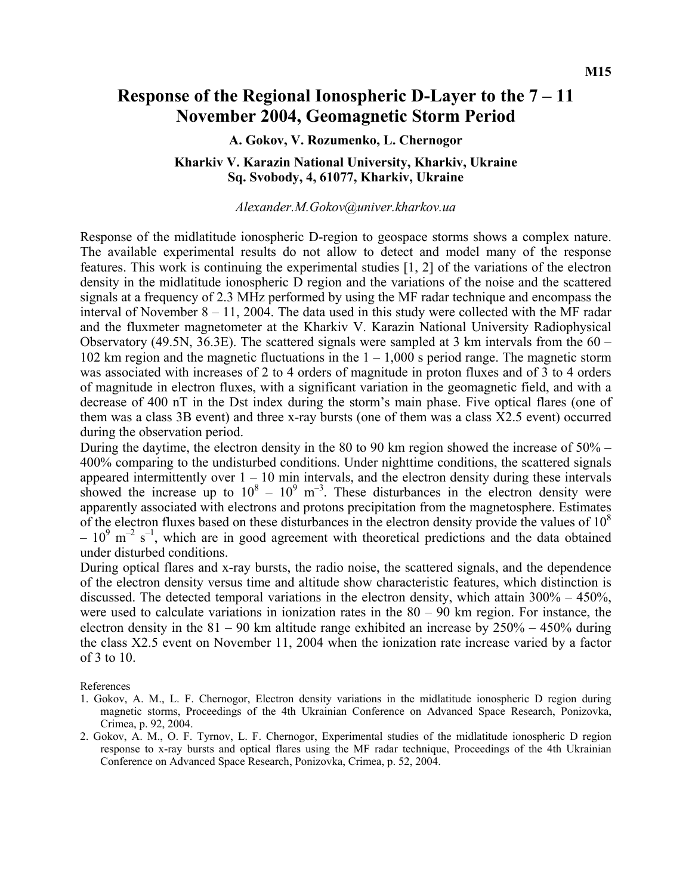M15

# Response of the Regional Ionospheric D-Layer to the 7 – 11 November 2004, Geomagnetic Storm Period

**A. Gokov, V. Rozumenko, L. Chernogor**

**Kharkiv V. Karazin National University, Kharkiv, Ukraine**
**Sq. Svobody, 4, 61077, Kharkiv, Ukraine**

*Alexander.M.Gokov@univer.kharkov.ua*

Response of the midlatitude ionospheric D-region to geospace storms shows a complex nature. The available experimental results do not allow to detect and model many of the response features. This work is continuing the experimental studies [1, 2] of the variations of the electron density in the midlatitude ionospheric D region and the variations of the noise and the scattered signals at a frequency of 2.3 MHz performed by using the MF radar technique and encompass the interval of November 8 – 11, 2004. The data used in this study were collected with the MF radar and the fluxmeter magnetometer at the Kharkiv V. Karazin National University Radiophysical Observatory (49.5N, 36.3E). The scattered signals were sampled at 3 km intervals from the 60 – 102 km region and the magnetic fluctuations in the 1 – 1,000 s period range. The magnetic storm was associated with increases of 2 to 4 orders of magnitude in proton fluxes and of 3 to 4 orders of magnitude in electron fluxes, with a significant variation in the geomagnetic field, and with a decrease of 400 nT in the Dst index during the storm's main phase. Five optical flares (one of them was a class 3B event) and three x-ray bursts (one of them was a class X2.5 event) occurred during the observation period.

During the daytime, the electron density in the 80 to 90 km region showed the increase of 50% – 400% comparing to the undisturbed conditions. Under nighttime conditions, the scattered signals appeared intermittently over 1 – 10 min intervals, and the electron density during these intervals showed the increase up to $10^8$ – $10^9$ $m^{-3}$. These disturbances in the electron density were apparently associated with electrons and protons precipitation from the magnetosphere. Estimates of the electron fluxes based on these disturbances in the electron density provide the values of $10^8$ – $10^9$ $m^{-2}$ $s^{-1}$, which are in good agreement with theoretical predictions and the data obtained under disturbed conditions.

During optical flares and x-ray bursts, the radio noise, the scattered signals, and the dependence of the electron density versus time and altitude show characteristic features, which distinction is discussed. The detected temporal variations in the electron density, which attain 300% – 450%, were used to calculate variations in ionization rates in the 80 – 90 km region. For instance, the electron density in the 81 – 90 km altitude range exhibited an increase by 250% – 450% during the class X2.5 event on November 11, 2004 when the ionization rate increase varied by a factor of 3 to 10.

References

1. Gokov, A. M., L. F. Chernogor, Electron density variations in the midlatitude ionospheric D region during magnetic storms, Proceedings of the 4th Ukrainian Conference on Advanced Space Research, Ponizovka, Crimea, p. 92, 2004.
2. Gokov, A. M., O. F. Tyrnov, L. F. Chernogor, Experimental studies of the midlatitude ionospheric D region response to x-ray bursts and optical flares using the MF radar technique, Proceedings of the 4th Ukrainian Conference on Advanced Space Research, Ponizovka, Crimea, p. 52, 2004.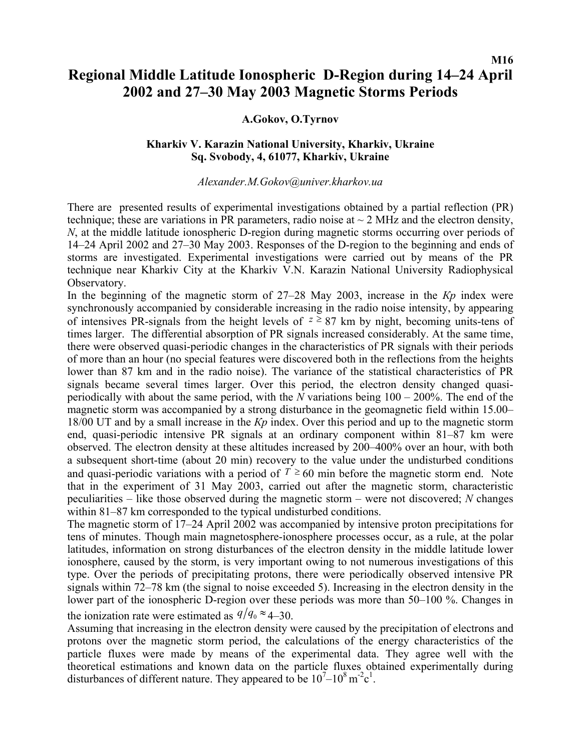M16

# Regional Middle Latitude Ionospheric D-Region during 14–24 April 2002 and 27–30 May 2003 Magnetic Storms Periods

**A.Gokov, O.Tyrnov**

**Kharkiv V. Karazin National University, Kharkiv, Ukraine**
**Sq. Svobody, 4, 61077, Kharkiv, Ukraine**

*Alexander.M.Gokov@univer.kharkov.ua*

There are presented results of experimental investigations obtained by a partial reflection (PR) technique; these are variations in PR parameters, radio noise at ~ 2 MHz and the electron density, *N*, at the middle latitude ionospheric D-region during magnetic storms occurring over periods of 14–24 April 2002 and 27–30 May 2003. Responses of the D-region to the beginning and ends of storms are investigated. Experimental investigations were carried out by means of the PR technique near Kharkiv City at the Kharkiv V.N. Karazin National University Radiophysical Observatory.

In the beginning of the magnetic storm of 27–28 May 2003, increase in the *Kp* index were synchronously accompanied by considerable increasing in the radio noise intensity, by appearing of intensives PR-signals from the height levels of $z \geq 87$ km by night, becoming units-tens of times larger. The differential absorption of PR signals increased considerably. At the same time, there were observed quasi-periodic changes in the characteristics of PR signals with their periods of more than an hour (no special features were discovered both in the reflections from the heights lower than 87 km and in the radio noise). The variance of the statistical characteristics of PR signals became several times larger. Over this period, the electron density changed quasi-periodically with about the same period, with the *N* variations being 100 – 200%. The end of the magnetic storm was accompanied by a strong disturbance in the geomagnetic field within 15.00–18/00 UT and by a small increase in the *Kp* index. Over this period and up to the magnetic storm end, quasi-periodic intensive PR signals at an ordinary component within 81–87 km were observed. The electron density at these altitudes increased by 200–400% over an hour, with both a subsequent short-time (about 20 min) recovery to the value under the undisturbed conditions and quasi-periodic variations with a period of $T \geq 60$ min before the magnetic storm end. Note that in the experiment of 31 May 2003, carried out after the magnetic storm, characteristic peculiarities – like those observed during the magnetic storm – were not discovered; *N* changes within 81–87 km corresponded to the typical undisturbed conditions.

The magnetic storm of 17–24 April 2002 was accompanied by intensive proton precipitations for tens of minutes. Though main magnetosphere-ionosphere processes occur, as a rule, at the polar latitudes, information on strong disturbances of the electron density in the middle latitude lower ionosphere, caused by the storm, is very important owing to not numerous investigations of this type. Over the periods of precipitating protons, there were periodically observed intensive PR signals within 72–78 km (the signal to noise exceeded 5). Increasing in the electron density in the lower part of the ionospheric D-region over these periods was more than 50–100 %. Changes in the ionization rate were estimated as $q/q_0 \approx 4$–30.

Assuming that increasing in the electron density were caused by the precipitation of electrons and protons over the magnetic storm period, the calculations of the energy characteristics of the particle fluxes were made by means of the experimental data. They agree well with the theoretical estimations and known data on the particle fluxes obtained experimentally during disturbances of different nature. They appeared to be $10^7$–$10^8$ m$^{-2}$c$^{1}$.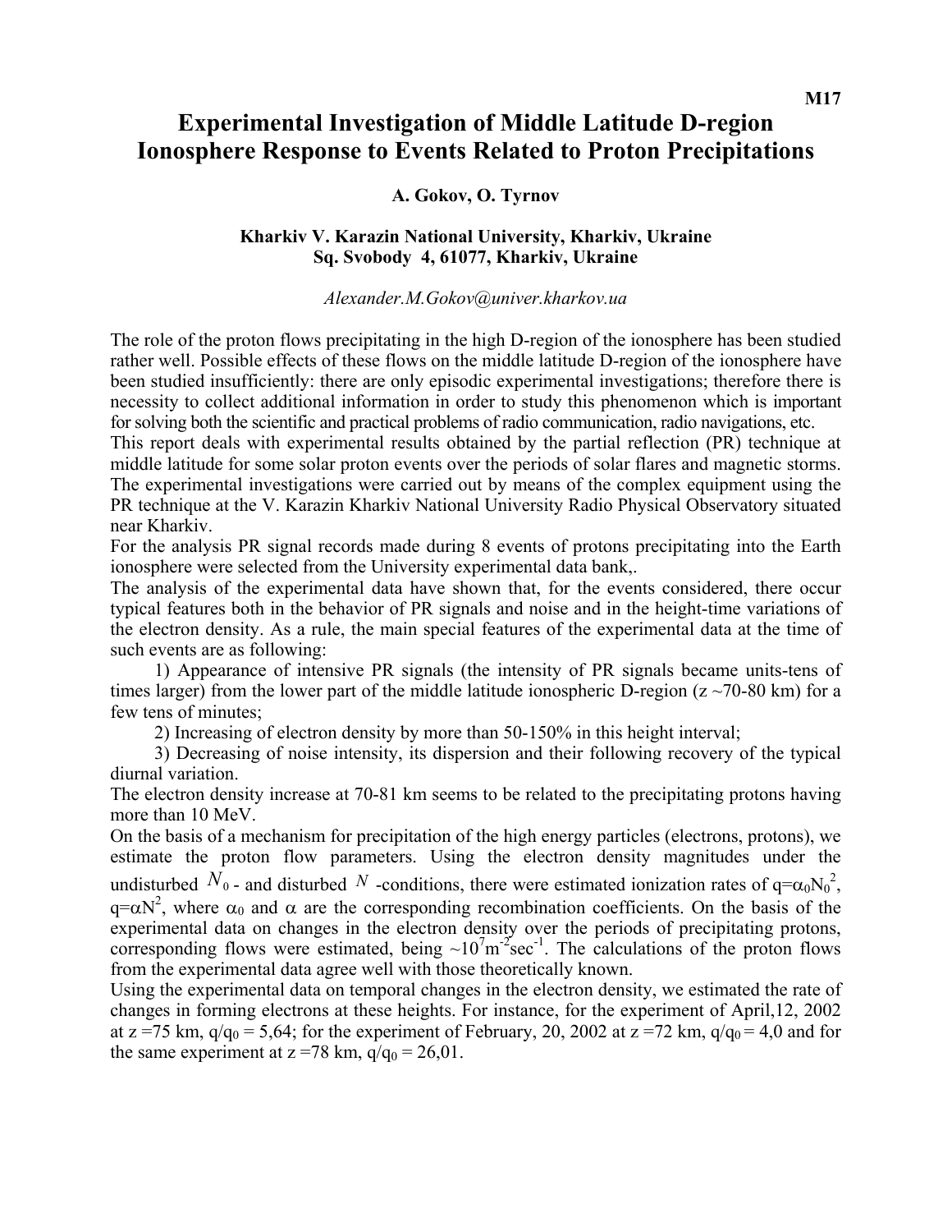M17

# Experimental Investigation of Middle Latitude D-region Ionosphere Response to Events Related to Proton Precipitations

**A. Gokov, O. Tyrnov**

**Kharkiv V. Karazin National University, Kharkiv, Ukraine**
**Sq. Svobody 4, 61077, Kharkiv, Ukraine**

*Alexander.M.Gokov@univer.kharkov.ua*

The role of the proton flows precipitating in the high D-region of the ionosphere has been studied rather well. Possible effects of these flows on the middle latitude D-region of the ionosphere have been studied insufficiently: there are only episodic experimental investigations; therefore there is necessity to collect additional information in order to study this phenomenon which is important for solving both the scientific and practical problems of radio communication, radio navigations, etc.

This report deals with experimental results obtained by the partial reflection (PR) technique at middle latitude for some solar proton events over the periods of solar flares and magnetic storms. The experimental investigations were carried out by means of the complex equipment using the PR technique at the V. Karazin Kharkiv National University Radio Physical Observatory situated near Kharkiv.

For the analysis PR signal records made during 8 events of protons precipitating into the Earth ionosphere were selected from the University experimental data bank,.

The analysis of the experimental data have shown that, for the events considered, there occur typical features both in the behavior of PR signals and noise and in the height-time variations of the electron density. As a rule, the main special features of the experimental data at the time of such events are as following:

1) Appearance of intensive PR signals (the intensity of PR signals became units-tens of times larger) from the lower part of the middle latitude ionospheric D-region (z ~70-80 km) for a few tens of minutes;

2) Increasing of electron density by more than 50-150% in this height interval;

3) Decreasing of noise intensity, its dispersion and their following recovery of the typical diurnal variation.

The electron density increase at 70-81 km seems to be related to the precipitating protons having more than 10 MeV.

On the basis of a mechanism for precipitation of the high energy particles (electrons, protons), we estimate the proton flow parameters. Using the electron density magnitudes under the undisturbed $N_0$ - and disturbed $N$ -conditions, there were estimated ionization rates of $q=\alpha_0 N_0^2$, $q=\alpha N^2$, where $\alpha_0$ and $\alpha$ are the corresponding recombination coefficients. On the basis of the experimental data on changes in the electron density over the periods of precipitating protons, corresponding flows were estimated, being $\sim 10^7 m^{-2} sec^{-1}$. The calculations of the proton flows from the experimental data agree well with those theoretically known.

Using the experimental data on temporal changes in the electron density, we estimated the rate of changes in forming electrons at these heights. For instance, for the experiment of April,12, 2002 at z =75 km, $q/q_0$ = 5,64; for the experiment of February, 20, 2002 at z =72 km, $q/q_0$ = 4,0 and for the same experiment at z =78 km, $q/q_0$ = 26,01.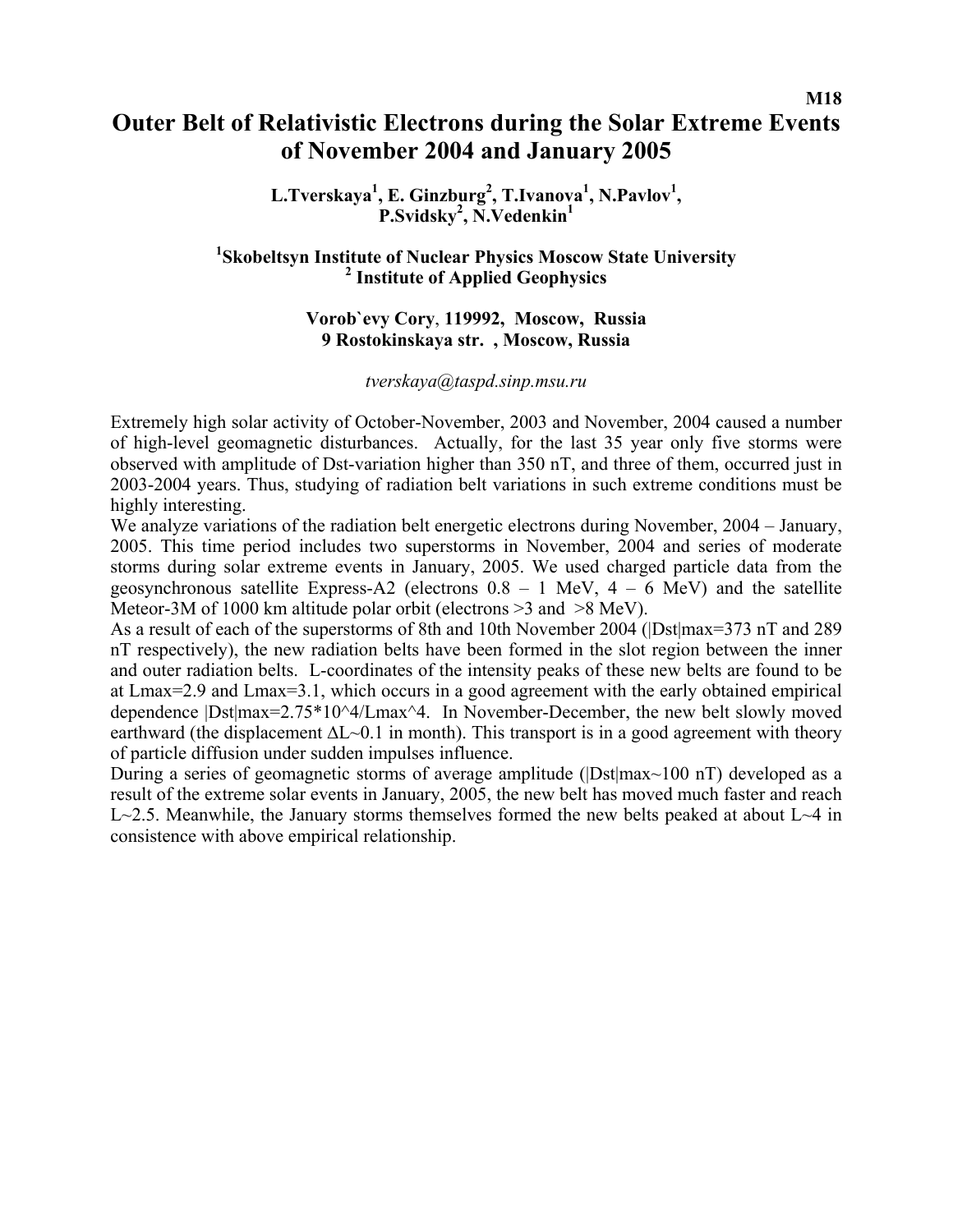M18

# Outer Belt of Relativistic Electrons during the Solar Extreme Events of November 2004 and January 2005

**L.Tverskaya[1], E. Ginzburg[2], T.Ivanova[1], N.Pavlov[1], P.Svidsky[2], N.Vedenkin[1]**

**[1]Skobeltsyn Institute of Nuclear Physics Moscow State University**
**[2] Institute of Applied Geophysics**

**Vorob`evy Cory, 119992, Moscow, Russia**
**9 Rostokinskaya str. , Moscow, Russia**

*tverskaya@taspd.sinp.msu.ru*

Extremely high solar activity of October-November, 2003 and November, 2004 caused a number of high-level geomagnetic disturbances. Actually, for the last 35 year only five storms were observed with amplitude of Dst-variation higher than 350 nT, and three of them, occurred just in 2003-2004 years. Thus, studying of radiation belt variations in such extreme conditions must be highly interesting.

We analyze variations of the radiation belt energetic electrons during November, 2004 – January, 2005. This time period includes two superstorms in November, 2004 and series of moderate storms during solar extreme events in January, 2005. We used charged particle data from the geosynchronous satellite Express-A2 (electrons 0.8 – 1 MeV, 4 – 6 MeV) and the satellite Meteor-3M of 1000 km altitude polar orbit (electrons >3 and >8 MeV).

As a result of each of the superstorms of 8th and 10th November 2004 (|Dst|max=373 nT and 289 nT respectively), the new radiation belts have been formed in the slot region between the inner and outer radiation belts. L-coordinates of the intensity peaks of these new belts are found to be at Lmax=2.9 and Lmax=3.1, which occurs in a good agreement with the early obtained empirical dependence $|Dst|_{max}=2.75 \cdot 10^4/L_{max}^4$. In November-December, the new belt slowly moved earthward (the displacement $\Delta L \sim 0.1$ in month). This transport is in a good agreement with theory of particle diffusion under sudden impulses influence.

During a series of geomagnetic storms of average amplitude (|Dst|max~100 nT) developed as a result of the extreme solar events in January, 2005, the new belt has moved much faster and reach L~2.5. Meanwhile, the January storms themselves formed the new belts peaked at about L~4 in consistence with above empirical relationship.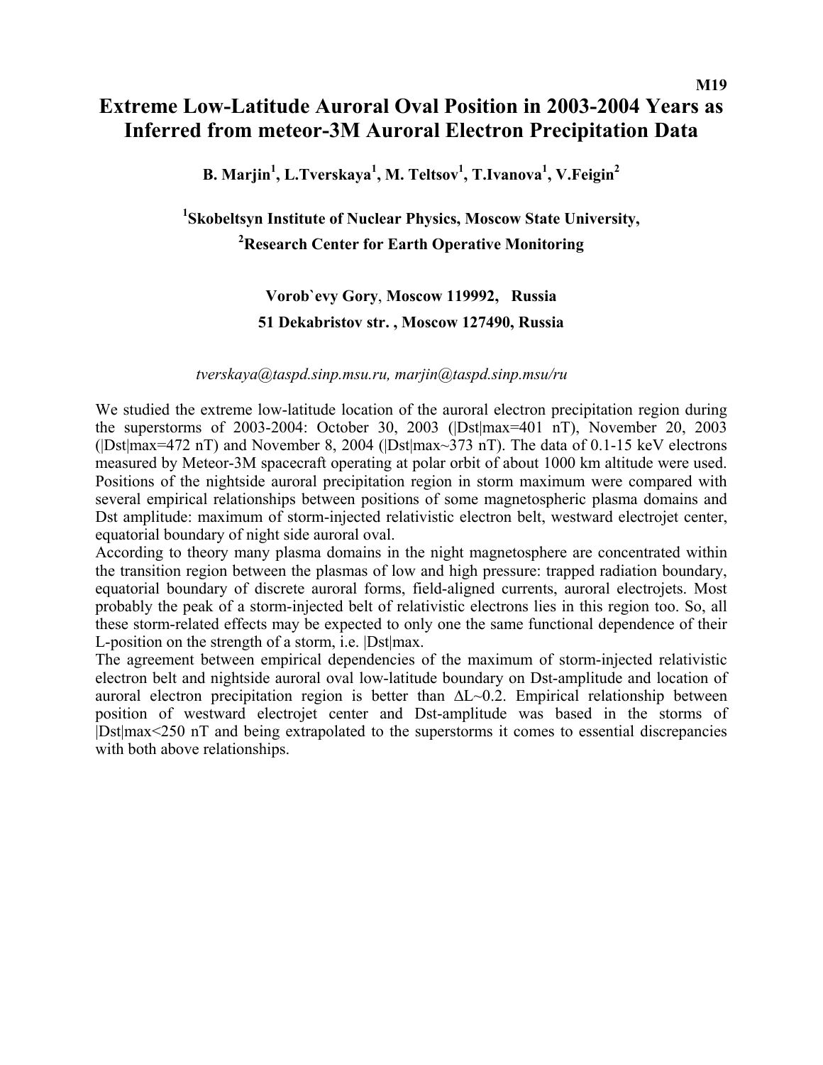M19

# Extreme Low-Latitude Auroral Oval Position in 2003-2004 Years as Inferred from meteor-3M Auroral Electron Precipitation Data

**B. Marjin[1], L.Tverskaya[1], M. Teltsov[1], T.Ivanova[1], V.Feigin[2]**

**[1]Skobeltsyn Institute of Nuclear Physics, Moscow State University,**
**[2]Research Center for Earth Operative Monitoring**

**Vorob`evy Gory, Moscow 119992, Russia**
**51 Dekabristov str. , Moscow 127490, Russia**

*tverskaya@taspd.sinp.msu.ru, marjin@taspd.sinp.msu/ru*

We studied the extreme low-latitude location of the auroral electron precipitation region during the superstorms of 2003-2004: October 30, 2003 (|Dst|max=401 nT), November 20, 2003 (|Dst|max=472 nT) and November 8, 2004 (|Dst|max~373 nT). The data of 0.1-15 keV electrons measured by Meteor-3M spacecraft operating at polar orbit of about 1000 km altitude were used. Positions of the nightside auroral precipitation region in storm maximum were compared with several empirical relationships between positions of some magnetospheric plasma domains and Dst amplitude: maximum of storm-injected relativistic electron belt, westward electrojet center, equatorial boundary of night side auroral oval.

According to theory many plasma domains in the night magnetosphere are concentrated within the transition region between the plasmas of low and high pressure: trapped radiation boundary, equatorial boundary of discrete auroral forms, field-aligned currents, auroral electrojets. Most probably the peak of a storm-injected belt of relativistic electrons lies in this region too. So, all these storm-related effects may be expected to only one the same functional dependence of their L-position on the strength of a storm, i.e. |Dst|max.

The agreement between empirical dependencies of the maximum of storm-injected relativistic electron belt and nightside auroral oval low-latitude boundary on Dst-amplitude and location of auroral electron precipitation region is better than $\Delta L \sim 0.2$. Empirical relationship between position of westward electrojet center and Dst-amplitude was based in the storms of |Dst|max<250 nT and being extrapolated to the superstorms it comes to essential discrepancies with both above relationships.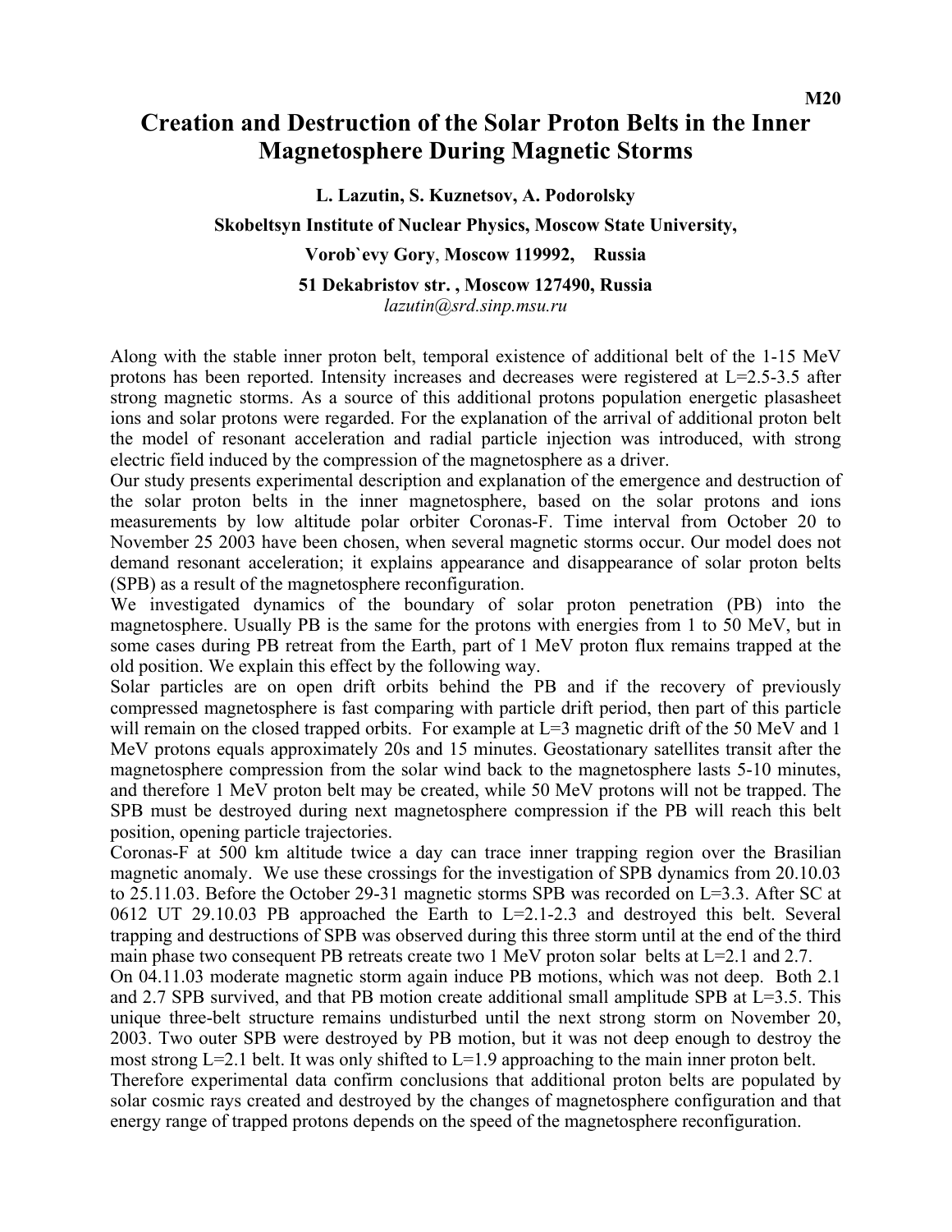M20

# Creation and Destruction of the Solar Proton Belts in the Inner Magnetosphere During Magnetic Storms

**L. Lazutin, S. Kuznetsov, A. Podorolsky**

**Skobeltsyn Institute of Nuclear Physics, Moscow State University,**

**Vorob`evy Gory, Moscow 119992, Russia**

**51 Dekabristov str. , Moscow 127490, Russia**

*lazutin@srd.sinp.msu.ru*

Along with the stable inner proton belt, temporal existence of additional belt of the 1-15 MeV protons has been reported. Intensity increases and decreases were registered at L=2.5-3.5 after strong magnetic storms. As a source of this additional protons population energetic plasasheet ions and solar protons were regarded. For the explanation of the arrival of additional proton belt the model of resonant acceleration and radial particle injection was introduced, with strong electric field induced by the compression of the magnetosphere as a driver.

Our study presents experimental description and explanation of the emergence and destruction of the solar proton belts in the inner magnetosphere, based on the solar protons and ions measurements by low altitude polar orbiter Coronas-F. Time interval from October 20 to November 25 2003 have been chosen, when several magnetic storms occur. Our model does not demand resonant acceleration; it explains appearance and disappearance of solar proton belts (SPB) as a result of the magnetosphere reconfiguration.

We investigated dynamics of the boundary of solar proton penetration (PB) into the magnetosphere. Usually PB is the same for the protons with energies from 1 to 50 MeV, but in some cases during PB retreat from the Earth, part of 1 MeV proton flux remains trapped at the old position. We explain this effect by the following way.

Solar particles are on open drift orbits behind the PB and if the recovery of previously compressed magnetosphere is fast comparing with particle drift period, then part of this particle will remain on the closed trapped orbits. For example at L=3 magnetic drift of the 50 MeV and 1 MeV protons equals approximately 20s and 15 minutes. Geostationary satellites transit after the magnetosphere compression from the solar wind back to the magnetosphere lasts 5-10 minutes, and therefore 1 MeV proton belt may be created, while 50 MeV protons will not be trapped. The SPB must be destroyed during next magnetosphere compression if the PB will reach this belt position, opening particle trajectories.

Coronas-F at 500 km altitude twice a day can trace inner trapping region over the Brasilian magnetic anomaly. We use these crossings for the investigation of SPB dynamics from 20.10.03 to 25.11.03. Before the October 29-31 magnetic storms SPB was recorded on L=3.3. After SC at 0612 UT 29.10.03 PB approached the Earth to L=2.1-2.3 and destroyed this belt. Several trapping and destructions of SPB was observed during this three storm until at the end of the third main phase two consequent PB retreats create two 1 MeV proton solar belts at L=2.1 and 2.7.

On 04.11.03 moderate magnetic storm again induce PB motions, which was not deep. Both 2.1 and 2.7 SPB survived, and that PB motion create additional small amplitude SPB at L=3.5. This unique three-belt structure remains undisturbed until the next strong storm on November 20, 2003. Two outer SPB were destroyed by PB motion, but it was not deep enough to destroy the most strong L=2.1 belt. It was only shifted to L=1.9 approaching to the main inner proton belt.

Therefore experimental data confirm conclusions that additional proton belts are populated by solar cosmic rays created and destroyed by the changes of magnetosphere configuration and that energy range of trapped protons depends on the speed of the magnetosphere reconfiguration.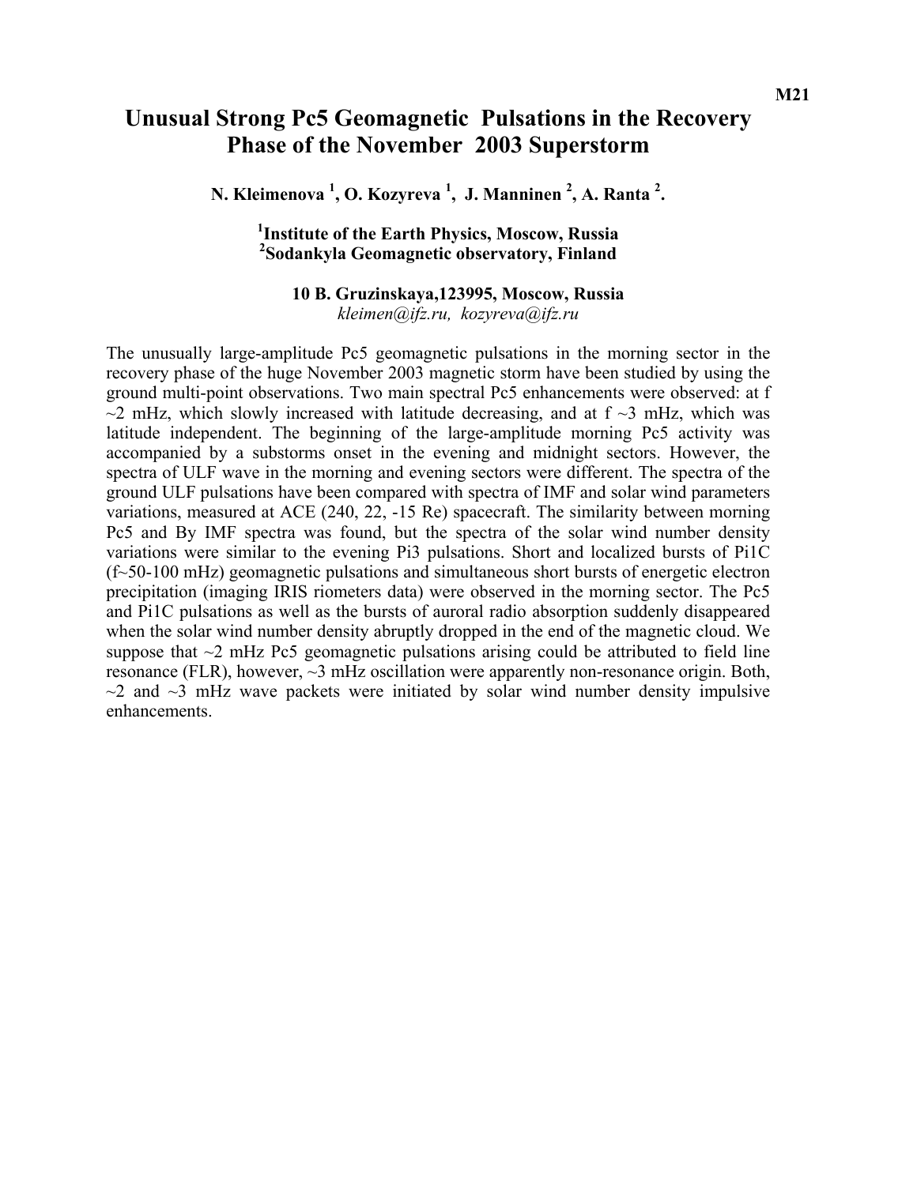M21

# Unusual Strong Pc5 Geomagnetic Pulsations in the Recovery Phase of the November 2003 Superstorm

**N. Kleimenova [1], O. Kozyreva [1], J. Manninen [2], A. Ranta [2].**

**[1]Institute of the Earth Physics, Moscow, Russia**
**[2]Sodankyla Geomagnetic observatory, Finland**

**10 B. Gruzinskaya,123995, Moscow, Russia**
*kleimen@ifz.ru, kozyreva@ifz.ru*

The unusually large-amplitude Pc5 geomagnetic pulsations in the morning sector in the recovery phase of the huge November 2003 magnetic storm have been studied by using the ground multi-point observations. Two main spectral Pc5 enhancements were observed: at f ~2 mHz, which slowly increased with latitude decreasing, and at f ~3 mHz, which was latitude independent. The beginning of the large-amplitude morning Pc5 activity was accompanied by a substorms onset in the evening and midnight sectors. However, the spectra of ULF wave in the morning and evening sectors were different. The spectra of the ground ULF pulsations have been compared with spectra of IMF and solar wind parameters variations, measured at ACE (240, 22, -15 Re) spacecraft. The similarity between morning Pc5 and By IMF spectra was found, but the spectra of the solar wind number density variations were similar to the evening Pi3 pulsations. Short and localized bursts of Pi1C (f~50-100 mHz) geomagnetic pulsations and simultaneous short bursts of energetic electron precipitation (imaging IRIS riometers data) were observed in the morning sector. The Pc5 and Pi1C pulsations as well as the bursts of auroral radio absorption suddenly disappeared when the solar wind number density abruptly dropped in the end of the magnetic cloud. We suppose that ~2 mHz Pc5 geomagnetic pulsations arising could be attributed to field line resonance (FLR), however, ~3 mHz oscillation were apparently non-resonance origin. Both, ~2 and ~3 mHz wave packets were initiated by solar wind number density impulsive enhancements.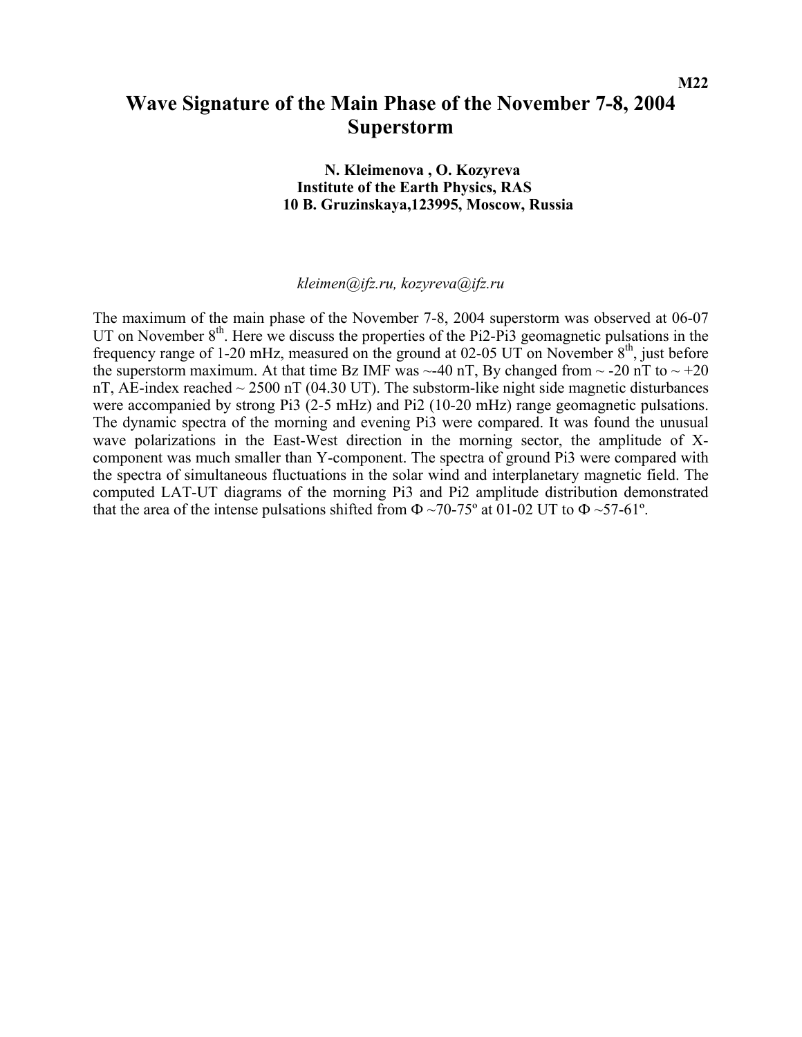M22

# Wave Signature of the Main Phase of the November 7-8, 2004 Superstorm

**N. Kleimenova , O. Kozyreva**
**Institute of the Earth Physics, RAS**
**10 B. Gruzinskaya,123995, Moscow, Russia**

*kleimen@ifz.ru, kozyreva@ifz.ru*

The maximum of the main phase of the November 7-8, 2004 superstorm was observed at 06-07 UT on November 8$^{th}$. Here we discuss the properties of the Pi2-Pi3 geomagnetic pulsations in the frequency range of 1-20 mHz, measured on the ground at 02-05 UT on November 8$^{th}$, just before the superstorm maximum. At that time Bz IMF was ~-40 nT, By changed from ~ -20 nT to ~ +20 nT, AE-index reached ~ 2500 nT (04.30 UT). The substorm-like night side magnetic disturbances were accompanied by strong Pi3 (2-5 mHz) and Pi2 (10-20 mHz) range geomagnetic pulsations. The dynamic spectra of the morning and evening Pi3 were compared. It was found the unusual wave polarizations in the East-West direction in the morning sector, the amplitude of X-component was much smaller than Y-component. The spectra of ground Pi3 were compared with the spectra of simultaneous fluctuations in the solar wind and interplanetary magnetic field. The computed LAT-UT diagrams of the morning Pi3 and Pi2 amplitude distribution demonstrated that the area of the intense pulsations shifted from $\Phi$ ~70-75º at 01-02 UT to $\Phi$ ~57-61º.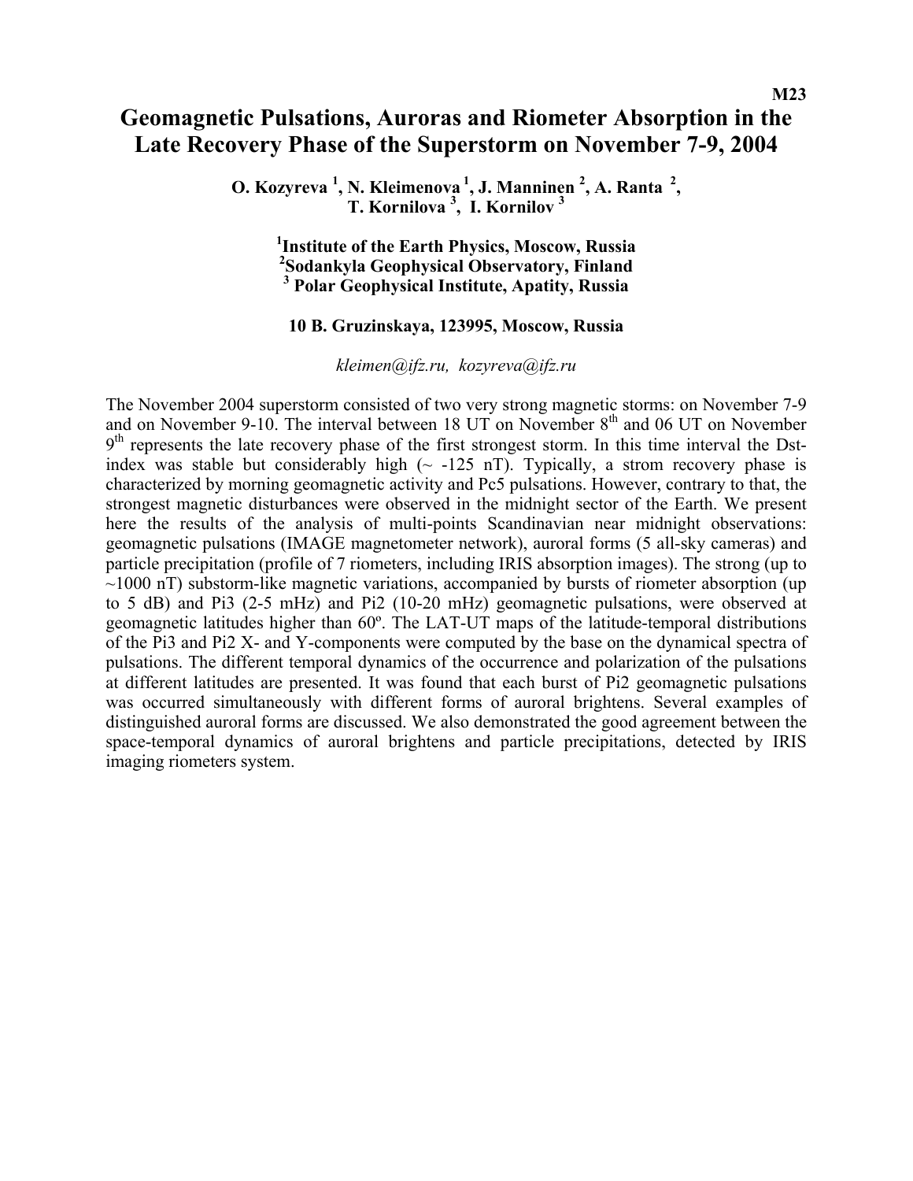M23

# Geomagnetic Pulsations, Auroras and Riometer Absorption in the Late Recovery Phase of the Superstorm on November 7-9, 2004

**O. Kozyreva [1], N. Kleimenova [1], J. Manninen [2], A. Ranta [2], T. Kornilova [3], I. Kornilov [3]**

**[1]Institute of the Earth Physics, Moscow, Russia**
**[2]Sodankyla Geophysical Observatory, Finland**
**[3] Polar Geophysical Institute, Apatity, Russia**

**10 B. Gruzinskaya, 123995, Moscow, Russia**

*kleimen@ifz.ru, kozyreva@ifz.ru*

The November 2004 superstorm consisted of two very strong magnetic storms: on November 7-9 and on November 9-10. The interval between 18 UT on November 8th and 06 UT on November 9th represents the late recovery phase of the first strongest storm. In this time interval the Dst-index was stable but considerably high (~ -125 nT). Typically, a strom recovery phase is characterized by morning geomagnetic activity and Pc5 pulsations. However, contrary to that, the strongest magnetic disturbances were observed in the midnight sector of the Earth. We present here the results of the analysis of multi-points Scandinavian near midnight observations: geomagnetic pulsations (IMAGE magnetometer network), auroral forms (5 all-sky cameras) and particle precipitation (profile of 7 riometers, including IRIS absorption images). The strong (up to ~1000 nT) substorm-like magnetic variations, accompanied by bursts of riometer absorption (up to 5 dB) and Pi3 (2-5 mHz) and Pi2 (10-20 mHz) geomagnetic pulsations, were observed at geomagnetic latitudes higher than 60º. The LAT-UT maps of the latitude-temporal distributions of the Pi3 and Pi2 X- and Y-components were computed by the base on the dynamical spectra of pulsations. The different temporal dynamics of the occurrence and polarization of the pulsations at different latitudes are presented. It was found that each burst of Pi2 geomagnetic pulsations was occurred simultaneously with different forms of auroral brightens. Several examples of distinguished auroral forms are discussed. We also demonstrated the good agreement between the space-temporal dynamics of auroral brightens and particle precipitations, detected by IRIS imaging riometers system.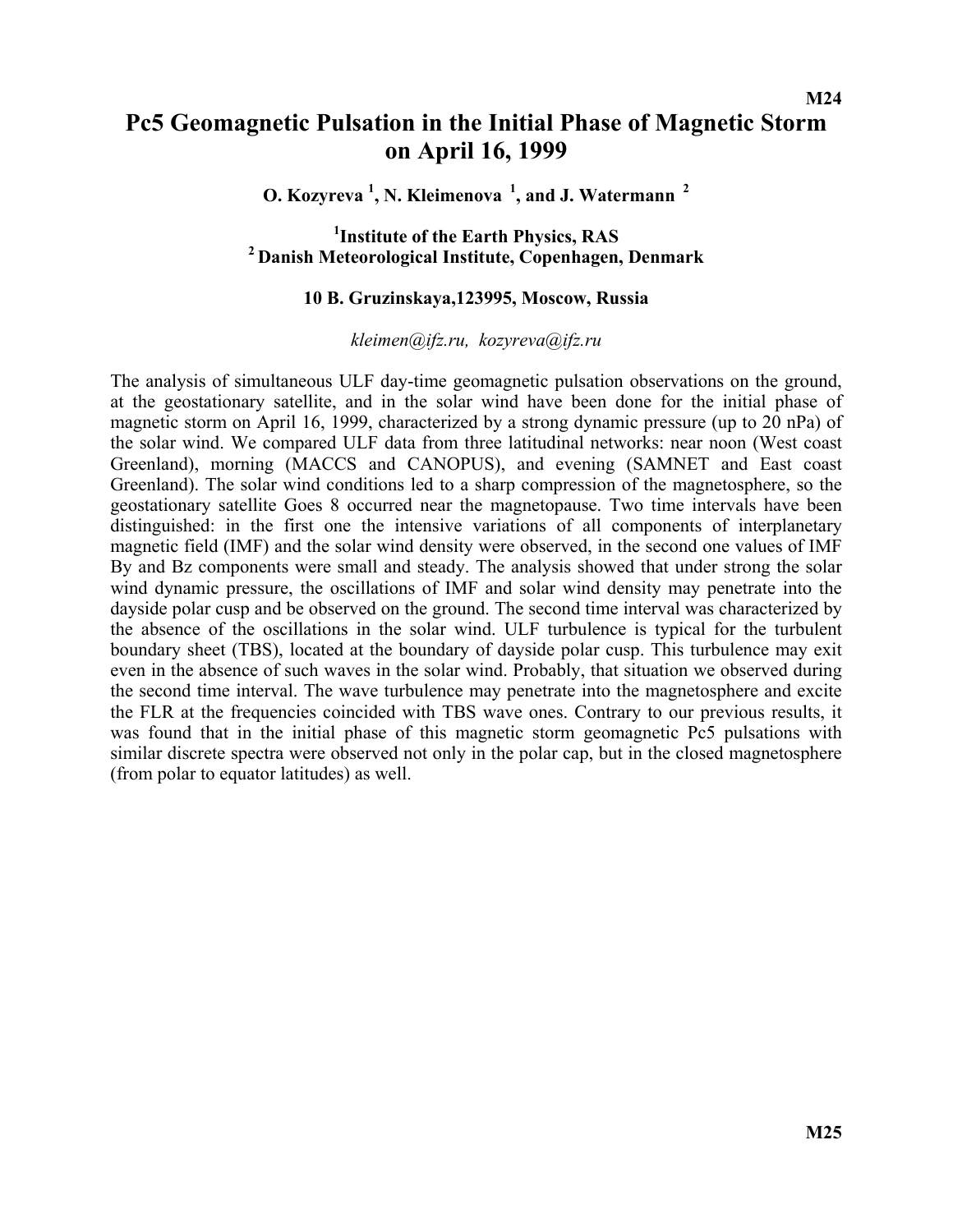# Pc5 Geomagnetic Pulsation in the Initial Phase of Magnetic Storm on April 16, 1999

**O. Kozyreva [1], N. Kleimenova [1], and J. Watermann [2]**

**[1]Institute of the Earth Physics, RAS**
**[2] Danish Meteorological Institute, Copenhagen, Denmark**

**10 B. Gruzinskaya,123995, Moscow, Russia**

*kleimen@ifz.ru, kozyreva@ifz.ru*

The analysis of simultaneous ULF day-time geomagnetic pulsation observations on the ground, at the geostationary satellite, and in the solar wind have been done for the initial phase of magnetic storm on April 16, 1999, characterized by a strong dynamic pressure (up to 20 nPa) of the solar wind. We compared ULF data from three latitudinal networks: near noon (West coast Greenland), morning (MACCS and CANOPUS), and evening (SAMNET and East coast Greenland). The solar wind conditions led to a sharp compression of the magnetosphere, so the geostationary satellite Goes 8 occurred near the magnetopause. Two time intervals have been distinguished: in the first one the intensive variations of all components of interplanetary magnetic field (IMF) and the solar wind density were observed, in the second one values of IMF By and Bz components were small and steady. The analysis showed that under strong the solar wind dynamic pressure, the oscillations of IMF and solar wind density may penetrate into the dayside polar cusp and be observed on the ground. The second time interval was characterized by the absence of the oscillations in the solar wind. ULF turbulence is typical for the turbulent boundary sheet (TBS), located at the boundary of dayside polar cusp. This turbulence may exit even in the absence of such waves in the solar wind. Probably, that situation we observed during the second time interval. The wave turbulence may penetrate into the magnetosphere and excite the FLR at the frequencies coincided with TBS wave ones. Contrary to our previous results, it was found that in the initial phase of this magnetic storm geomagnetic Pc5 pulsations with similar discrete spectra were observed not only in the polar cap, but in the closed magnetosphere (from polar to equator latitudes) as well.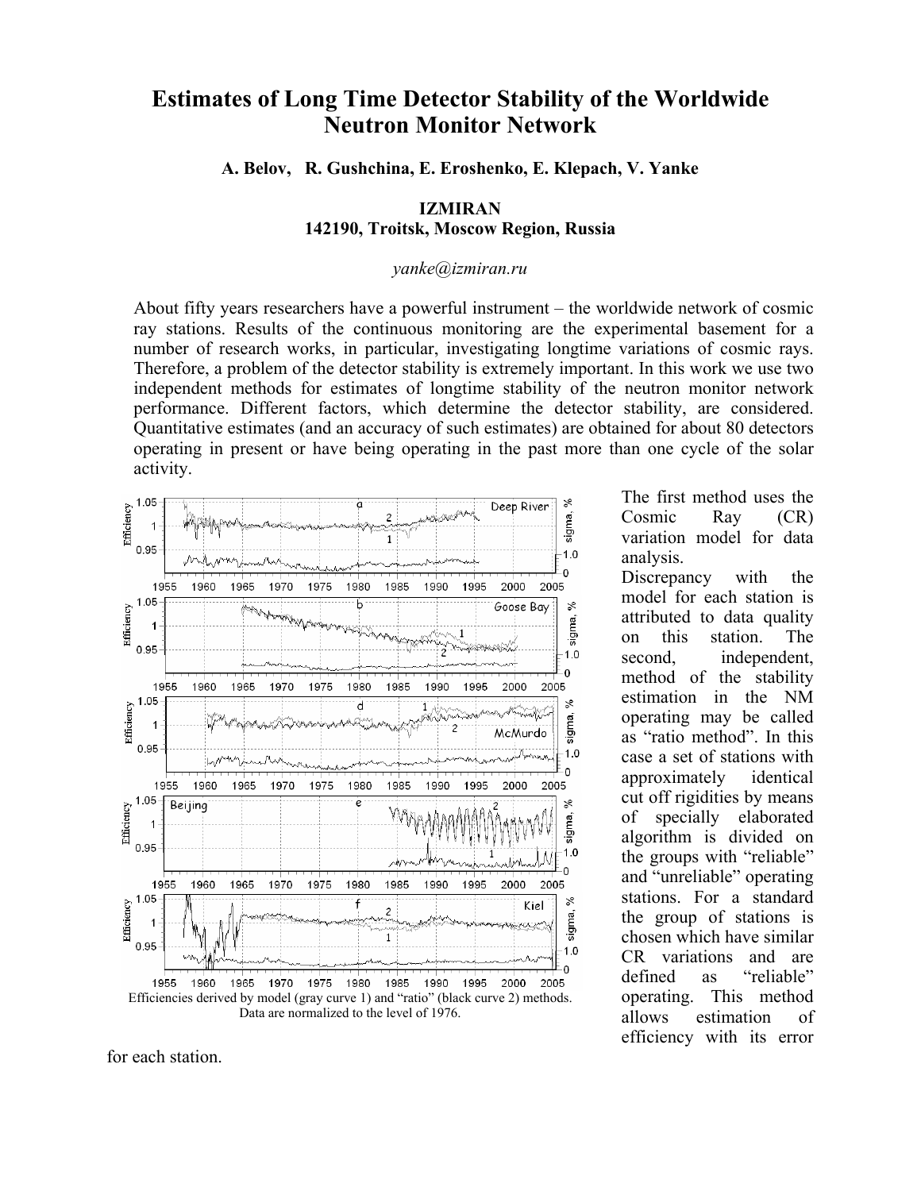# Estimates of Long Time Detector Stability of the Worldwide Neutron Monitor Network

**A. Belov, R. Gushchina, E. Eroshenko, E. Klepach, V. Yanke**

**IZMIRAN**
**142190, Troitsk, Moscow Region, Russia**

*yanke@izmiran.ru*

About fifty years researchers have a powerful instrument – the worldwide network of cosmic ray stations. Results of the continuous monitoring are the experimental basement for a number of research works, in particular, investigating longtime variations of cosmic rays. Therefore, a problem of the detector stability is extremely important. In this work we use two independent methods for estimates of longtime stability of the neutron monitor network performance. Different factors, which determine the detector stability, are considered. Quantitative estimates (and an accuracy of such estimates) are obtained for about 80 detectors operating in present or have being operating in the past more than one cycle of the solar activity.

Efficiencies derived by model (gray curve 1) and "ratio" (black curve 2) methods. Data are normalized to the level of 1976.

The first method uses the Cosmic Ray (CR) variation model for data analysis.

Discrepancy with the model for each station is attributed to data quality on this station. The second, independent, method of the stability estimation in the NM operating may be called as "ratio method". In this case a set of stations with approximately identical cut off rigidities by means of specially elaborated algorithm is divided on the groups with "reliable" and "unreliable" operating stations. For a standard the group of stations is chosen which have similar CR variations and are defined as "reliable" operating. This method allows estimation of efficiency with its error for each station.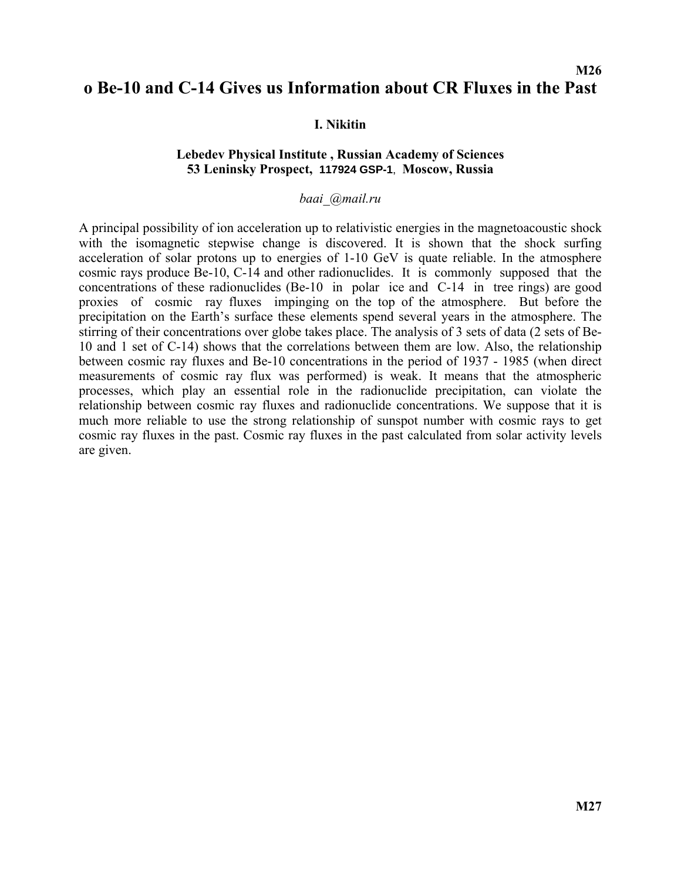# o Be-10 and C-14 Gives us Information about CR Fluxes in the Past

**I. Nikitin**

**Lebedev Physical Institute , Russian Academy of Sciences**
**53 Leninsky Prospect, 117924 GSP-1, Moscow, Russia**

*baai_@mail.ru*

A principal possibility of ion acceleration up to relativistic energies in the magnetoacoustic shock with the isomagnetic stepwise change is discovered. It is shown that the shock surfing acceleration of solar protons up to energies of 1-10 GeV is quate reliable. In the atmosphere cosmic rays produce Be-10, C-14 and other radionuclides. It is commonly supposed that the concentrations of these radionuclides (Be-10 in polar ice and C-14 in tree rings) are good proxies of cosmic ray fluxes impinging on the top of the atmosphere. But before the precipitation on the Earth's surface these elements spend several years in the atmosphere. The stirring of their concentrations over globe takes place. The analysis of 3 sets of data (2 sets of Be-10 and 1 set of C-14) shows that the correlations between them are low. Also, the relationship between cosmic ray fluxes and Be-10 concentrations in the period of 1937 - 1985 (when direct measurements of cosmic ray flux was performed) is weak. It means that the atmospheric processes, which play an essential role in the radionuclide precipitation, can violate the relationship between cosmic ray fluxes and radionuclide concentrations. We suppose that it is much more reliable to use the strong relationship of sunspot number with cosmic rays to get cosmic ray fluxes in the past. Cosmic ray fluxes in the past calculated from solar activity levels are given.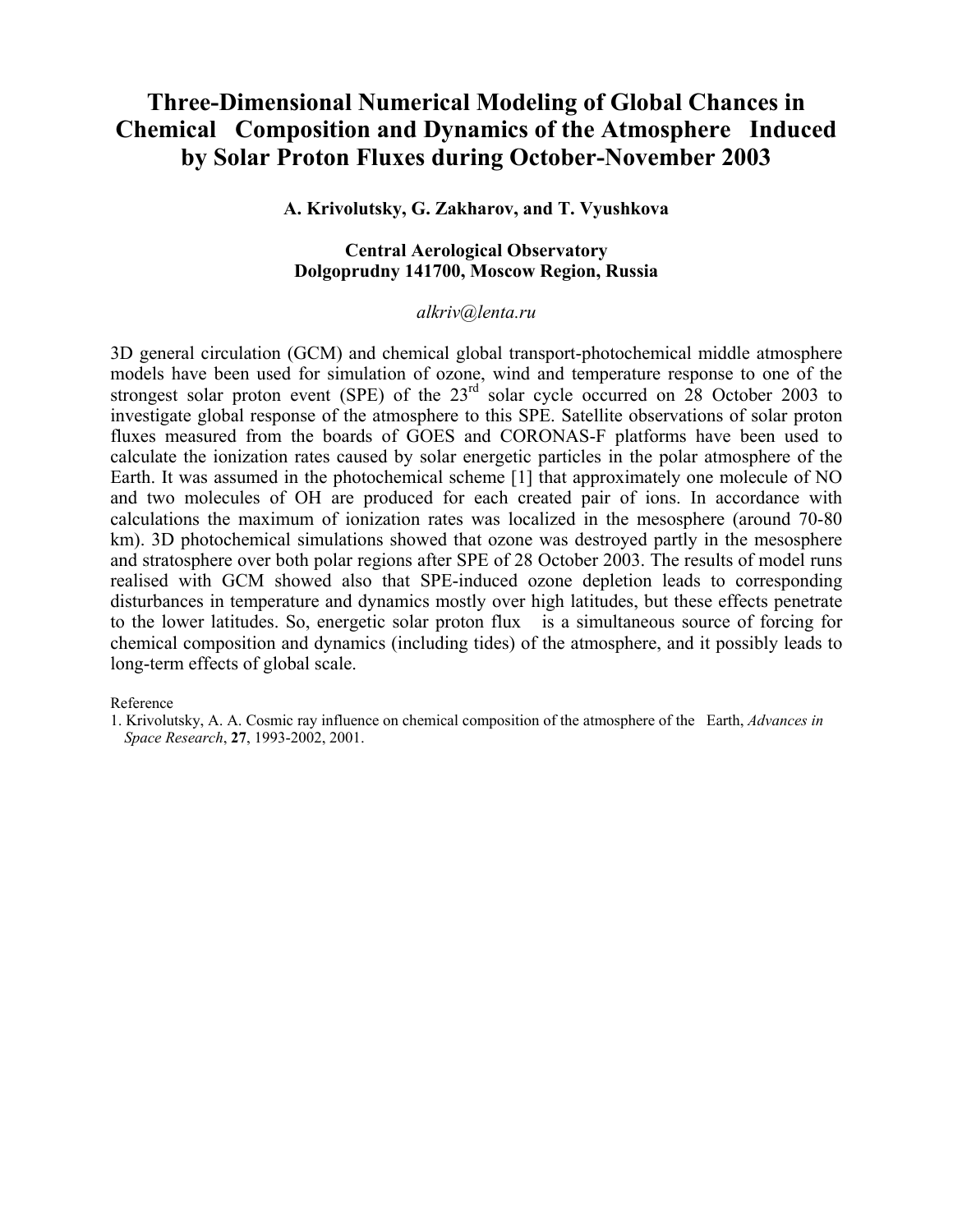# Three-Dimensional Numerical Modeling of Global Chances in Chemical Composition and Dynamics of the Atmosphere Induced by Solar Proton Fluxes during October-November 2003

**A. Krivolutsky, G. Zakharov, and T. Vyushkova**

**Central Aerological Observatory**
**Dolgoprudny 141700, Moscow Region, Russia**

*alkriv@lenta.ru*

3D general circulation (GCM) and chemical global transport-photochemical middle atmosphere models have been used for simulation of ozone, wind and temperature response to one of the strongest solar proton event (SPE) of the 23rd solar cycle occurred on 28 October 2003 to investigate global response of the atmosphere to this SPE. Satellite observations of solar proton fluxes measured from the boards of GOES and CORONAS-F platforms have been used to calculate the ionization rates caused by solar energetic particles in the polar atmosphere of the Earth. It was assumed in the photochemical scheme [1] that approximately one molecule of NO and two molecules of OH are produced for each created pair of ions. In accordance with calculations the maximum of ionization rates was localized in the mesosphere (around 70-80 km). 3D photochemical simulations showed that ozone was destroyed partly in the mesosphere and stratosphere over both polar regions after SPE of 28 October 2003. The results of model runs realised with GCM showed also that SPE-induced ozone depletion leads to corresponding disturbances in temperature and dynamics mostly over high latitudes, but these effects penetrate to the lower latitudes. So, energetic solar proton flux is a simultaneous source of forcing for chemical composition and dynamics (including tides) of the atmosphere, and it possibly leads to long-term effects of global scale.

Reference

1. Krivolutsky, A. A. Cosmic ray influence on chemical composition of the atmosphere of the Earth, *Advances in Space Research*, **27**, 1993-2002, 2001.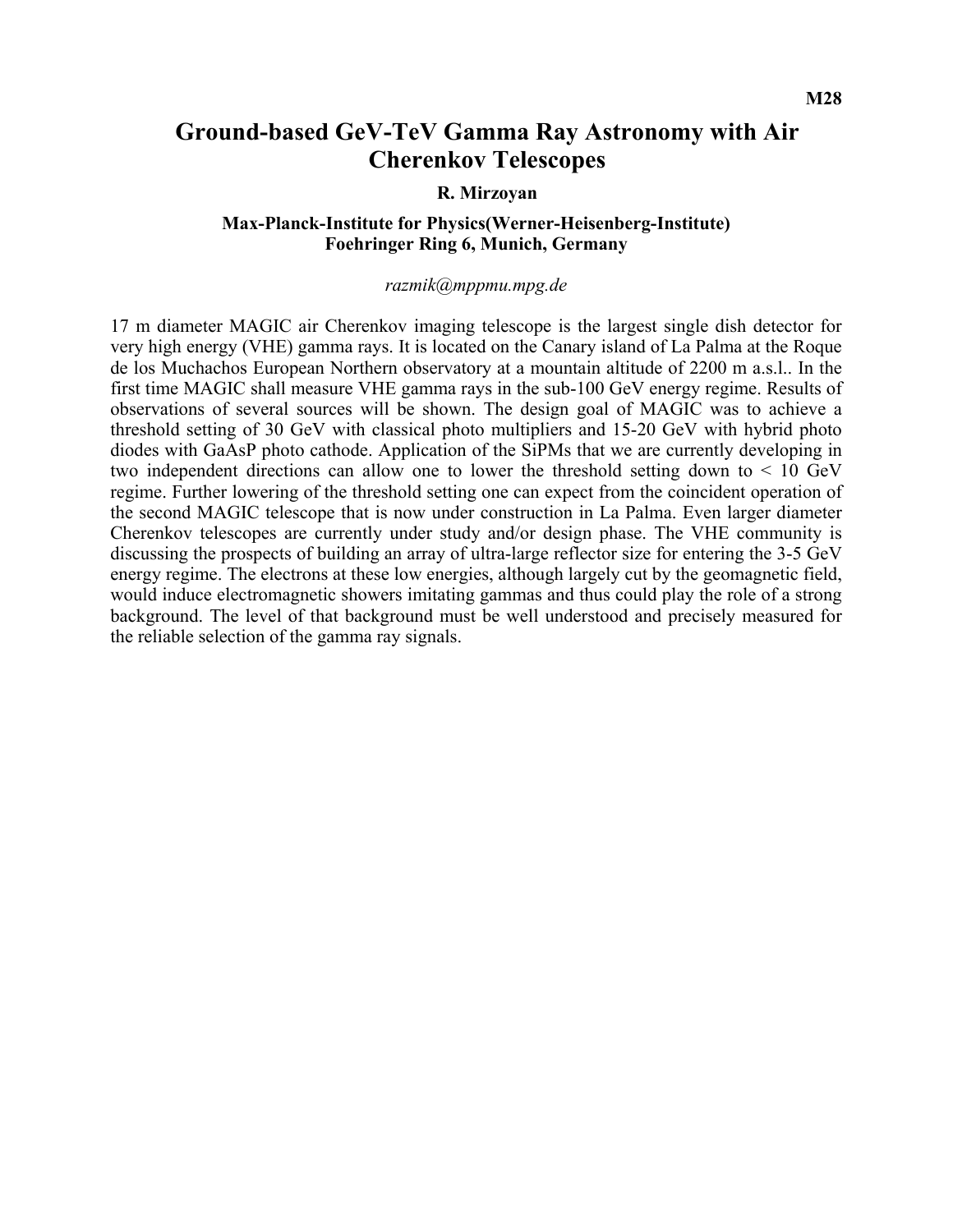M28

# Ground-based GeV-TeV Gamma Ray Astronomy with Air Cherenkov Telescopes

**R. Mirzoyan**

**Max-Planck-Institute for Physics(Werner-Heisenberg-Institute)**
**Foehringer Ring 6, Munich, Germany**

*razmik@mppmu.mpg.de*

17 m diameter MAGIC air Cherenkov imaging telescope is the largest single dish detector for very high energy (VHE) gamma rays. It is located on the Canary island of La Palma at the Roque de los Muchachos European Northern observatory at a mountain altitude of 2200 m a.s.l.. In the first time MAGIC shall measure VHE gamma rays in the sub-100 GeV energy regime. Results of observations of several sources will be shown. The design goal of MAGIC was to achieve a threshold setting of 30 GeV with classical photo multipliers and 15-20 GeV with hybrid photo diodes with GaAsP photo cathode. Application of the SiPMs that we are currently developing in two independent directions can allow one to lower the threshold setting down to < 10 GeV regime. Further lowering of the threshold setting one can expect from the coincident operation of the second MAGIC telescope that is now under construction in La Palma. Even larger diameter Cherenkov telescopes are currently under study and/or design phase. The VHE community is discussing the prospects of building an array of ultra-large reflector size for entering the 3-5 GeV energy regime. The electrons at these low energies, although largely cut by the geomagnetic field, would induce electromagnetic showers imitating gammas and thus could play the role of a strong background. The level of that background must be well understood and precisely measured for the reliable selection of the gamma ray signals.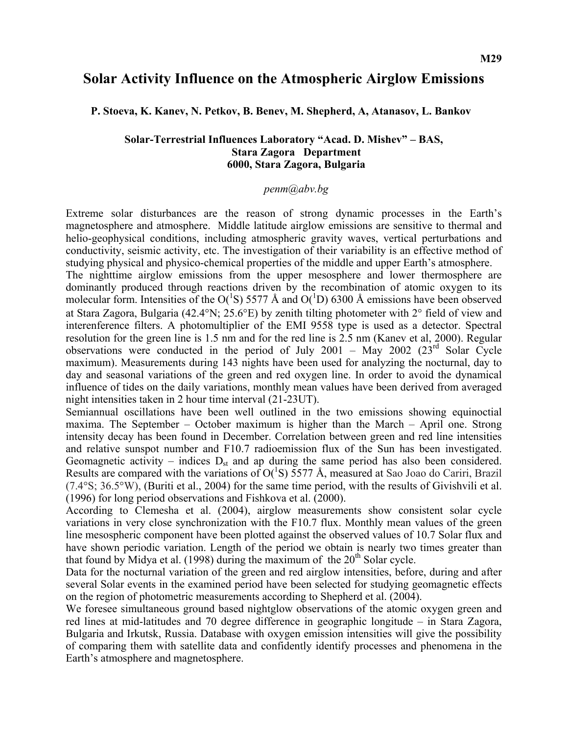M29

# Solar Activity Influence on the Atmospheric Airglow Emissions

**P. Stoeva, K. Kanev, N. Petkov, B. Benev, M. Shepherd, A, Atanasov, L. Bankov**

**Solar-Terrestrial Influences Laboratory "Acad. D. Mishev" – BAS,**
**Stara Zagora Department**
**6000, Stara Zagora, Bulgaria**

*penm@abv.bg*

Extreme solar disturbances are the reason of strong dynamic processes in the Earth's magnetosphere and atmosphere. Middle latitude airglow emissions are sensitive to thermal and helio-geophysical conditions, including atmospheric gravity waves, vertical perturbations and conductivity, seismic activity, etc. The investigation of their variability is an effective method of studying physical and physico-chemical properties of the middle and upper Earth's atmosphere.

The nighttime airglow emissions from the upper mesosphere and lower thermosphere are dominantly produced through reactions driven by the recombination of atomic oxygen to its molecular form. Intensities of the $O(^1S)$ 5577 Å and $O(^1D)$ 6300 Å emissions have been observed at Stara Zagora, Bulgaria (42.4°N; 25.6°E) by zenith tilting photometer with 2° field of view and interenference filters. A photomultiplier of the EMI 9558 type is used as a detector. Spectral resolution for the green line is 1.5 nm and for the red line is 2.5 nm (Kanev et al, 2000). Regular observations were conducted in the period of July 2001 – May 2002 (23rd Solar Cycle maximum). Measurements during 143 nights have been used for analyzing the nocturnal, day to day and seasonal variations of the green and red oxygen line. In order to avoid the dynamical influence of tides on the daily variations, monthly mean values have been derived from averaged night intensities taken in 2 hour time interval (21-23UT).

Semiannual oscillations have been well outlined in the two emissions showing equinoctial maxima. The September – October maximum is higher than the March – April one. Strong intensity decay has been found in December. Correlation between green and red line intensities and relative sunspot number and F10.7 radioemission flux of the Sun has been investigated. Geomagnetic activity – indices $D_{st}$ and ap during the same period has also been considered. Results are compared with the variations of $O(^1S)$ 5577 Å, measured at Sao Joao do Cariri, Brazil (7.4°S; 36.5°W), (Buriti et al., 2004) for the same time period, with the results of Givishvili et al. (1996) for long period observations and Fishkova et al. (2000).

According to Clemesha et al. (2004), airglow measurements show consistent solar cycle variations in very close synchronization with the F10.7 flux. Monthly mean values of the green line mesospheric component have been plotted against the observed values of 10.7 Solar flux and have shown periodic variation. Length of the period we obtain is nearly two times greater than that found by Midya et al. (1998) during the maximum of the 20th Solar cycle.

Data for the nocturnal variation of the green and red airglow intensities, before, during and after several Solar events in the examined period have been selected for studying geomagnetic effects on the region of photometric measurements according to Shepherd et al. (2004).

We foresee simultaneous ground based nightglow observations of the atomic oxygen green and red lines at mid-latitudes and 70 degree difference in geographic longitude – in Stara Zagora, Bulgaria and Irkutsk, Russia. Database with oxygen emission intensities will give the possibility of comparing them with satellite data and confidently identify processes and phenomena in the Earth's atmosphere and magnetosphere.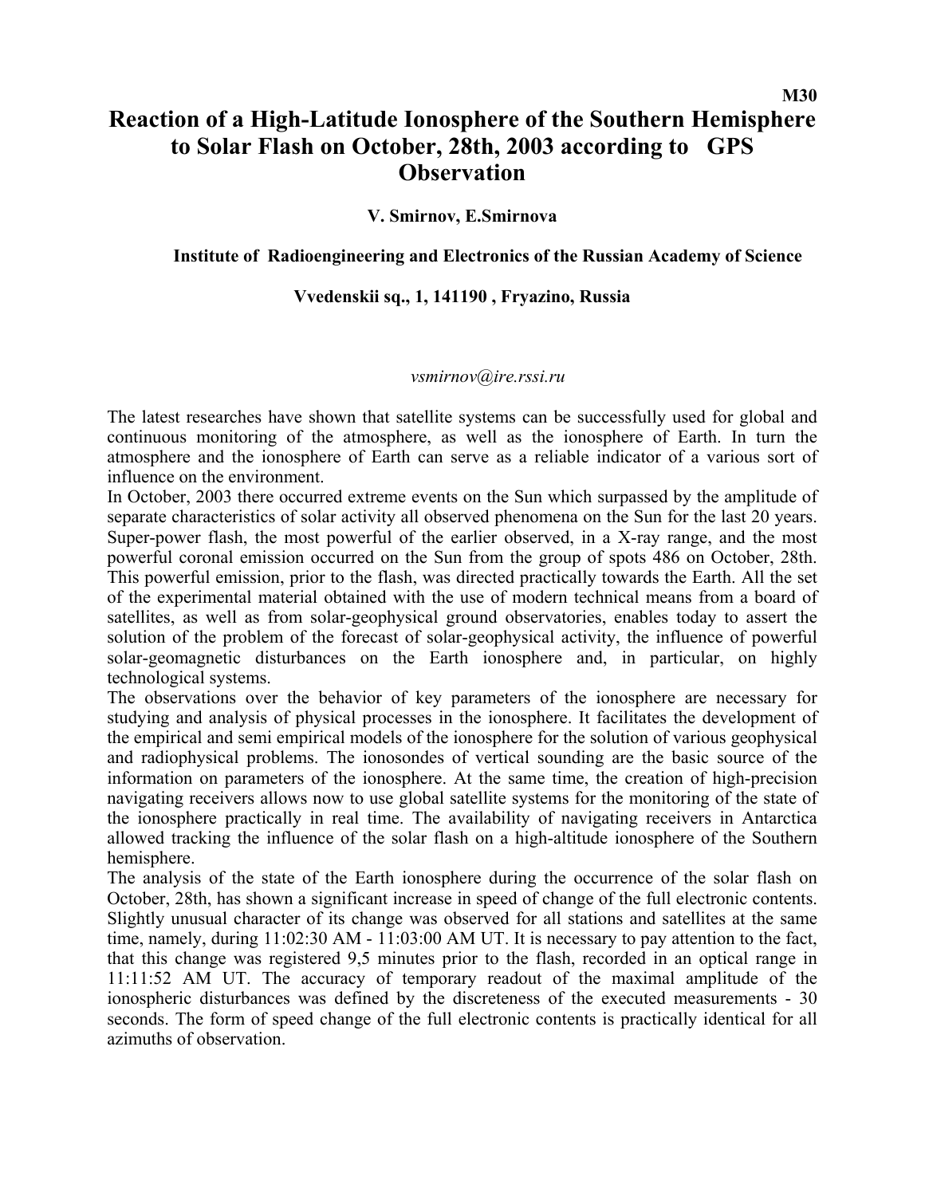M30

# Reaction of a High-Latitude Ionosphere of the Southern Hemisphere to Solar Flash on October, 28th, 2003 according to GPS Observation

**V. Smirnov, E.Smirnova**

**Institute of Radioengineering and Electronics of the Russian Academy of Science**

**Vvedenskii sq., 1, 141190 , Fryazino, Russia**

*vsmirnov@ire.rssi.ru*

The latest researches have shown that satellite systems can be successfully used for global and continuous monitoring of the atmosphere, as well as the ionosphere of Earth. In turn the atmosphere and the ionosphere of Earth can serve as a reliable indicator of a various sort of influence on the environment.

In October, 2003 there occurred extreme events on the Sun which surpassed by the amplitude of separate characteristics of solar activity all observed phenomena on the Sun for the last 20 years. Super-power flash, the most powerful of the earlier observed, in a X-ray range, and the most powerful coronal emission occurred on the Sun from the group of spots 486 on October, 28th. This powerful emission, prior to the flash, was directed practically towards the Earth. All the set of the experimental material obtained with the use of modern technical means from a board of satellites, as well as from solar-geophysical ground observatories, enables today to assert the solution of the problem of the forecast of solar-geophysical activity, the influence of powerful solar-geomagnetic disturbances on the Earth ionosphere and, in particular, on highly technological systems.

The observations over the behavior of key parameters of the ionosphere are necessary for studying and analysis of physical processes in the ionosphere. It facilitates the development of the empirical and semi empirical models of the ionosphere for the solution of various geophysical and radiophysical problems. The ionosondes of vertical sounding are the basic source of the information on parameters of the ionosphere. At the same time, the creation of high-precision navigating receivers allows now to use global satellite systems for the monitoring of the state of the ionosphere practically in real time. The availability of navigating receivers in Antarctica allowed tracking the influence of the solar flash on a high-altitude ionosphere of the Southern hemisphere.

The analysis of the state of the Earth ionosphere during the occurrence of the solar flash on October, 28th, has shown a significant increase in speed of change of the full electronic contents. Slightly unusual character of its change was observed for all stations and satellites at the same time, namely, during 11:02:30 AM - 11:03:00 AM UT. It is necessary to pay attention to the fact, that this change was registered 9,5 minutes prior to the flash, recorded in an optical range in 11:11:52 AM UT. The accuracy of temporary readout of the maximal amplitude of the ionospheric disturbances was defined by the discreteness of the executed measurements - 30 seconds. The form of speed change of the full electronic contents is practically identical for all azimuths of observation.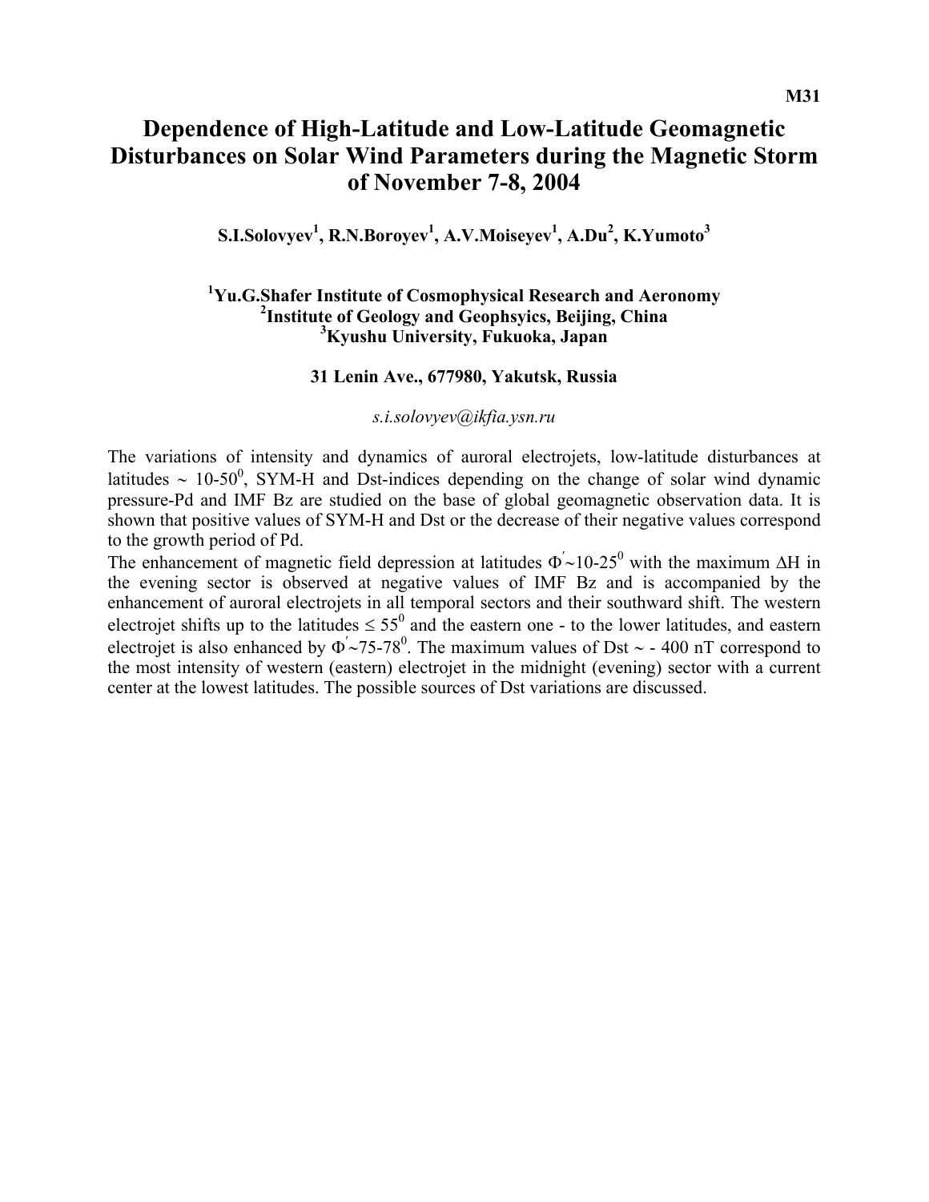M31

# Dependence of High-Latitude and Low-Latitude Geomagnetic Disturbances on Solar Wind Parameters during the Magnetic Storm of November 7-8, 2004

**S.I.Solovyev[1], R.N.Boroyev[1], A.V.Moiseyev[1], A.Du[2], K.Yumoto[3]**

**[1]Yu.G.Shafer Institute of Cosmophysical Research and Aeronomy**
**[2]Institute of Geology and Geophsyics, Beijing, China**
**[3]Kyushu University, Fukuoka, Japan**

**31 Lenin Ave., 677980, Yakutsk, Russia**

*s.i.solovyev@ikfia.ysn.ru*

The variations of intensity and dynamics of auroral electrojets, low-latitude disturbances at latitudes ~ $10\text{-}50^0$, SYM-H and Dst-indices depending on the change of solar wind dynamic pressure-Pd and IMF Bz are studied on the base of global geomagnetic observation data. It is shown that positive values of SYM-H and Dst or the decrease of their negative values correspond to the growth period of Pd.

The enhancement of magnetic field depression at latitudes $\Phi^{\prime}{\sim}10\text{-}25^0$ with the maximum $\Delta$H in the evening sector is observed at negative values of IMF Bz and is accompanied by the enhancement of auroral electrojets in all temporal sectors and their southward shift. The western electrojet shifts up to the latitudes $\leq 55^0$ and the eastern one - to the lower latitudes, and eastern electrojet is also enhanced by $\Phi^{\prime}{\sim}75\text{-}78^0$. The maximum values of Dst ~ - 400 nT correspond to the most intensity of western (eastern) electrojet in the midnight (evening) sector with a current center at the lowest latitudes. The possible sources of Dst variations are discussed.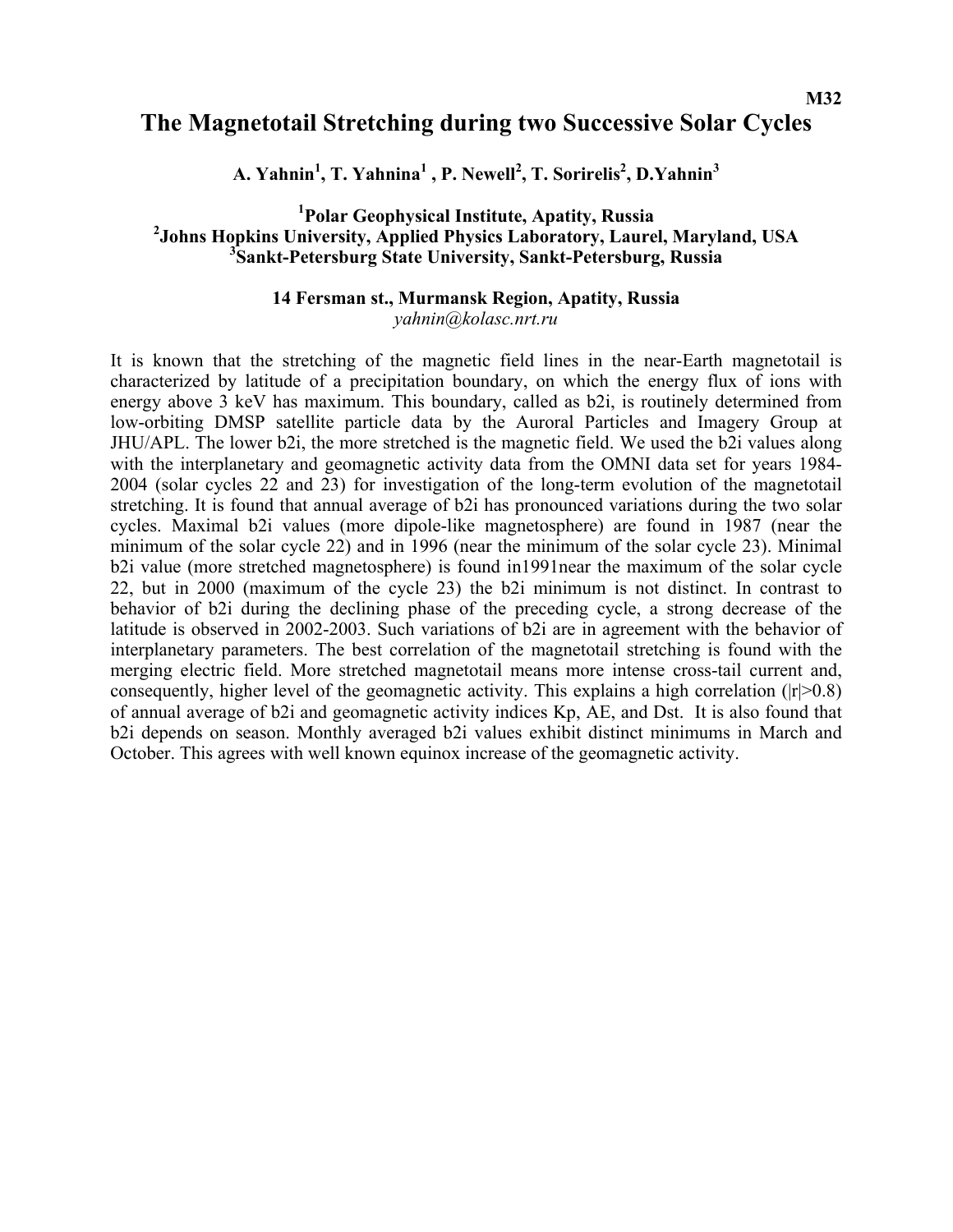M32

# The Magnetotail Stretching during two Successive Solar Cycles

**A. Yahnin[1], T. Yahnina[1] , P. Newell[2], T. Sorirelis[2], D.Yahnin[3]**

**[1]Polar Geophysical Institute, Apatity, Russia**
**[2]Johns Hopkins University, Applied Physics Laboratory, Laurel, Maryland, USA**
**[3]Sankt-Petersburg State University, Sankt-Petersburg, Russia**

**14 Fersman st., Murmansk Region, Apatity, Russia**
*yahnin@kolasc.nrt.ru*

It is known that the stretching of the magnetic field lines in the near-Earth magnetotail is characterized by latitude of a precipitation boundary, on which the energy flux of ions with energy above 3 keV has maximum. This boundary, called as b2i, is routinely determined from low-orbiting DMSP satellite particle data by the Auroral Particles and Imagery Group at JHU/APL. The lower b2i, the more stretched is the magnetic field. We used the b2i values along with the interplanetary and geomagnetic activity data from the OMNI data set for years 1984-2004 (solar cycles 22 and 23) for investigation of the long-term evolution of the magnetotail stretching. It is found that annual average of b2i has pronounced variations during the two solar cycles. Maximal b2i values (more dipole-like magnetosphere) are found in 1987 (near the minimum of the solar cycle 22) and in 1996 (near the minimum of the solar cycle 23). Minimal b2i value (more stretched magnetosphere) is found in1991near the maximum of the solar cycle 22, but in 2000 (maximum of the cycle 23) the b2i minimum is not distinct. In contrast to behavior of b2i during the declining phase of the preceding cycle, a strong decrease of the latitude is observed in 2002-2003. Such variations of b2i are in agreement with the behavior of interplanetary parameters. The best correlation of the magnetotail stretching is found with the merging electric field. More stretched magnetotail means more intense cross-tail current and, consequently, higher level of the geomagnetic activity. This explains a high correlation ($|r|>0.8$) of annual average of b2i and geomagnetic activity indices Kp, AE, and Dst. It is also found that b2i depends on season. Monthly averaged b2i values exhibit distinct minimums in March and October. This agrees with well known equinox increase of the geomagnetic activity.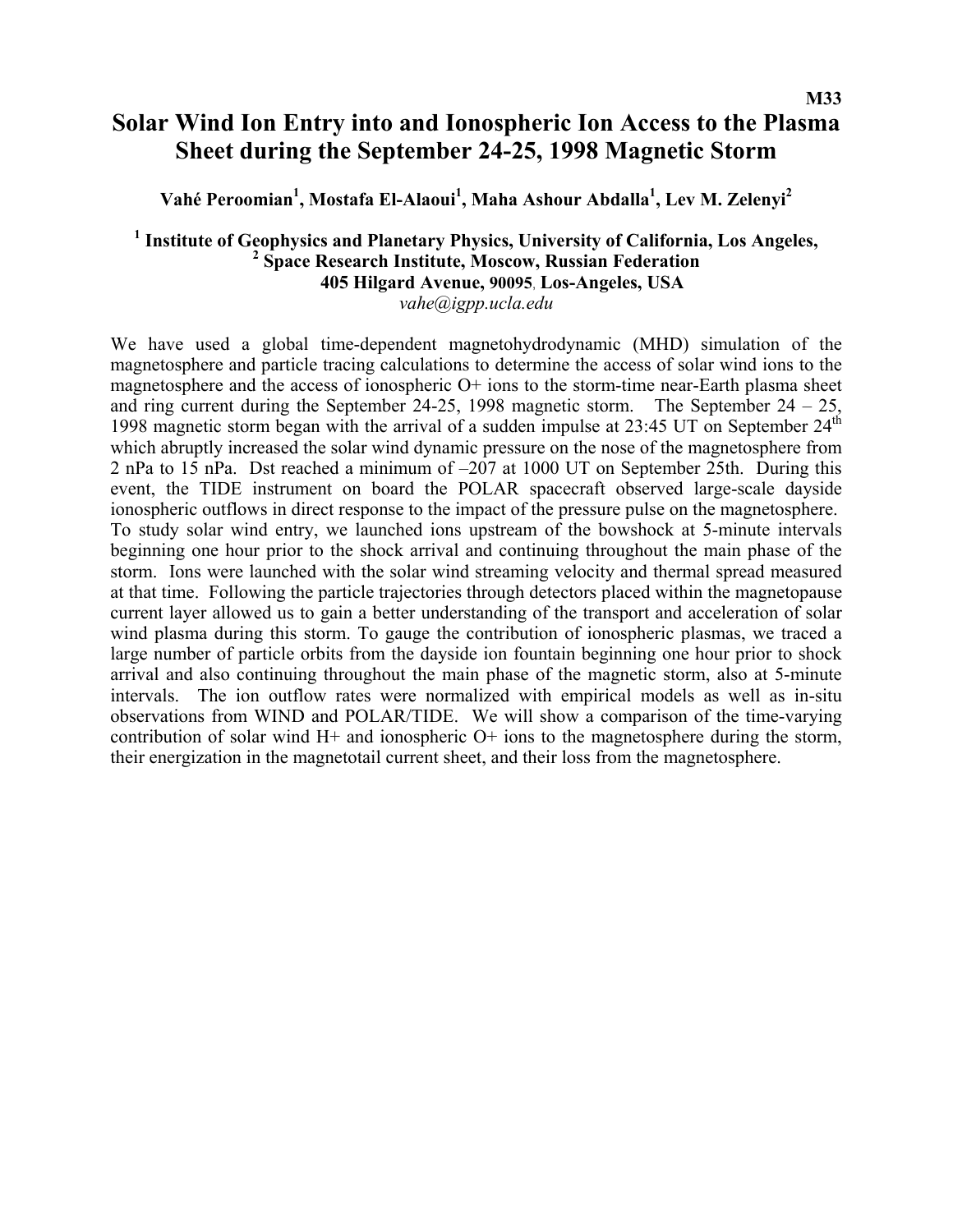M33

# Solar Wind Ion Entry into and Ionospheric Ion Access to the Plasma Sheet during the September 24-25, 1998 Magnetic Storm

**Vahé Peroomian[1], Mostafa El-Alaoui[1], Maha Ashour Abdalla[1], Lev M. Zelenyi[2]**

**[1] Institute of Geophysics and Planetary Physics, University of California, Los Angeles,**
**[2] Space Research Institute, Moscow, Russian Federation**
**405 Hilgard Avenue, 90095, Los-Angeles, USA**
*vahe@igpp.ucla.edu*

We have used a global time-dependent magnetohydrodynamic (MHD) simulation of the magnetosphere and particle tracing calculations to determine the access of solar wind ions to the magnetosphere and the access of ionospheric O+ ions to the storm-time near-Earth plasma sheet and ring current during the September 24-25, 1998 magnetic storm. The September 24 – 25, 1998 magnetic storm began with the arrival of a sudden impulse at 23:45 UT on September 24$^{th}$ which abruptly increased the solar wind dynamic pressure on the nose of the magnetosphere from 2 nPa to 15 nPa. Dst reached a minimum of –207 at 1000 UT on September 25th. During this event, the TIDE instrument on board the POLAR spacecraft observed large-scale dayside ionospheric outflows in direct response to the impact of the pressure pulse on the magnetosphere. To study solar wind entry, we launched ions upstream of the bowshock at 5-minute intervals beginning one hour prior to the shock arrival and continuing throughout the main phase of the storm. Ions were launched with the solar wind streaming velocity and thermal spread measured at that time. Following the particle trajectories through detectors placed within the magnetopause current layer allowed us to gain a better understanding of the transport and acceleration of solar wind plasma during this storm. To gauge the contribution of ionospheric plasmas, we traced a large number of particle orbits from the dayside ion fountain beginning one hour prior to shock arrival and also continuing throughout the main phase of the magnetic storm, also at 5-minute intervals. The ion outflow rates were normalized with empirical models as well as in-situ observations from WIND and POLAR/TIDE. We will show a comparison of the time-varying contribution of solar wind H+ and ionospheric O+ ions to the magnetosphere during the storm, their energization in the magnetotail current sheet, and their loss from the magnetosphere.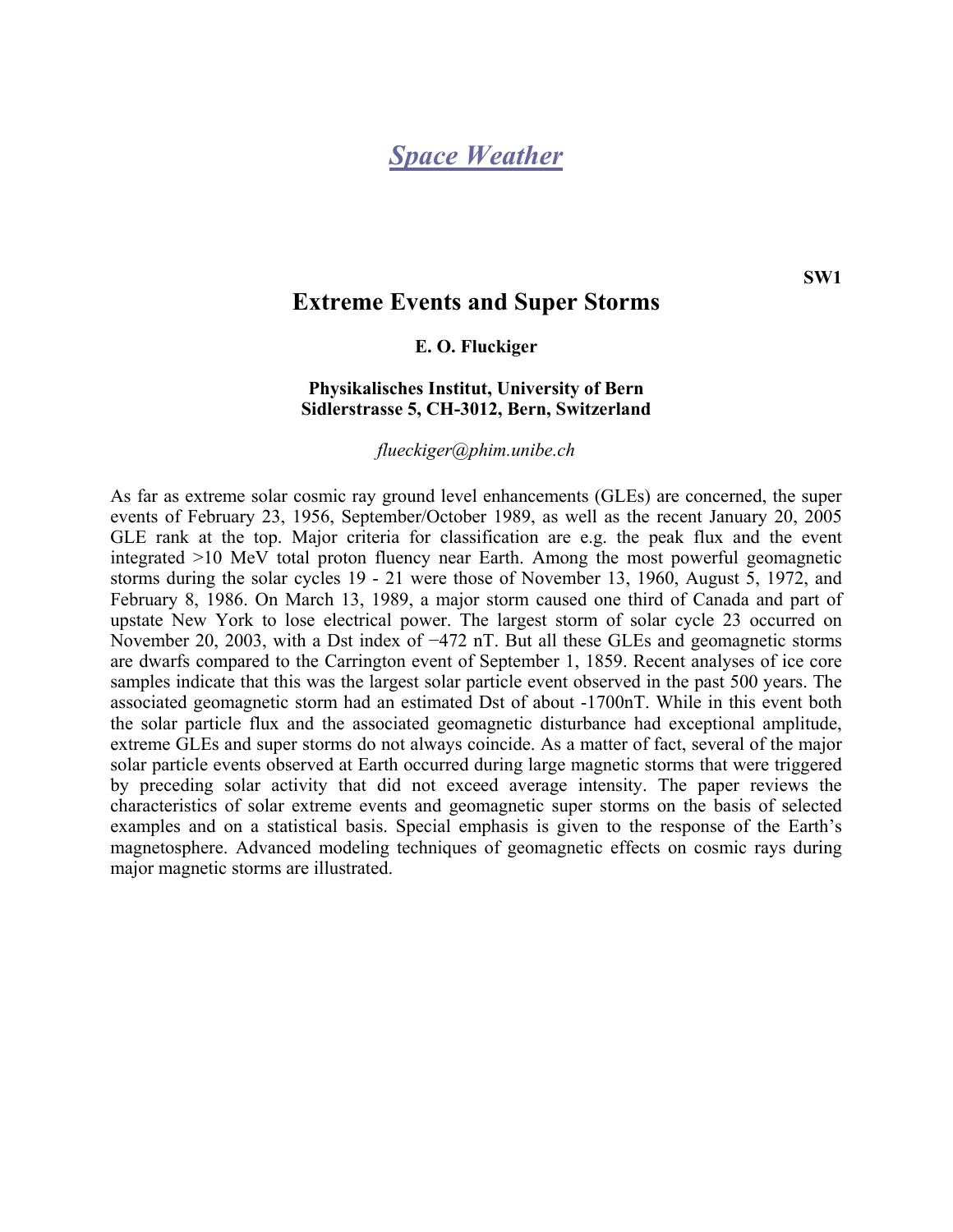# *Space Weather*

**SW1**

## Extreme Events and Super Storms

**E. O. Fluckiger**

**Physikalisches Institut, University of Bern**
**Sidlerstrasse 5, CH-3012, Bern, Switzerland**

*flueckiger@phim.unibe.ch*

As far as extreme solar cosmic ray ground level enhancements (GLEs) are concerned, the super events of February 23, 1956, September/October 1989, as well as the recent January 20, 2005 GLE rank at the top. Major criteria for classification are e.g. the peak flux and the event integrated >10 MeV total proton fluency near Earth. Among the most powerful geomagnetic storms during the solar cycles 19 - 21 were those of November 13, 1960, August 5, 1972, and February 8, 1986. On March 13, 1989, a major storm caused one third of Canada and part of upstate New York to lose electrical power. The largest storm of solar cycle 23 occurred on November 20, 2003, with a Dst index of −472 nT. But all these GLEs and geomagnetic storms are dwarfs compared to the Carrington event of September 1, 1859. Recent analyses of ice core samples indicate that this was the largest solar particle event observed in the past 500 years. The associated geomagnetic storm had an estimated Dst of about -1700nT. While in this event both the solar particle flux and the associated geomagnetic disturbance had exceptional amplitude, extreme GLEs and super storms do not always coincide. As a matter of fact, several of the major solar particle events observed at Earth occurred during large magnetic storms that were triggered by preceding solar activity that did not exceed average intensity. The paper reviews the characteristics of solar extreme events and geomagnetic super storms on the basis of selected examples and on a statistical basis. Special emphasis is given to the response of the Earth's magnetosphere. Advanced modeling techniques of geomagnetic effects on cosmic rays during major magnetic storms are illustrated.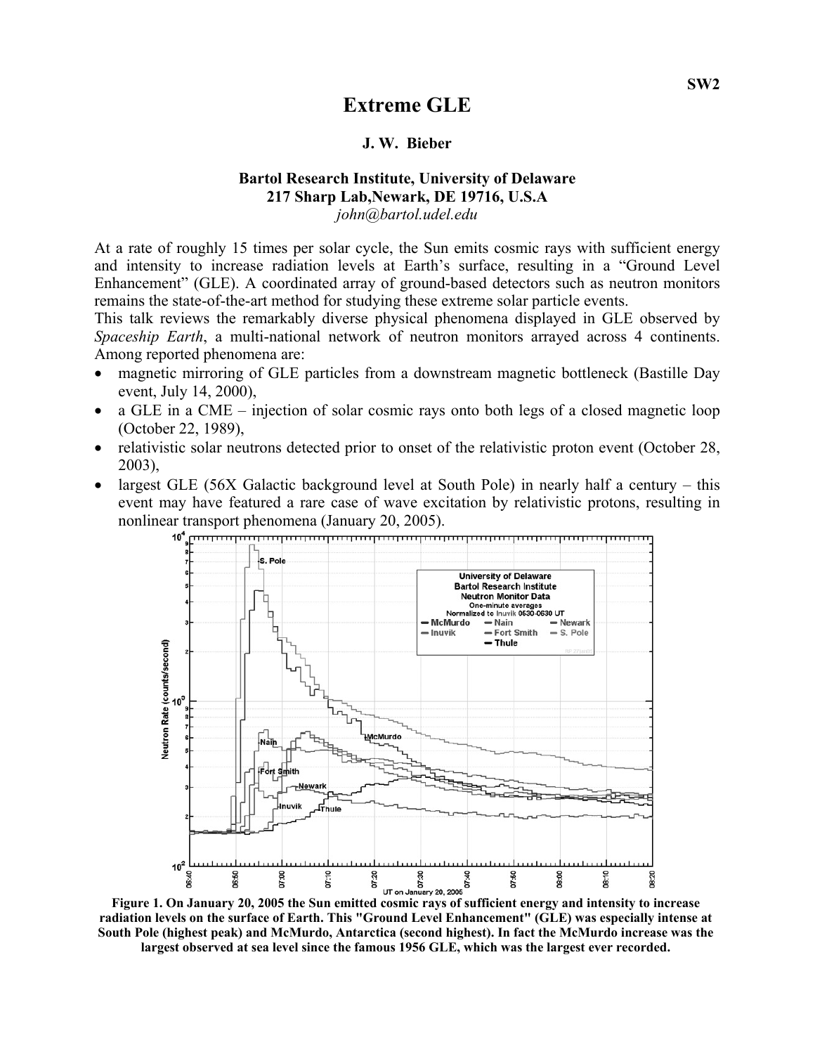# Extreme GLE

**J. W. Bieber**

**Bartol Research Institute, University of Delaware**
**217 Sharp Lab,Newark, DE 19716, U.S.A**
*john@bartol.udel.edu*

At a rate of roughly 15 times per solar cycle, the Sun emits cosmic rays with sufficient energy and intensity to increase radiation levels at Earth's surface, resulting in a "Ground Level Enhancement" (GLE). A coordinated array of ground-based detectors such as neutron monitors remains the state-of-the-art method for studying these extreme solar particle events.

This talk reviews the remarkably diverse physical phenomena displayed in GLE observed by *Spaceship Earth*, a multi-national network of neutron monitors arrayed across 4 continents. Among reported phenomena are:

- magnetic mirroring of GLE particles from a downstream magnetic bottleneck (Bastille Day event, July 14, 2000),
- a GLE in a CME – injection of solar cosmic rays onto both legs of a closed magnetic loop (October 22, 1989),
- relativistic solar neutrons detected prior to onset of the relativistic proton event (October 28, 2003),
- largest GLE (56X Galactic background level at South Pole) in nearly half a century – this event may have featured a rare case of wave excitation by relativistic protons, resulting in nonlinear transport phenomena (January 20, 2005).

**Figure 1. On January 20, 2005 the Sun emitted cosmic rays of sufficient energy and intensity to increase radiation levels on the surface of Earth. This "Ground Level Enhancement" (GLE) was especially intense at South Pole (highest peak) and McMurdo, Antarctica (second highest). In fact the McMurdo increase was the largest observed at sea level since the famous 1956 GLE, which was the largest ever recorded.**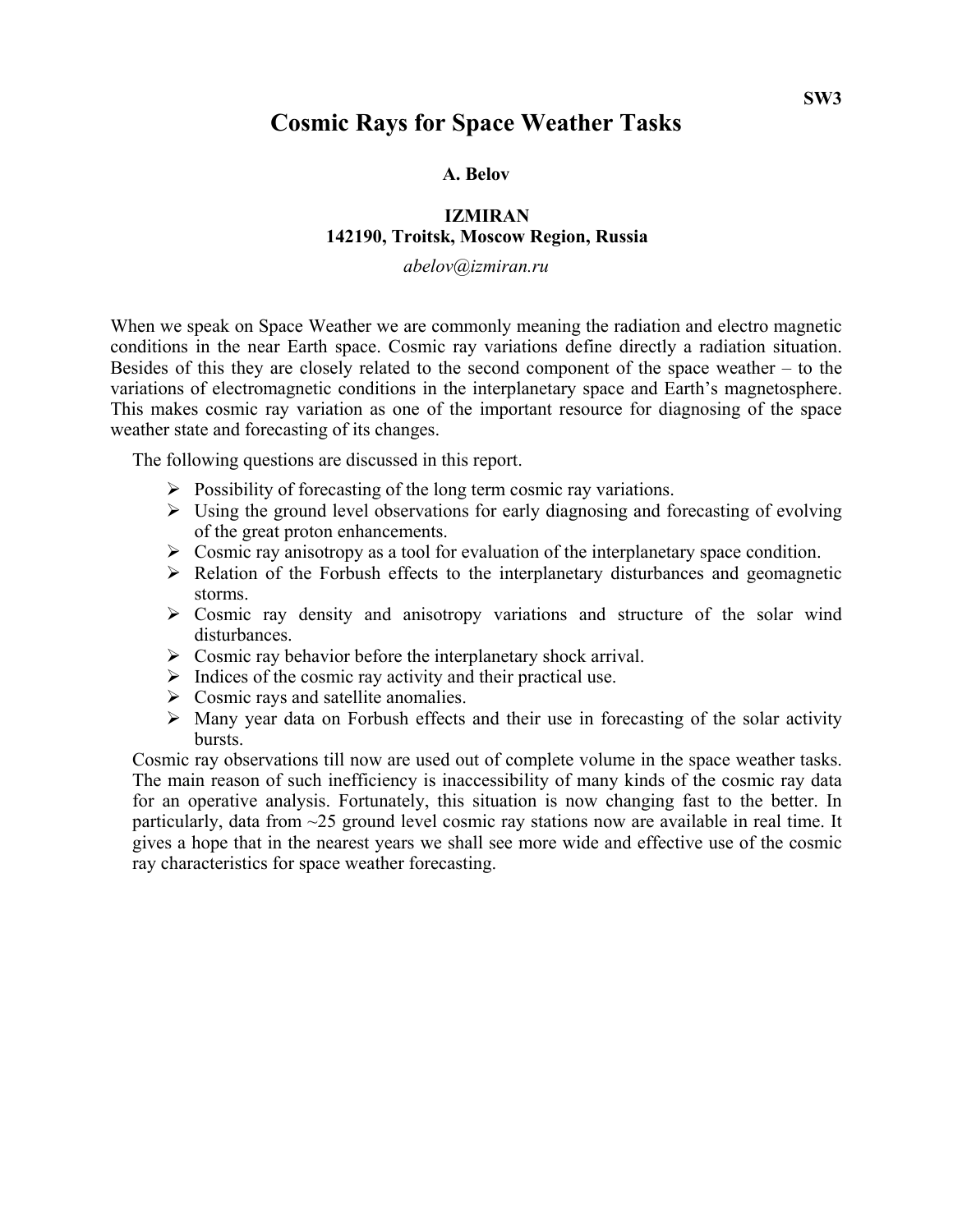SW3

# Cosmic Rays for Space Weather Tasks

**A. Belov**

**IZMIRAN**
**142190, Troitsk, Moscow Region, Russia**

*abelov@izmiran.ru*

When we speak on Space Weather we are commonly meaning the radiation and electro magnetic conditions in the near Earth space. Cosmic ray variations define directly a radiation situation. Besides of this they are closely related to the second component of the space weather – to the variations of electromagnetic conditions in the interplanetary space and Earth's magnetosphere. This makes cosmic ray variation as one of the important resource for diagnosing of the space weather state and forecasting of its changes.

The following questions are discussed in this report.

- Possibility of forecasting of the long term cosmic ray variations.
- Using the ground level observations for early diagnosing and forecasting of evolving of the great proton enhancements.
- Cosmic ray anisotropy as a tool for evaluation of the interplanetary space condition.
- Relation of the Forbush effects to the interplanetary disturbances and geomagnetic storms.
- Cosmic ray density and anisotropy variations and structure of the solar wind disturbances.
- Cosmic ray behavior before the interplanetary shock arrival.
- Indices of the cosmic ray activity and their practical use.
- Cosmic rays and satellite anomalies.
- Many year data on Forbush effects and their use in forecasting of the solar activity bursts.

Cosmic ray observations till now are used out of complete volume in the space weather tasks. The main reason of such inefficiency is inaccessibility of many kinds of the cosmic ray data for an operative analysis. Fortunately, this situation is now changing fast to the better. In particularly, data from ~25 ground level cosmic ray stations now are available in real time. It gives a hope that in the nearest years we shall see more wide and effective use of the cosmic ray characteristics for space weather forecasting.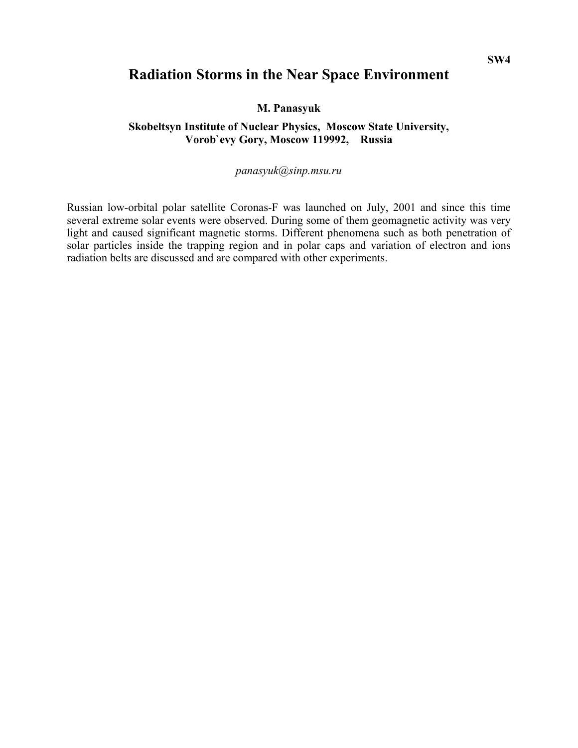SW4

# Radiation Storms in the Near Space Environment

**M. Panasyuk**

**Skobeltsyn Institute of Nuclear Physics, Moscow State University, Vorob`evy Gory, Moscow 119992, Russia**

*panasyuk@sinp.msu.ru*

Russian low-orbital polar satellite Coronas-F was launched on July, 2001 and since this time several extreme solar events were observed. During some of them geomagnetic activity was very light and caused significant magnetic storms. Different phenomena such as both penetration of solar particles inside the trapping region and in polar caps and variation of electron and ions radiation belts are discussed and are compared with other experiments.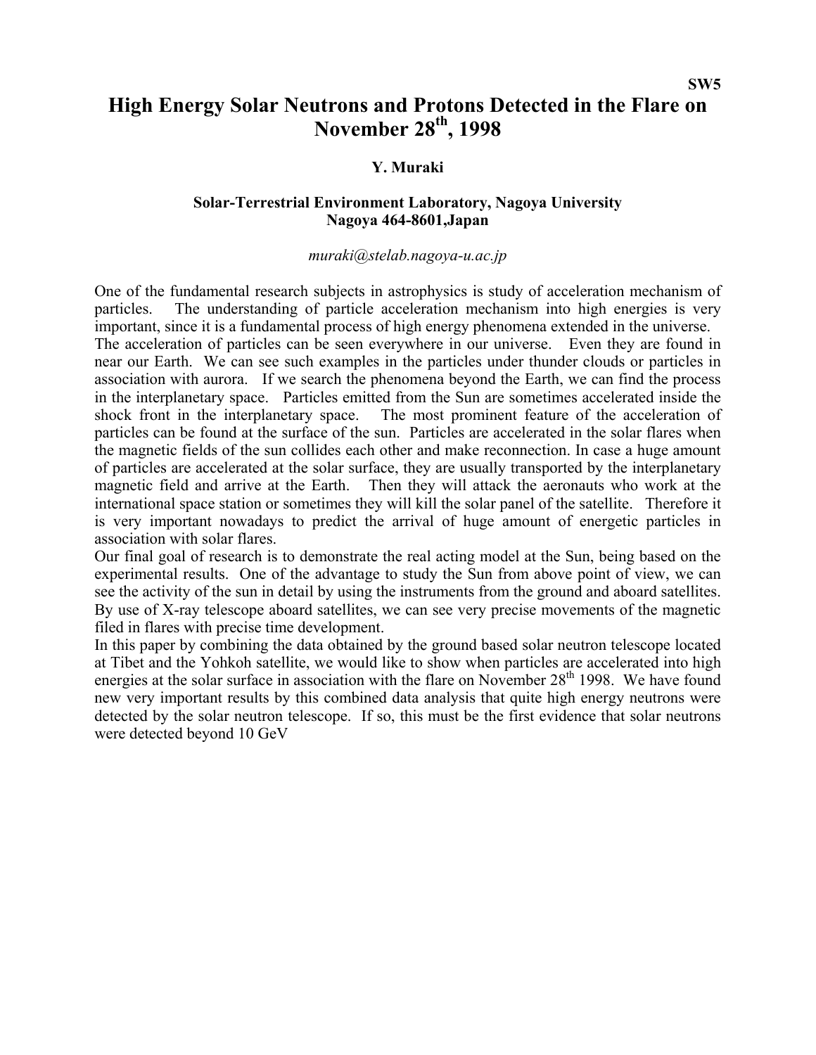**SW5**

# High Energy Solar Neutrons and Protons Detected in the Flare on November 28th, 1998

**Y. Muraki**

**Solar-Terrestrial Environment Laboratory, Nagoya University**
**Nagoya 464-8601,Japan**

*muraki@stelab.nagoya-u.ac.jp*

One of the fundamental research subjects in astrophysics is study of acceleration mechanism of particles. The understanding of particle acceleration mechanism into high energies is very important, since it is a fundamental process of high energy phenomena extended in the universe. The acceleration of particles can be seen everywhere in our universe. Even they are found in near our Earth. We can see such examples in the particles under thunder clouds or particles in association with aurora. If we search the phenomena beyond the Earth, we can find the process in the interplanetary space. Particles emitted from the Sun are sometimes accelerated inside the shock front in the interplanetary space. The most prominent feature of the acceleration of particles can be found at the surface of the sun. Particles are accelerated in the solar flares when the magnetic fields of the sun collides each other and make reconnection. In case a huge amount of particles are accelerated at the solar surface, they are usually transported by the interplanetary magnetic field and arrive at the Earth. Then they will attack the aeronauts who work at the international space station or sometimes they will kill the solar panel of the satellite. Therefore it is very important nowadays to predict the arrival of huge amount of energetic particles in association with solar flares.

Our final goal of research is to demonstrate the real acting model at the Sun, being based on the experimental results. One of the advantage to study the Sun from above point of view, we can see the activity of the sun in detail by using the instruments from the ground and aboard satellites. By use of X-ray telescope aboard satellites, we can see very precise movements of the magnetic filed in flares with precise time development.

In this paper by combining the data obtained by the ground based solar neutron telescope located at Tibet and the Yohkoh satellite, we would like to show when particles are accelerated into high energies at the solar surface in association with the flare on November 28th 1998. We have found new very important results by this combined data analysis that quite high energy neutrons were detected by the solar neutron telescope. If so, this must be the first evidence that solar neutrons were detected beyond 10 GeV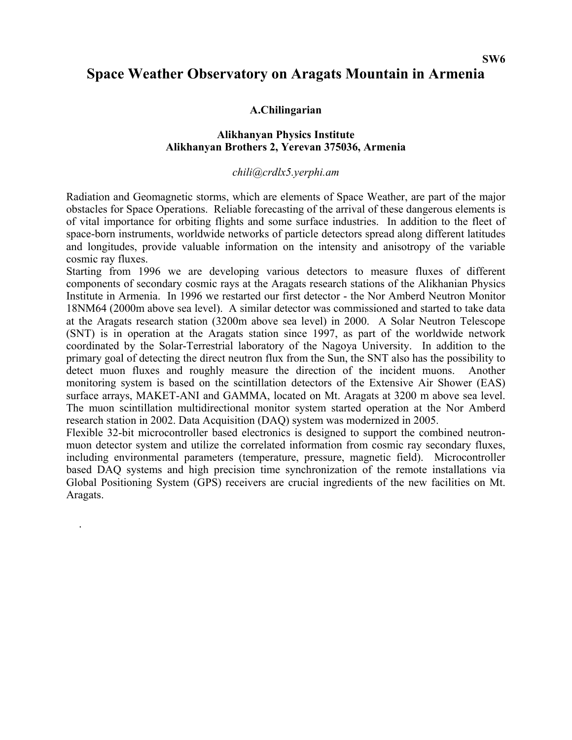SW6

# Space Weather Observatory on Aragats Mountain in Armenia

**A.Chilingarian**

**Alikhanyan Physics Institute**
**Alikhanyan Brothers 2, Yerevan 375036, Armenia**

*chili@crdlx5.yerphi.am*

Radiation and Geomagnetic storms, which are elements of Space Weather, are part of the major obstacles for Space Operations. Reliable forecasting of the arrival of these dangerous elements is of vital importance for orbiting flights and some surface industries. In addition to the fleet of space-born instruments, worldwide networks of particle detectors spread along different latitudes and longitudes, provide valuable information on the intensity and anisotropy of the variable cosmic ray fluxes.

Starting from 1996 we are developing various detectors to measure fluxes of different components of secondary cosmic rays at the Aragats research stations of the Alikhanian Physics Institute in Armenia. In 1996 we restarted our first detector - the Nor Amberd Neutron Monitor 18NM64 (2000m above sea level). A similar detector was commissioned and started to take data at the Aragats research station (3200m above sea level) in 2000. A Solar Neutron Telescope (SNT) is in operation at the Aragats station since 1997, as part of the worldwide network coordinated by the Solar-Terrestrial laboratory of the Nagoya University. In addition to the primary goal of detecting the direct neutron flux from the Sun, the SNT also has the possibility to detect muon fluxes and roughly measure the direction of the incident muons. Another monitoring system is based on the scintillation detectors of the Extensive Air Shower (EAS) surface arrays, MAKET-ANI and GAMMA, located on Mt. Aragats at 3200 m above sea level. The muon scintillation multidirectional monitor system started operation at the Nor Amberd research station in 2002. Data Acquisition (DAQ) system was modernized in 2005.

Flexible 32-bit microcontroller based electronics is designed to support the combined neutron-muon detector system and utilize the correlated information from cosmic ray secondary fluxes, including environmental parameters (temperature, pressure, magnetic field). Microcontroller based DAQ systems and high precision time synchronization of the remote installations via Global Positioning System (GPS) receivers are crucial ingredients of the new facilities on Mt. Aragats.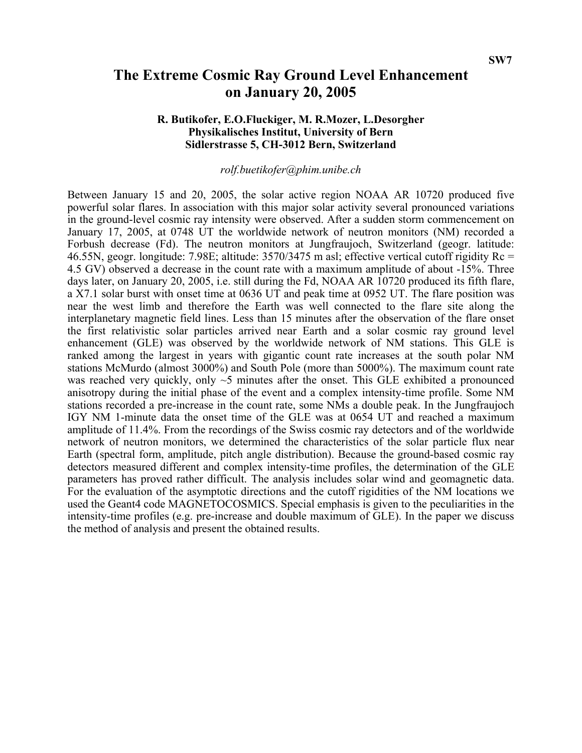SW7

# The Extreme Cosmic Ray Ground Level Enhancement on January 20, 2005

**R. Butikofer, E.O.Fluckiger, M. R.Mozer, L.Desorgher**
**Physikalisches Institut, University of Bern**
**Sidlerstrasse 5, CH-3012 Bern, Switzerland**

*rolf.buetikofer@phim.unibe.ch*

Between January 15 and 20, 2005, the solar active region NOAA AR 10720 produced five powerful solar flares. In association with this major solar activity several pronounced variations in the ground-level cosmic ray intensity were observed. After a sudden storm commencement on January 17, 2005, at 0748 UT the worldwide network of neutron monitors (NM) recorded a Forbush decrease (Fd). The neutron monitors at Jungfraujoch, Switzerland (geogr. latitude: 46.55N, geogr. longitude: 7.98E; altitude: 3570/3475 m asl; effective vertical cutoff rigidity $R_c$ = 4.5 GV) observed a decrease in the count rate with a maximum amplitude of about -15%. Three days later, on January 20, 2005, i.e. still during the Fd, NOAA AR 10720 produced its fifth flare, a X7.1 solar burst with onset time at 0636 UT and peak time at 0952 UT. The flare position was near the west limb and therefore the Earth was well connected to the flare site along the interplanetary magnetic field lines. Less than 15 minutes after the observation of the flare onset the first relativistic solar particles arrived near Earth and a solar cosmic ray ground level enhancement (GLE) was observed by the worldwide network of NM stations. This GLE is ranked among the largest in years with gigantic count rate increases at the south polar NM stations McMurdo (almost 3000%) and South Pole (more than 5000%). The maximum count rate was reached very quickly, only ~5 minutes after the onset. This GLE exhibited a pronounced anisotropy during the initial phase of the event and a complex intensity-time profile. Some NM stations recorded a pre-increase in the count rate, some NMs a double peak. In the Jungfraujoch IGY NM 1-minute data the onset time of the GLE was at 0654 UT and reached a maximum amplitude of 11.4%. From the recordings of the Swiss cosmic ray detectors and of the worldwide network of neutron monitors, we determined the characteristics of the solar particle flux near Earth (spectral form, amplitude, pitch angle distribution). Because the ground-based cosmic ray detectors measured different and complex intensity-time profiles, the determination of the GLE parameters has proved rather difficult. The analysis includes solar wind and geomagnetic data. For the evaluation of the asymptotic directions and the cutoff rigidities of the NM locations we used the Geant4 code MAGNETOCOSMICS. Special emphasis is given to the peculiarities in the intensity-time profiles (e.g. pre-increase and double maximum of GLE). In the paper we discuss the method of analysis and present the obtained results.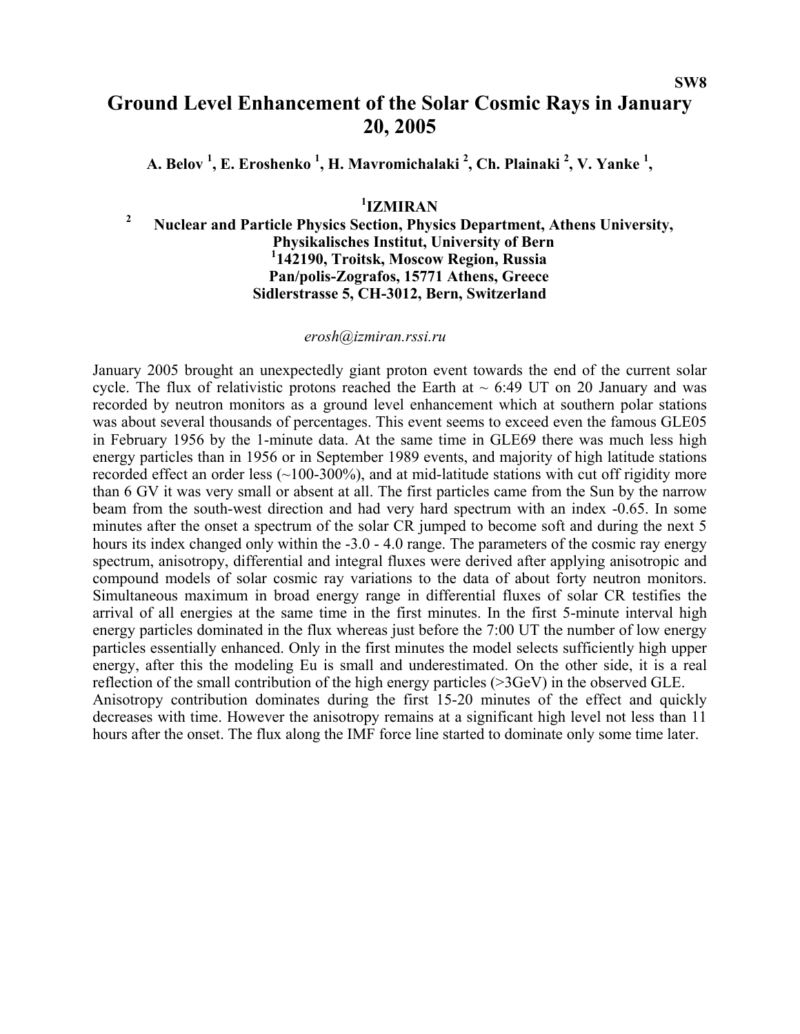SW8

# Ground Level Enhancement of the Solar Cosmic Rays in January 20, 2005

**A. Belov [1], E. Eroshenko [1], H. Mavromichalaki [2], Ch. Plainaki [2], V. Yanke [1],**

**[1]IZMIRAN**
**[2] Nuclear and Particle Physics Section, Physics Department, Athens University,**
**Physikalisches Institut, University of Bern**
**[1]142190, Troitsk, Moscow Region, Russia**
**Pan/polis-Zografos, 15771 Athens, Greece**
**Sidlerstrasse 5, CH-3012, Bern, Switzerland**

*erosh@izmiran.rssi.ru*

January 2005 brought an unexpectedly giant proton event towards the end of the current solar cycle. The flux of relativistic protons reached the Earth at ~ 6:49 UT on 20 January and was recorded by neutron monitors as a ground level enhancement which at southern polar stations was about several thousands of percentages. This event seems to exceed even the famous GLE05 in February 1956 by the 1-minute data. At the same time in GLE69 there was much less high energy particles than in 1956 or in September 1989 events, and majority of high latitude stations recorded effect an order less (~100-300%), and at mid-latitude stations with cut off rigidity more than 6 GV it was very small or absent at all. The first particles came from the Sun by the narrow beam from the south-west direction and had very hard spectrum with an index -0.65. In some minutes after the onset a spectrum of the solar CR jumped to become soft and during the next 5 hours its index changed only within the -3.0 - 4.0 range. The parameters of the cosmic ray energy spectrum, anisotropy, differential and integral fluxes were derived after applying anisotropic and compound models of solar cosmic ray variations to the data of about forty neutron monitors. Simultaneous maximum in broad energy range in differential fluxes of solar CR testifies the arrival of all energies at the same time in the first minutes. In the first 5-minute interval high energy particles dominated in the flux whereas just before the 7:00 UT the number of low energy particles essentially enhanced. Only in the first minutes the model selects sufficiently high upper energy, after this the modeling Eu is small and underestimated. On the other side, it is a real reflection of the small contribution of the high energy particles (>3GeV) in the observed GLE.
Anisotropy contribution dominates during the first 15-20 minutes of the effect and quickly decreases with time. However the anisotropy remains at a significant high level not less than 11 hours after the onset. The flux along the IMF force line started to dominate only some time later.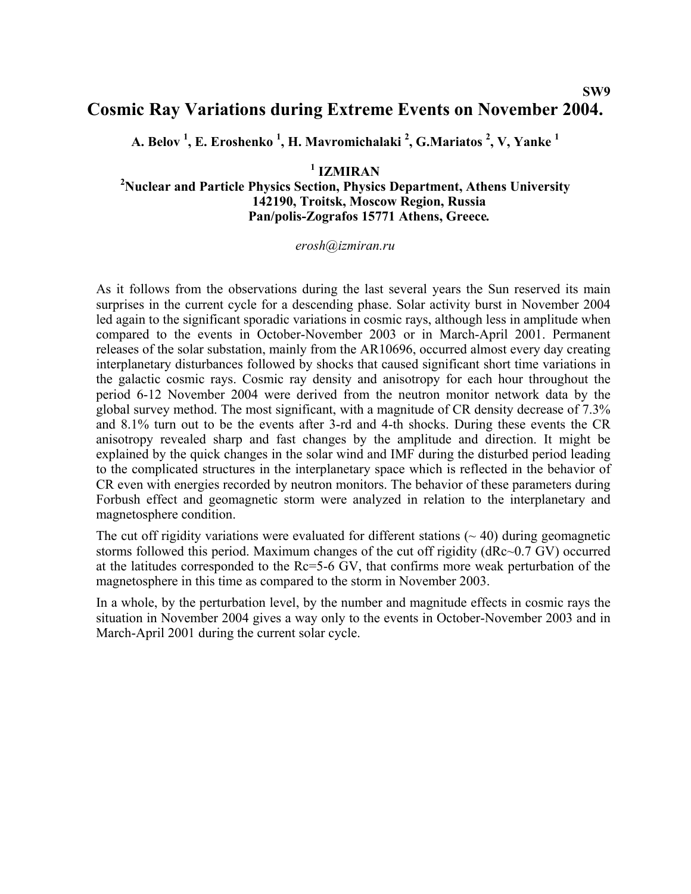SW9

# Cosmic Ray Variations during Extreme Events on November 2004.

**A. Belov [1], E. Eroshenko [1], H. Mavromichalaki [2], G.Mariatos [2], V, Yanke [1]**

**[1] IZMIRAN**
**[2]Nuclear and Particle Physics Section, Physics Department, Athens University**
**142190, Troitsk, Moscow Region, Russia**
**Pan/polis-Zografos 15771 Athens, Greece.**

*erosh@izmiran.ru*

As it follows from the observations during the last several years the Sun reserved its main surprises in the current cycle for a descending phase. Solar activity burst in November 2004 led again to the significant sporadic variations in cosmic rays, although less in amplitude when compared to the events in October-November 2003 or in March-April 2001. Permanent releases of the solar substation, mainly from the AR10696, occurred almost every day creating interplanetary disturbances followed by shocks that caused significant short time variations in the galactic cosmic rays. Cosmic ray density and anisotropy for each hour throughout the period 6-12 November 2004 were derived from the neutron monitor network data by the global survey method. The most significant, with a magnitude of CR density decrease of 7.3% and 8.1% turn out to be the events after 3-rd and 4-th shocks. During these events the CR anisotropy revealed sharp and fast changes by the amplitude and direction. It might be explained by the quick changes in the solar wind and IMF during the disturbed period leading to the complicated structures in the interplanetary space which is reflected in the behavior of CR even with energies recorded by neutron monitors. The behavior of these parameters during Forbush effect and geomagnetic storm were analyzed in relation to the interplanetary and magnetosphere condition.

The cut off rigidity variations were evaluated for different stations (~ 40) during geomagnetic storms followed this period. Maximum changes of the cut off rigidity (dRc~0.7 GV) occurred at the latitudes corresponded to the Rc=5-6 GV, that confirms more weak perturbation of the magnetosphere in this time as compared to the storm in November 2003.

In a whole, by the perturbation level, by the number and magnitude effects in cosmic rays the situation in November 2004 gives a way only to the events in October-November 2003 and in March-April 2001 during the current solar cycle.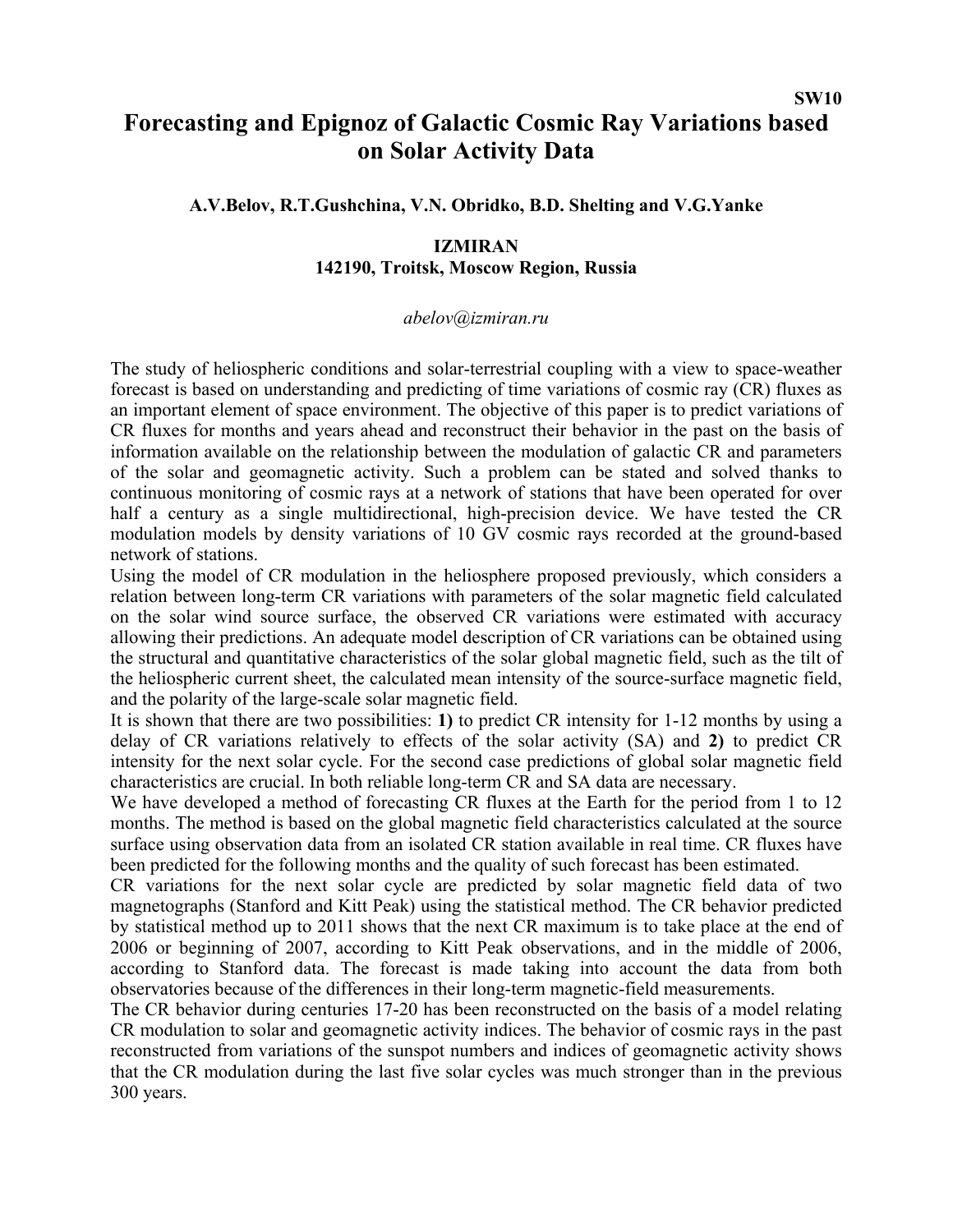SW10

# Forecasting and Epignoz of Galactic Cosmic Ray Variations based on Solar Activity Data

**A.V.Belov, R.T.Gushchina, V.N. Obridko, B.D. Shelting and V.G.Yanke**

**IZMIRAN**
**142190, Troitsk, Moscow Region, Russia**

*abelov@izmiran.ru*

The study of heliospheric conditions and solar-terrestrial coupling with a view to space-weather forecast is based on understanding and predicting of time variations of cosmic ray (CR) fluxes as an important element of space environment. The objective of this paper is to predict variations of CR fluxes for months and years ahead and reconstruct their behavior in the past on the basis of information available on the relationship between the modulation of galactic CR and parameters of the solar and geomagnetic activity. Such a problem can be stated and solved thanks to continuous monitoring of cosmic rays at a network of stations that have been operated for over half a century as a single multidirectional, high-precision device. We have tested the CR modulation models by density variations of 10 GV cosmic rays recorded at the ground-based network of stations.

Using the model of CR modulation in the heliosphere proposed previously, which considers a relation between long-term CR variations with parameters of the solar magnetic field calculated on the solar wind source surface, the observed CR variations were estimated with accuracy allowing their predictions. An adequate model description of CR variations can be obtained using the structural and quantitative characteristics of the solar global magnetic field, such as the tilt of the heliospheric current sheet, the calculated mean intensity of the source-surface magnetic field, and the polarity of the large-scale solar magnetic field.

It is shown that there are two possibilities: **1)** to predict CR intensity for 1-12 months by using a delay of CR variations relatively to effects of the solar activity (SA) and **2)** to predict CR intensity for the next solar cycle. For the second case predictions of global solar magnetic field characteristics are crucial. In both reliable long-term CR and SA data are necessary.

We have developed a method of forecasting CR fluxes at the Earth for the period from 1 to 12 months. The method is based on the global magnetic field characteristics calculated at the source surface using observation data from an isolated CR station available in real time. CR fluxes have been predicted for the following months and the quality of such forecast has been estimated.

CR variations for the next solar cycle are predicted by solar magnetic field data of two magnetographs (Stanford and Kitt Peak) using the statistical method. The CR behavior predicted by statistical method up to 2011 shows that the next CR maximum is to take place at the end of 2006 or beginning of 2007, according to Kitt Peak observations, and in the middle of 2006, according to Stanford data. The forecast is made taking into account the data from both observatories because of the differences in their long-term magnetic-field measurements.

The CR behavior during centuries 17-20 has been reconstructed on the basis of a model relating CR modulation to solar and geomagnetic activity indices. The behavior of cosmic rays in the past reconstructed from variations of the sunspot numbers and indices of geomagnetic activity shows that the CR modulation during the last five solar cycles was much stronger than in the previous 300 years.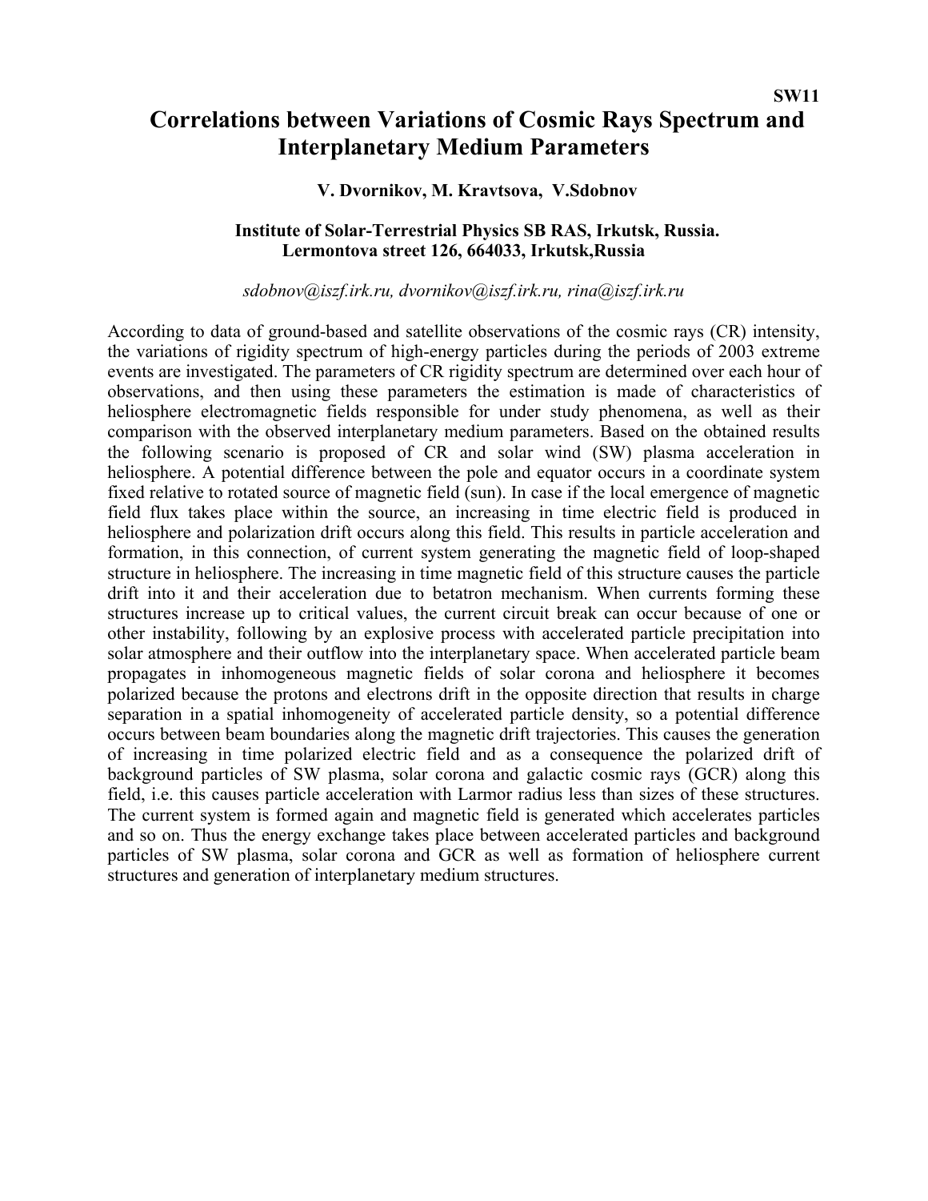SW11

# Correlations between Variations of Cosmic Rays Spectrum and Interplanetary Medium Parameters

**V. Dvornikov, M. Kravtsova, V.Sdobnov**

**Institute of Solar-Terrestrial Physics SB RAS, Irkutsk, Russia. Lermontova street 126, 664033, Irkutsk,Russia**

*sdobnov@iszf.irk.ru, dvornikov@iszf.irk.ru, rina@iszf.irk.ru*

According to data of ground-based and satellite observations of the cosmic rays (CR) intensity, the variations of rigidity spectrum of high-energy particles during the periods of 2003 extreme events are investigated. The parameters of CR rigidity spectrum are determined over each hour of observations, and then using these parameters the estimation is made of characteristics of heliosphere electromagnetic fields responsible for under study phenomena, as well as their comparison with the observed interplanetary medium parameters. Based on the obtained results the following scenario is proposed of CR and solar wind (SW) plasma acceleration in heliosphere. A potential difference between the pole and equator occurs in a coordinate system fixed relative to rotated source of magnetic field (sun). In case if the local emergence of magnetic field flux takes place within the source, an increasing in time electric field is produced in heliosphere and polarization drift occurs along this field. This results in particle acceleration and formation, in this connection, of current system generating the magnetic field of loop-shaped structure in heliosphere. The increasing in time magnetic field of this structure causes the particle drift into it and their acceleration due to betatron mechanism. When currents forming these structures increase up to critical values, the current circuit break can occur because of one or other instability, following by an explosive process with accelerated particle precipitation into solar atmosphere and their outflow into the interplanetary space. When accelerated particle beam propagates in inhomogeneous magnetic fields of solar corona and heliosphere it becomes polarized because the protons and electrons drift in the opposite direction that results in charge separation in a spatial inhomogeneity of accelerated particle density, so a potential difference occurs between beam boundaries along the magnetic drift trajectories. This causes the generation of increasing in time polarized electric field and as a consequence the polarized drift of background particles of SW plasma, solar corona and galactic cosmic rays (GCR) along this field, i.e. this causes particle acceleration with Larmor radius less than sizes of these structures. The current system is formed again and magnetic field is generated which accelerates particles and so on. Thus the energy exchange takes place between accelerated particles and background particles of SW plasma, solar corona and GCR as well as formation of heliosphere current structures and generation of interplanetary medium structures.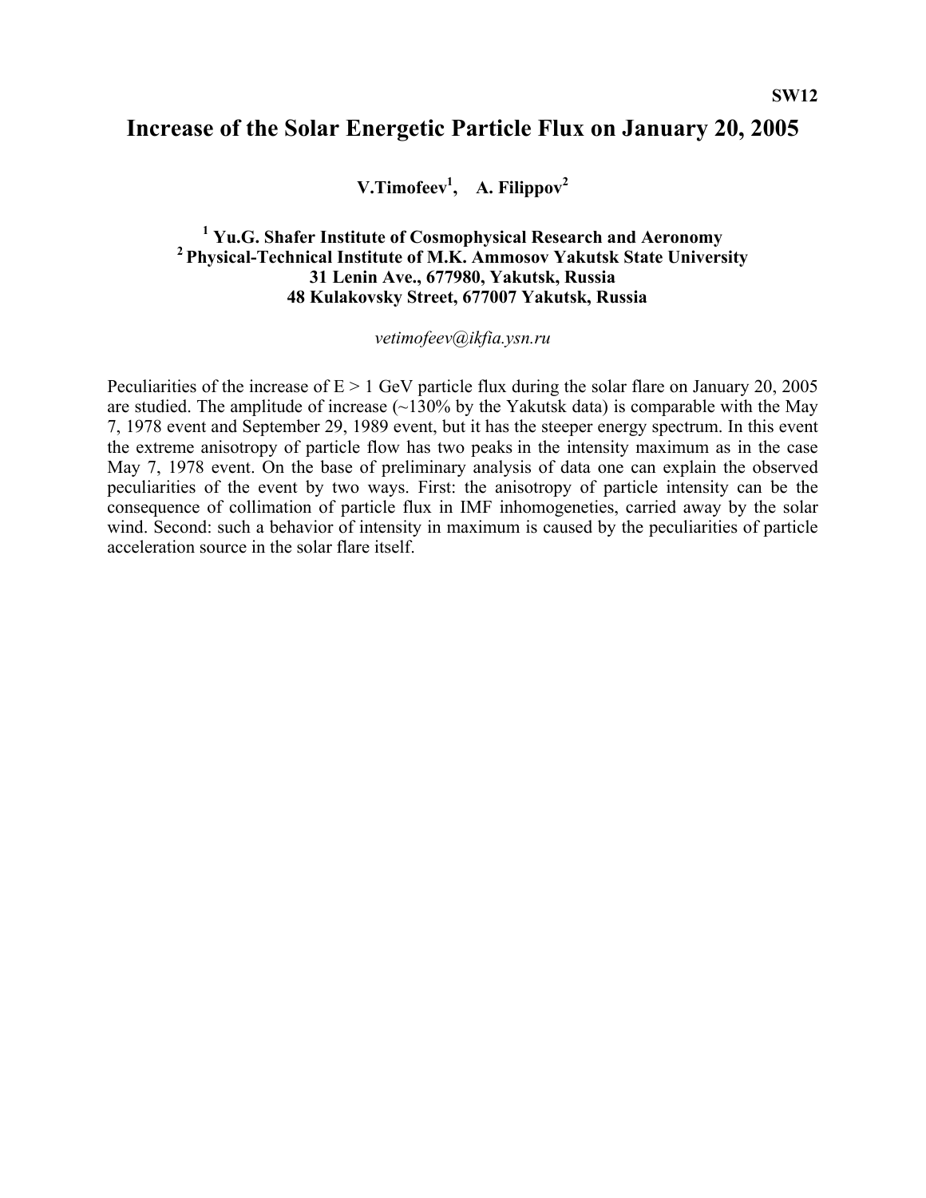**SW12**

# Increase of the Solar Energetic Particle Flux on January 20, 2005

**V.Timofeev[1], A. Filippov[2]**

**[1] Yu.G. Shafer Institute of Cosmophysical Research and Aeronomy**
**[2] Physical-Technical Institute of M.K. Ammosov Yakutsk State University**
**31 Lenin Ave., 677980, Yakutsk, Russia**
**48 Kulakovsky Street, 677007 Yakutsk, Russia**

*vetimofeev@ikfia.ysn.ru*

Peculiarities of the increase of E > 1 GeV particle flux during the solar flare on January 20, 2005 are studied. The amplitude of increase (~130% by the Yakutsk data) is comparable with the May 7, 1978 event and September 29, 1989 event, but it has the steeper energy spectrum. In this event the extreme anisotropy of particle flow has two peaks in the intensity maximum as in the case May 7, 1978 event. On the base of preliminary analysis of data one can explain the observed peculiarities of the event by two ways. First: the anisotropy of particle intensity can be the consequence of collimation of particle flux in IMF inhomogeneties, carried away by the solar wind. Second: such a behavior of intensity in maximum is caused by the peculiarities of particle acceleration source in the solar flare itself.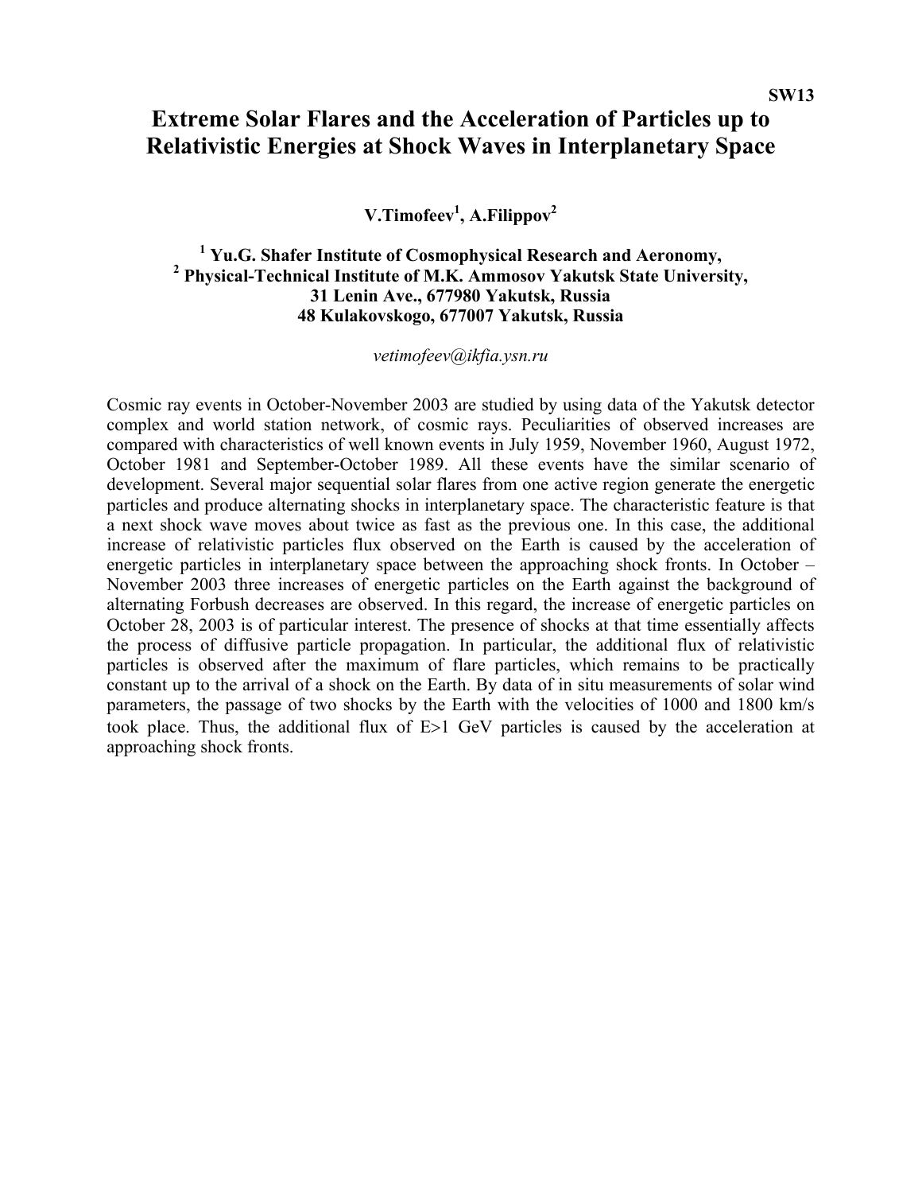SW13

# Extreme Solar Flares and the Acceleration of Particles up to Relativistic Energies at Shock Waves in Interplanetary Space

**V.Timofeev[1], A.Filippov[2]**

**[1] Yu.G. Shafer Institute of Cosmophysical Research and Aeronomy,**
**[2] Physical-Technical Institute of M.K. Ammosov Yakutsk State University,**
**31 Lenin Ave., 677980 Yakutsk, Russia**
**48 Kulakovskogo, 677007 Yakutsk, Russia**

*vetimofeev@ikfia.ysn.ru*

Cosmic ray events in October-November 2003 are studied by using data of the Yakutsk detector complex and world station network, of cosmic rays. Peculiarities of observed increases are compared with characteristics of well known events in July 1959, November 1960, August 1972, October 1981 and September-October 1989. All these events have the similar scenario of development. Several major sequential solar flares from one active region generate the energetic particles and produce alternating shocks in interplanetary space. The characteristic feature is that a next shock wave moves about twice as fast as the previous one. In this case, the additional increase of relativistic particles flux observed on the Earth is caused by the acceleration of energetic particles in interplanetary space between the approaching shock fronts. In October – November 2003 three increases of energetic particles on the Earth against the background of alternating Forbush decreases are observed. In this regard, the increase of energetic particles on October 28, 2003 is of particular interest. The presence of shocks at that time essentially affects the process of diffusive particle propagation. In particular, the additional flux of relativistic particles is observed after the maximum of flare particles, which remains to be practically constant up to the arrival of a shock on the Earth. By data of in situ measurements of solar wind parameters, the passage of two shocks by the Earth with the velocities of 1000 and 1800 km/s took place. Thus, the additional flux of $E>1$ GeV particles is caused by the acceleration at approaching shock fronts.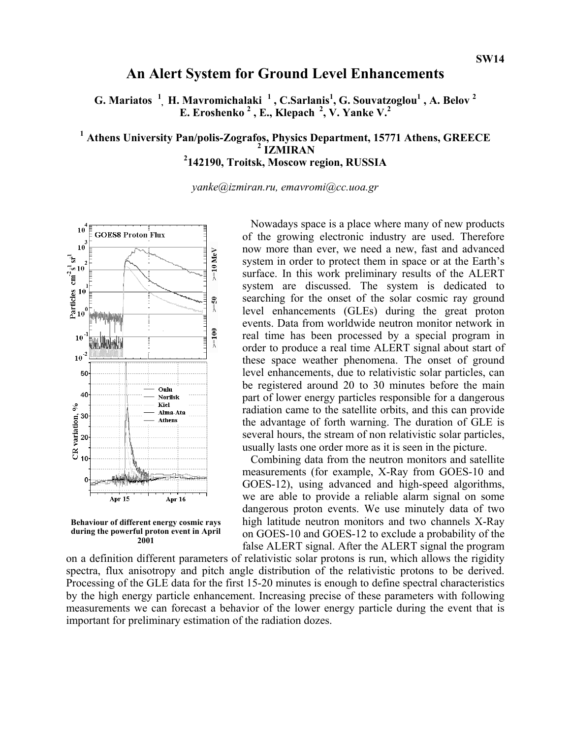SW14

# An Alert System for Ground Level Enhancements

**G. Mariatos [1], H. Mavromichalaki [1], C.Sarlanis[1], G. Souvatzoglou[1], A. Belov [2] E. Eroshenko [2], E., Klepach [2], V. Yanke V.[2]**

**[1] Athens University Pan/polis-Zografos, Physics Department, 15771 Athens, GREECE**
**[2] IZMIRAN**
**[2]142190, Troitsk, Moscow region, RUSSIA**

*yanke@izmiran.ru, emavromi@cc.uoa.gr*

**Behaviour of different energy cosmic rays during the powerful proton event in April 2001**

Nowadays space is a place where many of new products of the growing electronic industry are used. Therefore now more than ever, we need a new, fast and advanced system in order to protect them in space or at the Earth's surface. In this work preliminary results of the ALERT system are discussed. The system is dedicated to searching for the onset of the solar cosmic ray ground level enhancements (GLEs) during the great proton events. Data from worldwide neutron monitor network in real time has been processed by a special program in order to produce a real time ALERT signal about start of these space weather phenomena. The onset of ground level enhancements, due to relativistic solar particles, can be registered around 20 to 30 minutes before the main part of lower energy particles responsible for a dangerous radiation came to the satellite orbits, and this can provide the advantage of forth warning. The duration of GLE is several hours, the stream of non relativistic solar particles, usually lasts one order more as it is seen in the picture.

Combining data from the neutron monitors and satellite measurements (for example, X-Ray from GOES-10 and GOES-12), using advanced and high-speed algorithms, we are able to provide a reliable alarm signal on some dangerous proton events. We use minutely data of two high latitude neutron monitors and two channels X-Ray on GOES-10 and GOES-12 to exclude a probability of the false ALERT signal. After the ALERT signal the program on a definition different parameters of relativistic solar protons is run, which allows the rigidity spectra, flux anisotropy and pitch angle distribution of the relativistic protons to be derived. Processing of the GLE data for the first 15-20 minutes is enough to define spectral characteristics by the high energy particle enhancement. Increasing precise of these parameters with following measurements we can forecast a behavior of the lower energy particle during the event that is important for preliminary estimation of the radiation dozes.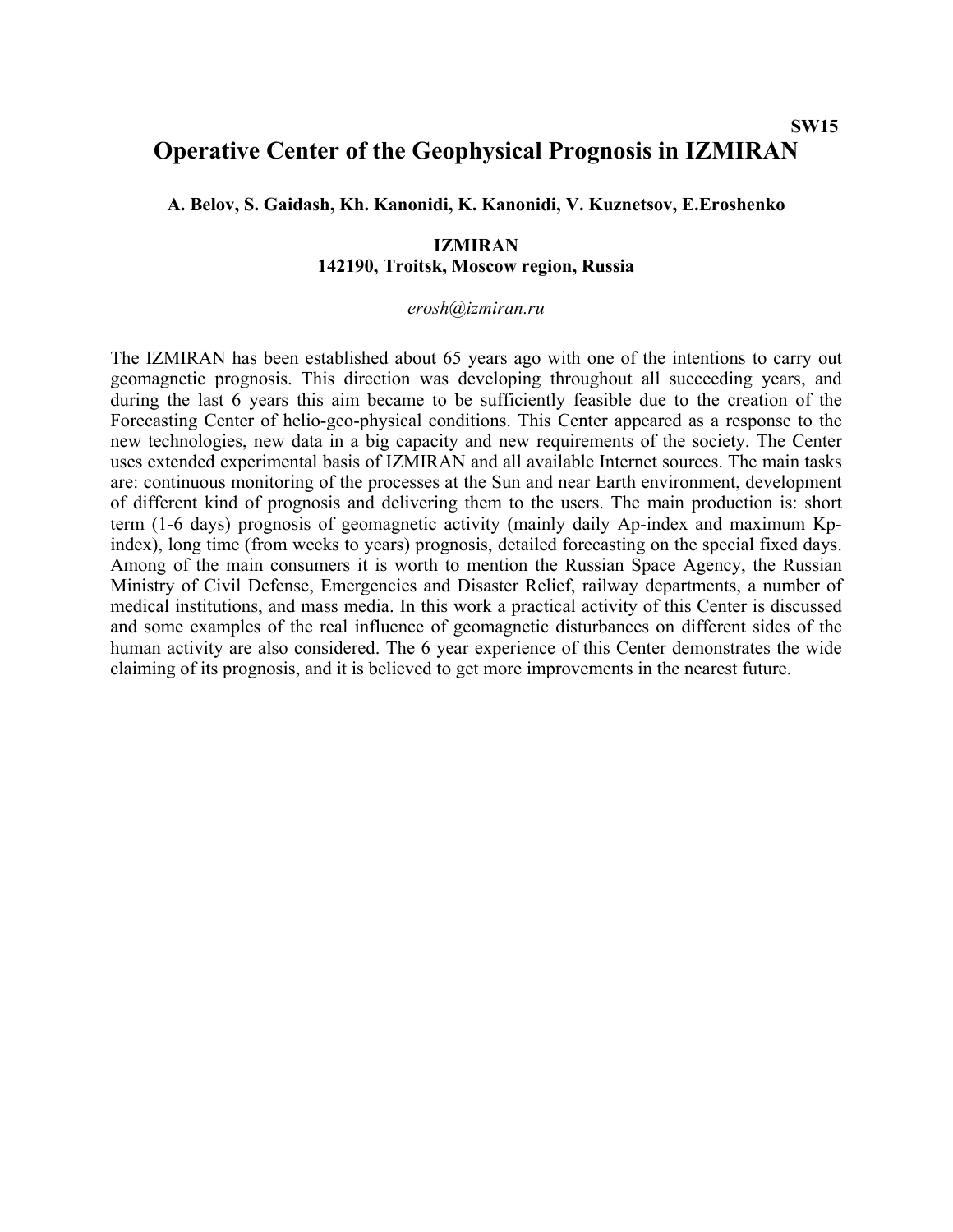SW15

# Operative Center of the Geophysical Prognosis in IZMIRAN

**A. Belov, S. Gaidash, Kh. Kanonidi, K. Kanonidi, V. Kuznetsov, E.Eroshenko**

**IZMIRAN**
**142190, Troitsk, Moscow region, Russia**

*erosh@izmiran.ru*

The IZMIRAN has been established about 65 years ago with one of the intentions to carry out geomagnetic prognosis. This direction was developing throughout all succeeding years, and during the last 6 years this aim became to be sufficiently feasible due to the creation of the Forecasting Center of helio-geo-physical conditions. This Center appeared as a response to the new technologies, new data in a big capacity and new requirements of the society. The Center uses extended experimental basis of IZMIRAN and all available Internet sources. The main tasks are: continuous monitoring of the processes at the Sun and near Earth environment, development of different kind of prognosis and delivering them to the users. The main production is: short term (1-6 days) prognosis of geomagnetic activity (mainly daily Ap-index and maximum Kp-index), long time (from weeks to years) prognosis, detailed forecasting on the special fixed days. Among of the main consumers it is worth to mention the Russian Space Agency, the Russian Ministry of Civil Defense, Emergencies and Disaster Relief, railway departments, a number of medical institutions, and mass media. In this work a practical activity of this Center is discussed and some examples of the real influence of geomagnetic disturbances on different sides of the human activity are also considered. The 6 year experience of this Center demonstrates the wide claiming of its prognosis, and it is believed to get more improvements in the nearest future.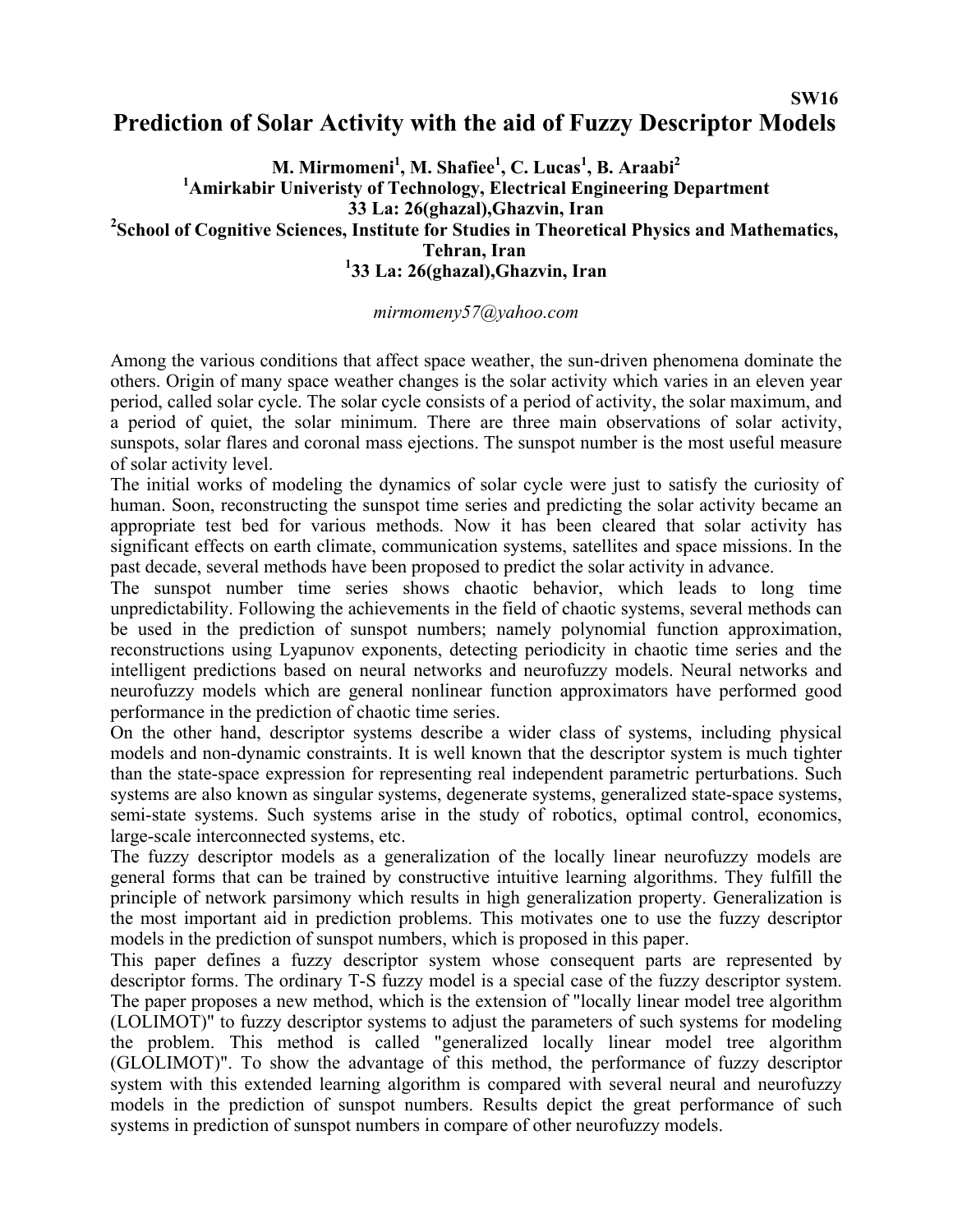SW16

# Prediction of Solar Activity with the aid of Fuzzy Descriptor Models

**M. Mirmomeni[1], M. Shafiee[1], C. Lucas[1], B. Araabi[2]**

**[1]Amirkabir Univeristy of Technology, Electrical Engineering Department**
**33 La: 26(ghazal),Ghazvin, Iran**
**[2]School of Cognitive Sciences, Institute for Studies in Theoretical Physics and Mathematics, Tehran, Iran**
**[1]33 La: 26(ghazal),Ghazvin, Iran**

*mirmomeny57@yahoo.com*

Among the various conditions that affect space weather, the sun-driven phenomena dominate the others. Origin of many space weather changes is the solar activity which varies in an eleven year period, called solar cycle. The solar cycle consists of a period of activity, the solar maximum, and a period of quiet, the solar minimum. There are three main observations of solar activity, sunspots, solar flares and coronal mass ejections. The sunspot number is the most useful measure of solar activity level.

The initial works of modeling the dynamics of solar cycle were just to satisfy the curiosity of human. Soon, reconstructing the sunspot time series and predicting the solar activity became an appropriate test bed for various methods. Now it has been cleared that solar activity has significant effects on earth climate, communication systems, satellites and space missions. In the past decade, several methods have been proposed to predict the solar activity in advance.

The sunspot number time series shows chaotic behavior, which leads to long time unpredictability. Following the achievements in the field of chaotic systems, several methods can be used in the prediction of sunspot numbers; namely polynomial function approximation, reconstructions using Lyapunov exponents, detecting periodicity in chaotic time series and the intelligent predictions based on neural networks and neurofuzzy models. Neural networks and neurofuzzy models which are general nonlinear function approximators have performed good performance in the prediction of chaotic time series.

On the other hand, descriptor systems describe a wider class of systems, including physical models and non-dynamic constraints. It is well known that the descriptor system is much tighter than the state-space expression for representing real independent parametric perturbations. Such systems are also known as singular systems, degenerate systems, generalized state-space systems, semi-state systems. Such systems arise in the study of robotics, optimal control, economics, large-scale interconnected systems, etc.

The fuzzy descriptor models as a generalization of the locally linear neurofuzzy models are general forms that can be trained by constructive intuitive learning algorithms. They fulfill the principle of network parsimony which results in high generalization property. Generalization is the most important aid in prediction problems. This motivates one to use the fuzzy descriptor models in the prediction of sunspot numbers, which is proposed in this paper.

This paper defines a fuzzy descriptor system whose consequent parts are represented by descriptor forms. The ordinary T-S fuzzy model is a special case of the fuzzy descriptor system. The paper proposes a new method, which is the extension of "locally linear model tree algorithm (LOLIMOT)" to fuzzy descriptor systems to adjust the parameters of such systems for modeling the problem. This method is called "generalized locally linear model tree algorithm (GLOLIMOT)". To show the advantage of this method, the performance of fuzzy descriptor system with this extended learning algorithm is compared with several neural and neurofuzzy models in the prediction of sunspot numbers. Results depict the great performance of such systems in prediction of sunspot numbers in compare of other neurofuzzy models.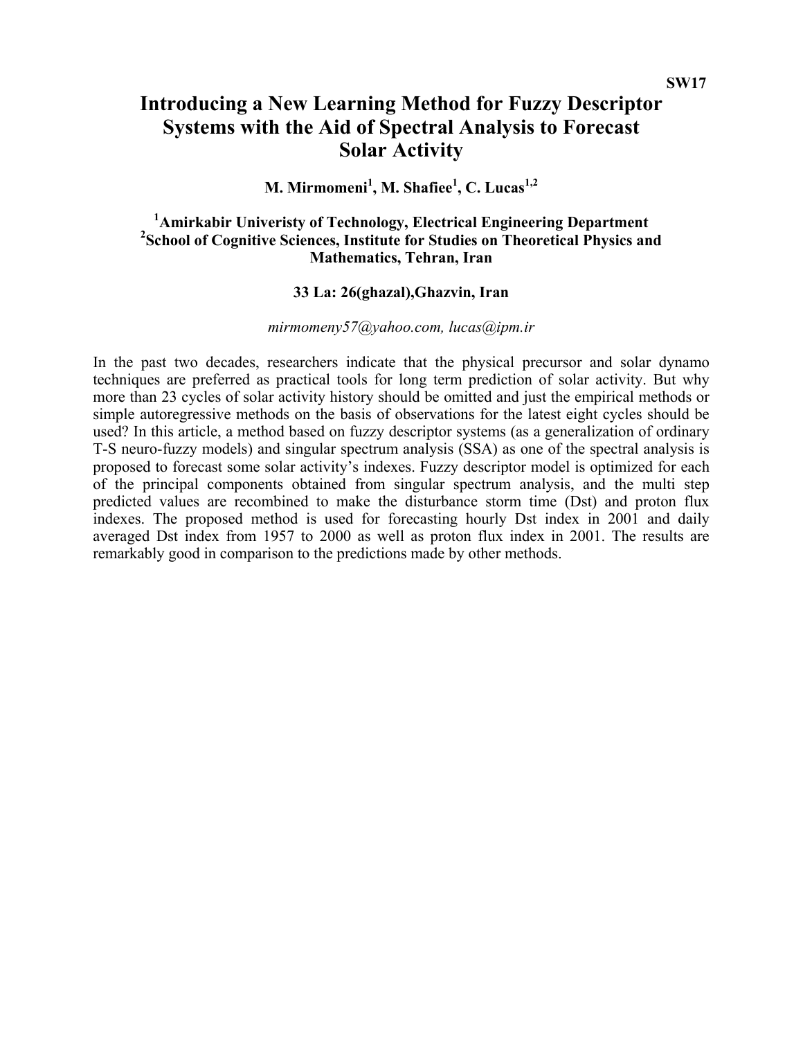**SW17**

# Introducing a New Learning Method for Fuzzy Descriptor Systems with the Aid of Spectral Analysis to Forecast Solar Activity

**M. Mirmomeni[1], M. Shafiee[1], C. Lucas[1,2]**

**[1]Amirkabir Univeristy of Technology, Electrical Engineering Department**
**[2]School of Cognitive Sciences, Institute for Studies on Theoretical Physics and Mathematics, Tehran, Iran**

**33 La: 26(ghazal),Ghazvin, Iran**

*mirmomeny57@yahoo.com, lucas@ipm.ir*

In the past two decades, researchers indicate that the physical precursor and solar dynamo techniques are preferred as practical tools for long term prediction of solar activity. But why more than 23 cycles of solar activity history should be omitted and just the empirical methods or simple autoregressive methods on the basis of observations for the latest eight cycles should be used? In this article, a method based on fuzzy descriptor systems (as a generalization of ordinary T-S neuro-fuzzy models) and singular spectrum analysis (SSA) as one of the spectral analysis is proposed to forecast some solar activity's indexes. Fuzzy descriptor model is optimized for each of the principal components obtained from singular spectrum analysis, and the multi step predicted values are recombined to make the disturbance storm time (Dst) and proton flux indexes. The proposed method is used for forecasting hourly Dst index in 2001 and daily averaged Dst index from 1957 to 2000 as well as proton flux index in 2001. The results are remarkably good in comparison to the predictions made by other methods.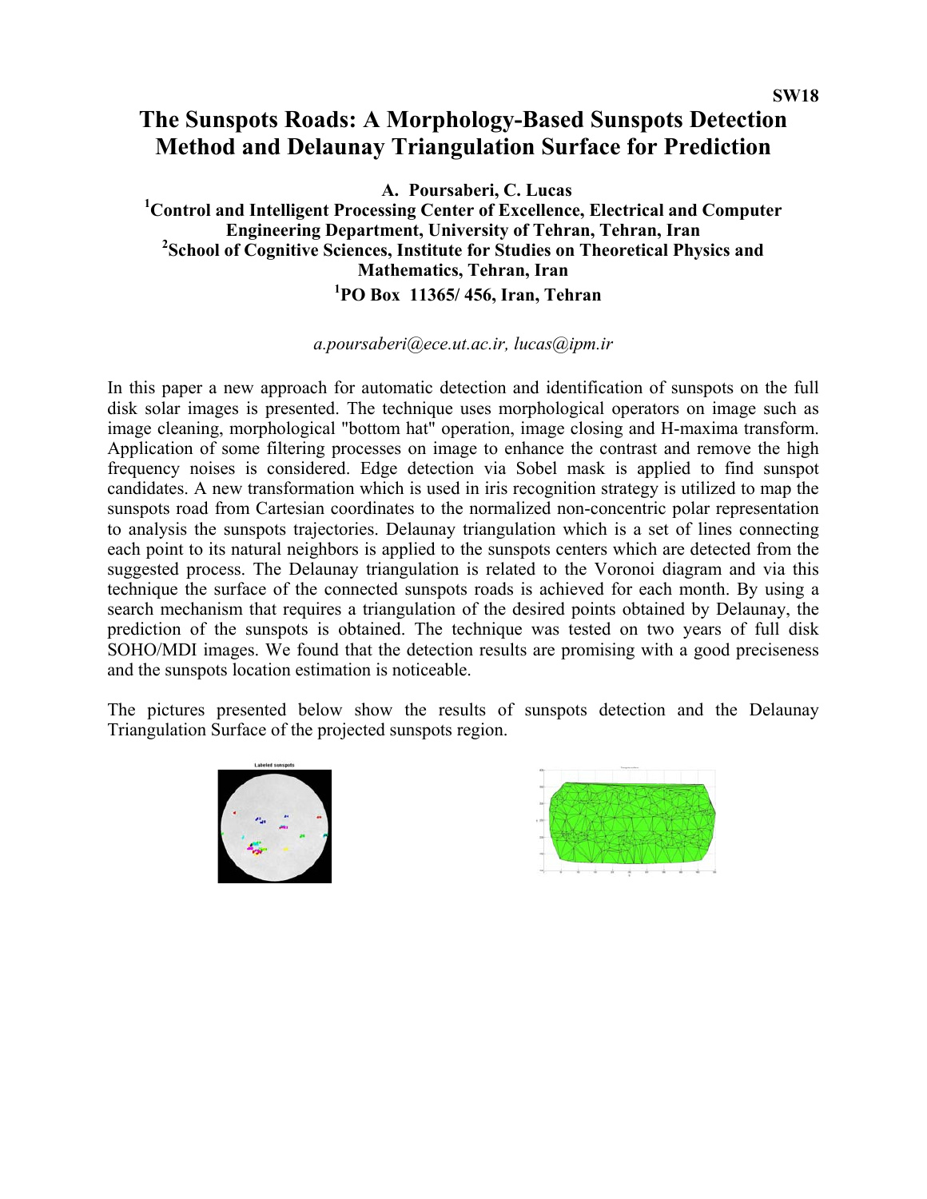SW18

# The Sunspots Roads: A Morphology-Based Sunspots Detection Method and Delaunay Triangulation Surface for Prediction

**A. Poursaberi, C. Lucas**

**[1]Control and Intelligent Processing Center of Excellence, Electrical and Computer Engineering Department, University of Tehran, Tehran, Iran**
**[2]School of Cognitive Sciences, Institute for Studies on Theoretical Physics and Mathematics, Tehran, Iran**
**[1]PO Box 11365/ 456, Iran, Tehran**

*a.poursaberi@ece.ut.ac.ir, lucas@ipm.ir*

In this paper a new approach for automatic detection and identification of sunspots on the full disk solar images is presented. The technique uses morphological operators on image such as image cleaning, morphological "bottom hat" operation, image closing and H-maxima transform. Application of some filtering processes on image to enhance the contrast and remove the high frequency noises is considered. Edge detection via Sobel mask is applied to find sunspot candidates. A new transformation which is used in iris recognition strategy is utilized to map the sunspots road from Cartesian coordinates to the normalized non-concentric polar representation to analysis the sunspots trajectories. Delaunay triangulation which is a set of lines connecting each point to its natural neighbors is applied to the sunspots centers which are detected from the suggested process. The Delaunay triangulation is related to the Voronoi diagram and via this technique the surface of the connected sunspots roads is achieved for each month. By using a search mechanism that requires a triangulation of the desired points obtained by Delaunay, the prediction of the sunspots is obtained. The technique was tested on two years of full disk SOHO/MDI images. We found that the detection results are promising with a good preciseness and the sunspots location estimation is noticeable.

The pictures presented below show the results of sunspots detection and the Delaunay Triangulation Surface of the projected sunspots region.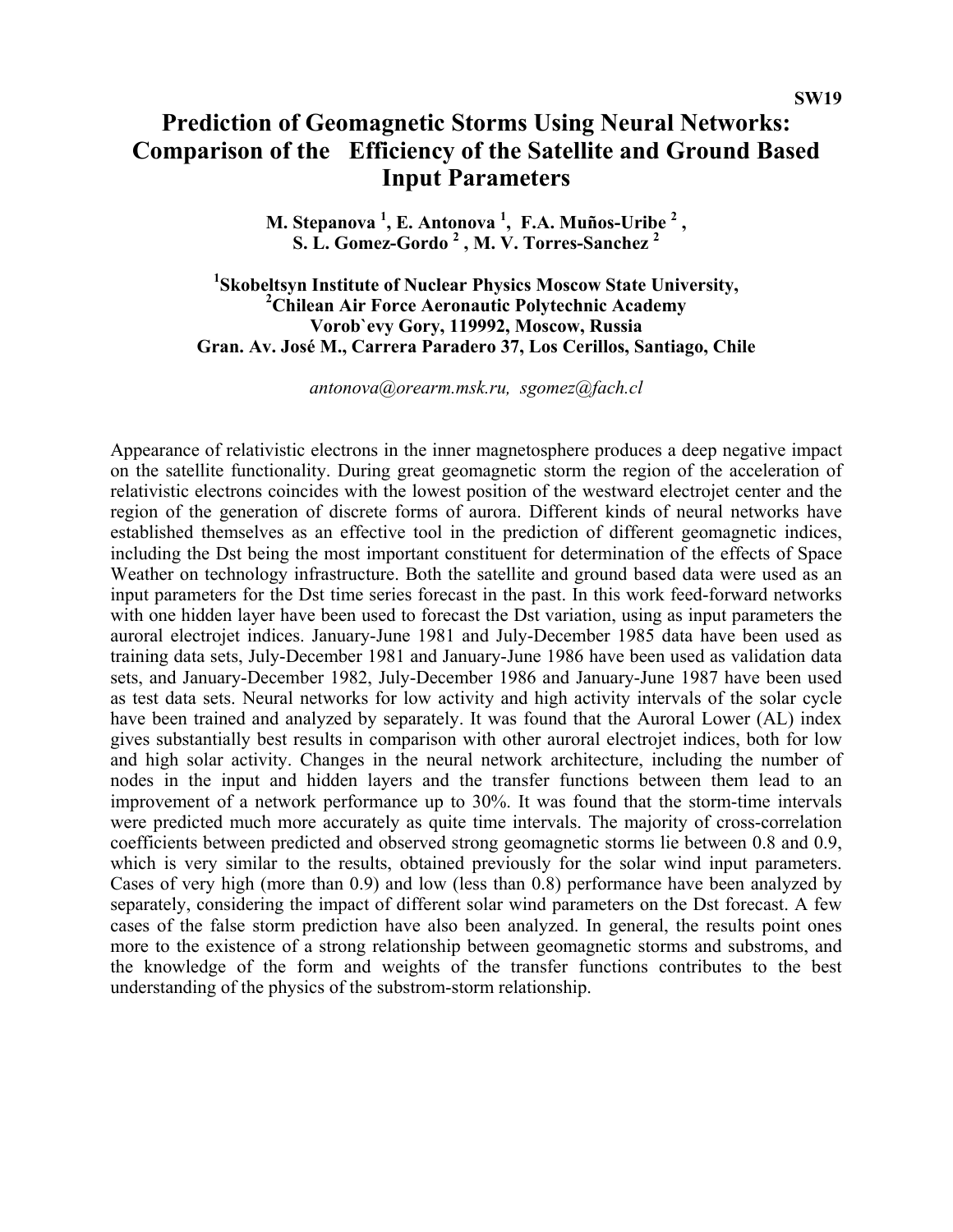SW19

# Prediction of Geomagnetic Storms Using Neural Networks: Comparison of the Efficiency of the Satellite and Ground Based Input Parameters

**M. Stepanova [1], E. Antonova [1], F.A. Muños-Uribe [2], S. L. Gomez-Gordo [2], M. V. Torres-Sanchez [2]**

**[1]Skobeltsyn Institute of Nuclear Physics Moscow State University,**
**[2]Chilean Air Force Aeronautic Polytechnic Academy**
**Vorob`evy Gory, 119992, Moscow, Russia**
**Gran. Av. José M., Carrera Paradero 37, Los Cerillos, Santiago, Chile**

*antonova@orearm.msk.ru, sgomez@fach.cl*

Appearance of relativistic electrons in the inner magnetosphere produces a deep negative impact on the satellite functionality. During great geomagnetic storm the region of the acceleration of relativistic electrons coincides with the lowest position of the westward electrojet center and the region of the generation of discrete forms of aurora. Different kinds of neural networks have established themselves as an effective tool in the prediction of different geomagnetic indices, including the Dst being the most important constituent for determination of the effects of Space Weather on technology infrastructure. Both the satellite and ground based data were used as an input parameters for the Dst time series forecast in the past. In this work feed-forward networks with one hidden layer have been used to forecast the Dst variation, using as input parameters the auroral electrojet indices. January-June 1981 and July-December 1985 data have been used as training data sets, July-December 1981 and January-June 1986 have been used as validation data sets, and January-December 1982, July-December 1986 and January-June 1987 have been used as test data sets. Neural networks for low activity and high activity intervals of the solar cycle have been trained and analyzed by separately. It was found that the Auroral Lower (AL) index gives substantially best results in comparison with other auroral electrojet indices, both for low and high solar activity. Changes in the neural network architecture, including the number of nodes in the input and hidden layers and the transfer functions between them lead to an improvement of a network performance up to 30%. It was found that the storm-time intervals were predicted much more accurately as quite time intervals. The majority of cross-correlation coefficients between predicted and observed strong geomagnetic storms lie between 0.8 and 0.9, which is very similar to the results, obtained previously for the solar wind input parameters. Cases of very high (more than 0.9) and low (less than 0.8) performance have been analyzed by separately, considering the impact of different solar wind parameters on the Dst forecast. A few cases of the false storm prediction have also been analyzed. In general, the results point ones more to the existence of a strong relationship between geomagnetic storms and substroms, and the knowledge of the form and weights of the transfer functions contributes to the best understanding of the physics of the substrom-storm relationship.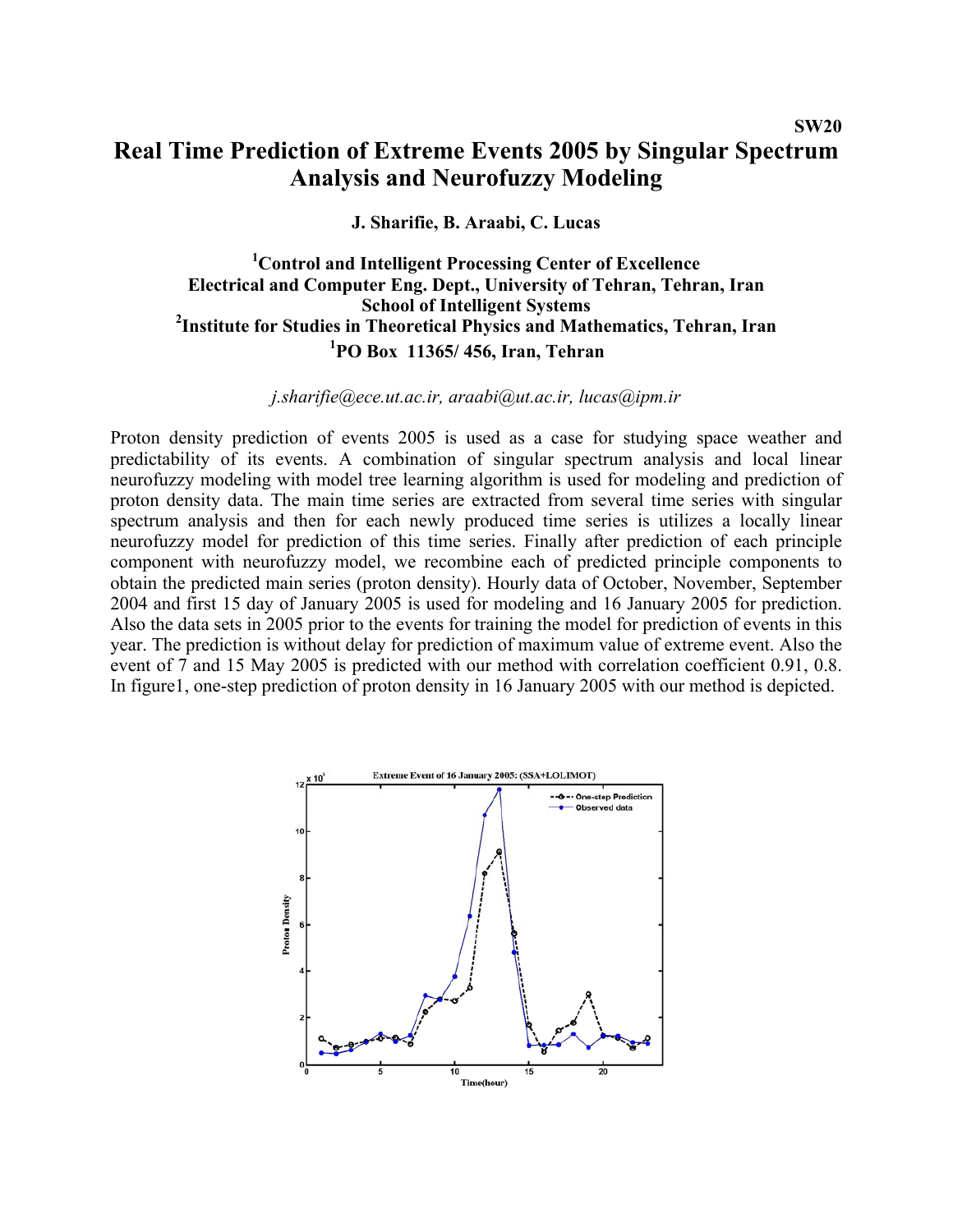SW20

# Real Time Prediction of Extreme Events 2005 by Singular Spectrum Analysis and Neurofuzzy Modeling

**J. Sharifie, B. Araabi, C. Lucas**

**[1]Control and Intelligent Processing Center of Excellence**
**Electrical and Computer Eng. Dept., University of Tehran, Tehran, Iran**
**School of Intelligent Systems**
**[2]Institute for Studies in Theoretical Physics and Mathematics, Tehran, Iran**
**[1]PO Box 11365/ 456, Iran, Tehran**

*j.sharifie@ece.ut.ac.ir, araabi@ut.ac.ir, lucas@ipm.ir*

Proton density prediction of events 2005 is used as a case for studying space weather and predictability of its events. A combination of singular spectrum analysis and local linear neurofuzzy modeling with model tree learning algorithm is used for modeling and prediction of proton density data. The main time series are extracted from several time series with singular spectrum analysis and then for each newly produced time series is utilizes a locally linear neurofuzzy model for prediction of this time series. Finally after prediction of each principle component with neurofuzzy model, we recombine each of predicted principle components to obtain the predicted main series (proton density). Hourly data of October, November, September 2004 and first 15 day of January 2005 is used for modeling and 16 January 2005 for prediction. Also the data sets in 2005 prior to the events for training the model for prediction of events in this year. The prediction is without delay for prediction of maximum value of extreme event. Also the event of 7 and 15 May 2005 is predicted with our method with correlation coefficient 0.91, 0.8. In figure1, one-step prediction of proton density in 16 January 2005 with our method is depicted.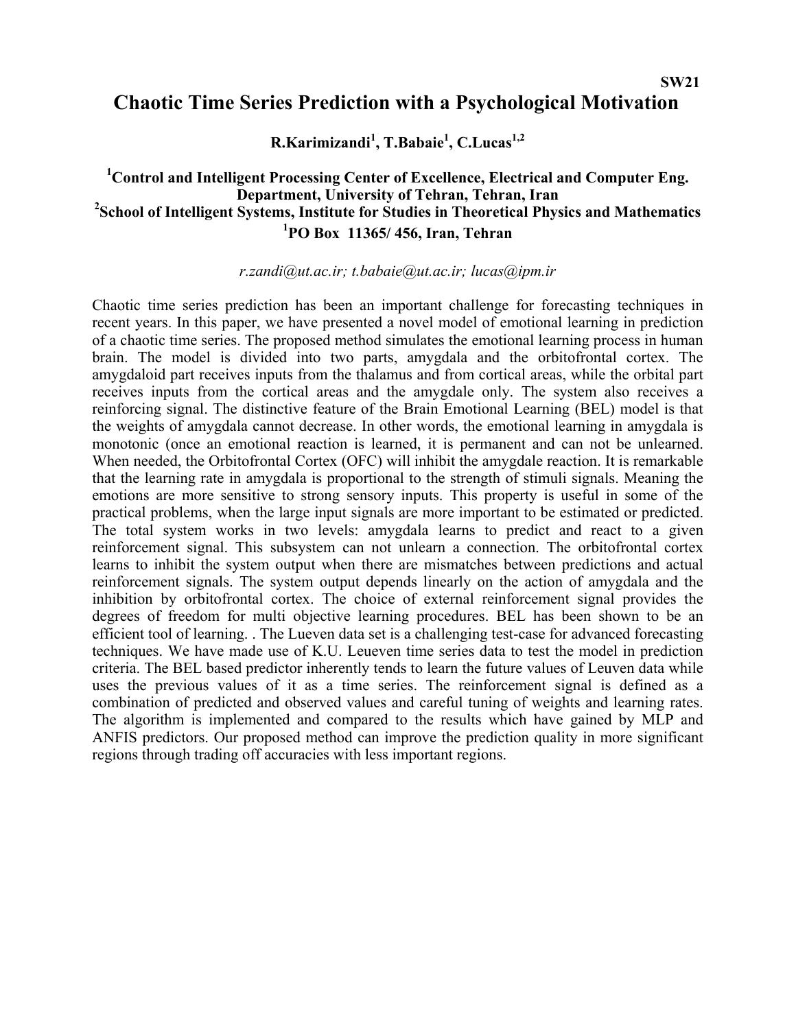SW21

# Chaotic Time Series Prediction with a Psychological Motivation

**R.Karimizandi[1], T.Babaie[1], C.Lucas[1,2]**

**[1]Control and Intelligent Processing Center of Excellence, Electrical and Computer Eng. Department, University of Tehran, Tehran, Iran**
**[2]School of Intelligent Systems, Institute for Studies in Theoretical Physics and Mathematics**
**[1]PO Box 11365/ 456, Iran, Tehran**

*r.zandi@ut.ac.ir; t.babaie@ut.ac.ir; lucas@ipm.ir*

Chaotic time series prediction has been an important challenge for forecasting techniques in recent years. In this paper, we have presented a novel model of emotional learning in prediction of a chaotic time series. The proposed method simulates the emotional learning process in human brain. The model is divided into two parts, amygdala and the orbitofrontal cortex. The amygdaloid part receives inputs from the thalamus and from cortical areas, while the orbital part receives inputs from the cortical areas and the amygdale only. The system also receives a reinforcing signal. The distinctive feature of the Brain Emotional Learning (BEL) model is that the weights of amygdala cannot decrease. In other words, the emotional learning in amygdala is monotonic (once an emotional reaction is learned, it is permanent and can not be unlearned. When needed, the Orbitofrontal Cortex (OFC) will inhibit the amygdale reaction. It is remarkable that the learning rate in amygdala is proportional to the strength of stimuli signals. Meaning the emotions are more sensitive to strong sensory inputs. This property is useful in some of the practical problems, when the large input signals are more important to be estimated or predicted. The total system works in two levels: amygdala learns to predict and react to a given reinforcement signal. This subsystem can not unlearn a connection. The orbitofrontal cortex learns to inhibit the system output when there are mismatches between predictions and actual reinforcement signals. The system output depends linearly on the action of amygdala and the inhibition by orbitofrontal cortex. The choice of external reinforcement signal provides the degrees of freedom for multi objective learning procedures. BEL has been shown to be an efficient tool of learning. . The Lueven data set is a challenging test-case for advanced forecasting techniques. We have made use of K.U. Leueven time series data to test the model in prediction criteria. The BEL based predictor inherently tends to learn the future values of Leuven data while uses the previous values of it as a time series. The reinforcement signal is defined as a combination of predicted and observed values and careful tuning of weights and learning rates. The algorithm is implemented and compared to the results which have gained by MLP and ANFIS predictors. Our proposed method can improve the prediction quality in more significant regions through trading off accuracies with less important regions.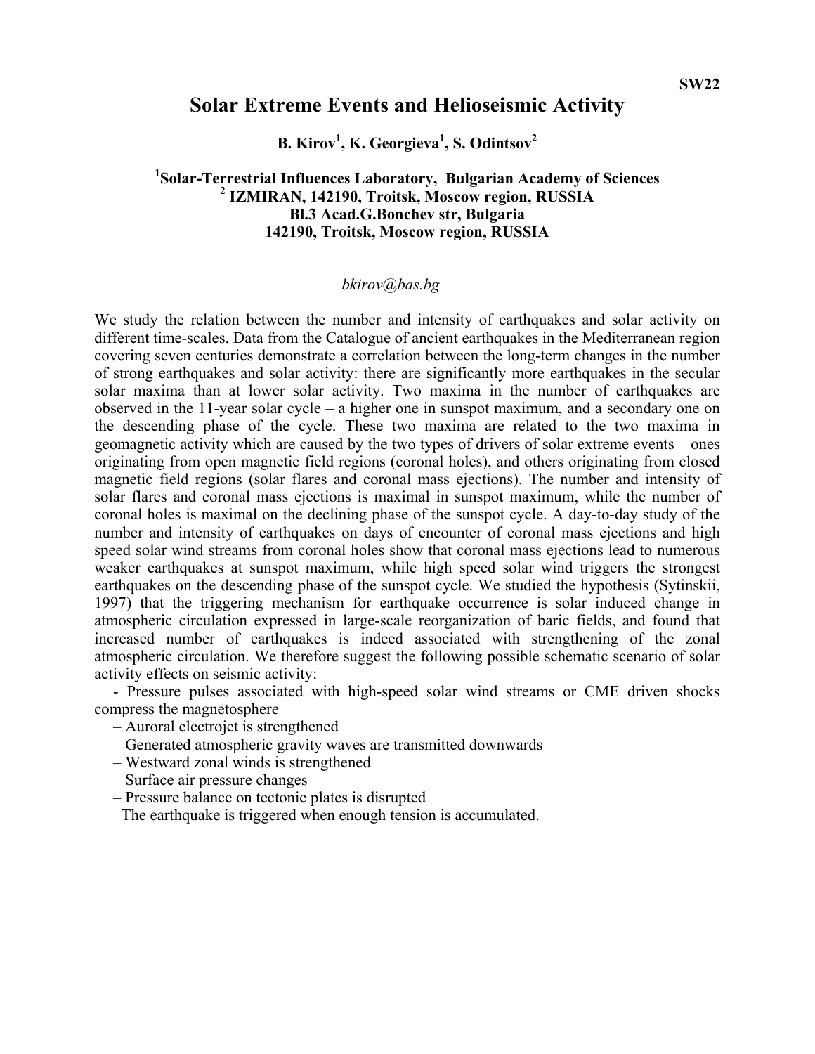SW22

# Solar Extreme Events and Helioseismic Activity

**B. Kirov[1], K. Georgieva[1], S. Odintsov[2]**

**[1]Solar-Terrestrial Influences Laboratory, Bulgarian Academy of Sciences**
**[2] IZMIRAN, 142190, Troitsk, Moscow region, RUSSIA**
**Bl.3 Acad.G.Bonchev str, Bulgaria**
**142190, Troitsk, Moscow region, RUSSIA**

*bkirov@bas.bg*

We study the relation between the number and intensity of earthquakes and solar activity on different time-scales. Data from the Catalogue of ancient earthquakes in the Mediterranean region covering seven centuries demonstrate a correlation between the long-term changes in the number of strong earthquakes and solar activity: there are significantly more earthquakes in the secular solar maxima than at lower solar activity. Two maxima in the number of earthquakes are observed in the 11-year solar cycle – a higher one in sunspot maximum, and a secondary one on the descending phase of the cycle. These two maxima are related to the two maxima in geomagnetic activity which are caused by the two types of drivers of solar extreme events – ones originating from open magnetic field regions (coronal holes), and others originating from closed magnetic field regions (solar flares and coronal mass ejections). The number and intensity of solar flares and coronal mass ejections is maximal in sunspot maximum, while the number of coronal holes is maximal on the declining phase of the sunspot cycle. A day-to-day study of the number and intensity of earthquakes on days of encounter of coronal mass ejections and high speed solar wind streams from coronal holes show that coronal mass ejections lead to numerous weaker earthquakes at sunspot maximum, while high speed solar wind triggers the strongest earthquakes on the descending phase of the sunspot cycle. We studied the hypothesis (Sytinskii, 1997) that the triggering mechanism for earthquake occurrence is solar induced change in atmospheric circulation expressed in large-scale reorganization of baric fields, and found that increased number of earthquakes is indeed associated with strengthening of the zonal atmospheric circulation. We therefore suggest the following possible schematic scenario of solar activity effects on seismic activity:

- Pressure pulses associated with high-speed solar wind streams or CME driven shocks compress the magnetosphere
– Auroral electrojet is strengthened
– Generated atmospheric gravity waves are transmitted downwards
– Westward zonal winds is strengthened
– Surface air pressure changes
– Pressure balance on tectonic plates is disrupted
–The earthquake is triggered when enough tension is accumulated.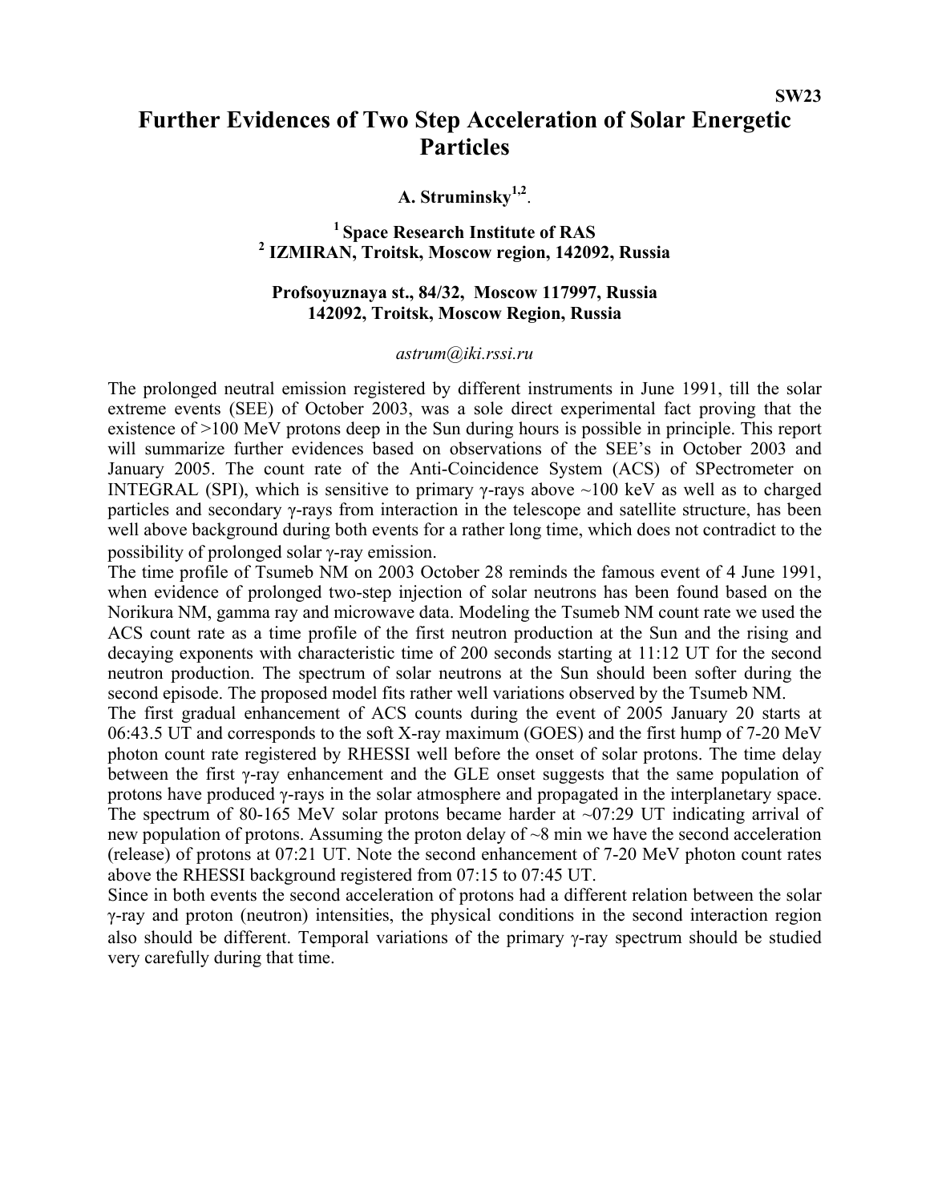SW23

# Further Evidences of Two Step Acceleration of Solar Energetic Particles

**A. Struminsky[1,2].**

**[1] Space Research Institute of RAS**
**[2] IZMIRAN, Troitsk, Moscow region, 142092, Russia**

**Profsoyuznaya st., 84/32, Moscow 117997, Russia**
**142092, Troitsk, Moscow Region, Russia**

*astrum@iki.rssi.ru*

The prolonged neutral emission registered by different instruments in June 1991, till the solar extreme events (SEE) of October 2003, was a sole direct experimental fact proving that the existence of >100 MeV protons deep in the Sun during hours is possible in principle. This report will summarize further evidences based on observations of the SEE's in October 2003 and January 2005. The count rate of the Anti-Coincidence System (ACS) of SPectrometer on INTEGRAL (SPI), which is sensitive to primary γ-rays above ~100 keV as well as to charged particles and secondary γ-rays from interaction in the telescope and satellite structure, has been well above background during both events for a rather long time, which does not contradict to the possibility of prolonged solar γ-ray emission.

The time profile of Tsumeb NM on 2003 October 28 reminds the famous event of 4 June 1991, when evidence of prolonged two-step injection of solar neutrons has been found based on the Norikura NM, gamma ray and microwave data. Modeling the Tsumeb NM count rate we used the ACS count rate as a time profile of the first neutron production at the Sun and the rising and decaying exponents with characteristic time of 200 seconds starting at 11:12 UT for the second neutron production. The spectrum of solar neutrons at the Sun should been softer during the second episode. The proposed model fits rather well variations observed by the Tsumeb NM.

The first gradual enhancement of ACS counts during the event of 2005 January 20 starts at 06:43.5 UT and corresponds to the soft X-ray maximum (GOES) and the first hump of 7-20 MeV photon count rate registered by RHESSI well before the onset of solar protons. The time delay between the first γ-ray enhancement and the GLE onset suggests that the same population of protons have produced γ-rays in the solar atmosphere and propagated in the interplanetary space. The spectrum of 80-165 MeV solar protons became harder at ~07:29 UT indicating arrival of new population of protons. Assuming the proton delay of ~8 min we have the second acceleration (release) of protons at 07:21 UT. Note the second enhancement of 7-20 MeV photon count rates above the RHESSI background registered from 07:15 to 07:45 UT.

Since in both events the second acceleration of protons had a different relation between the solar γ-ray and proton (neutron) intensities, the physical conditions in the second interaction region also should be different. Temporal variations of the primary γ-ray spectrum should be studied very carefully during that time.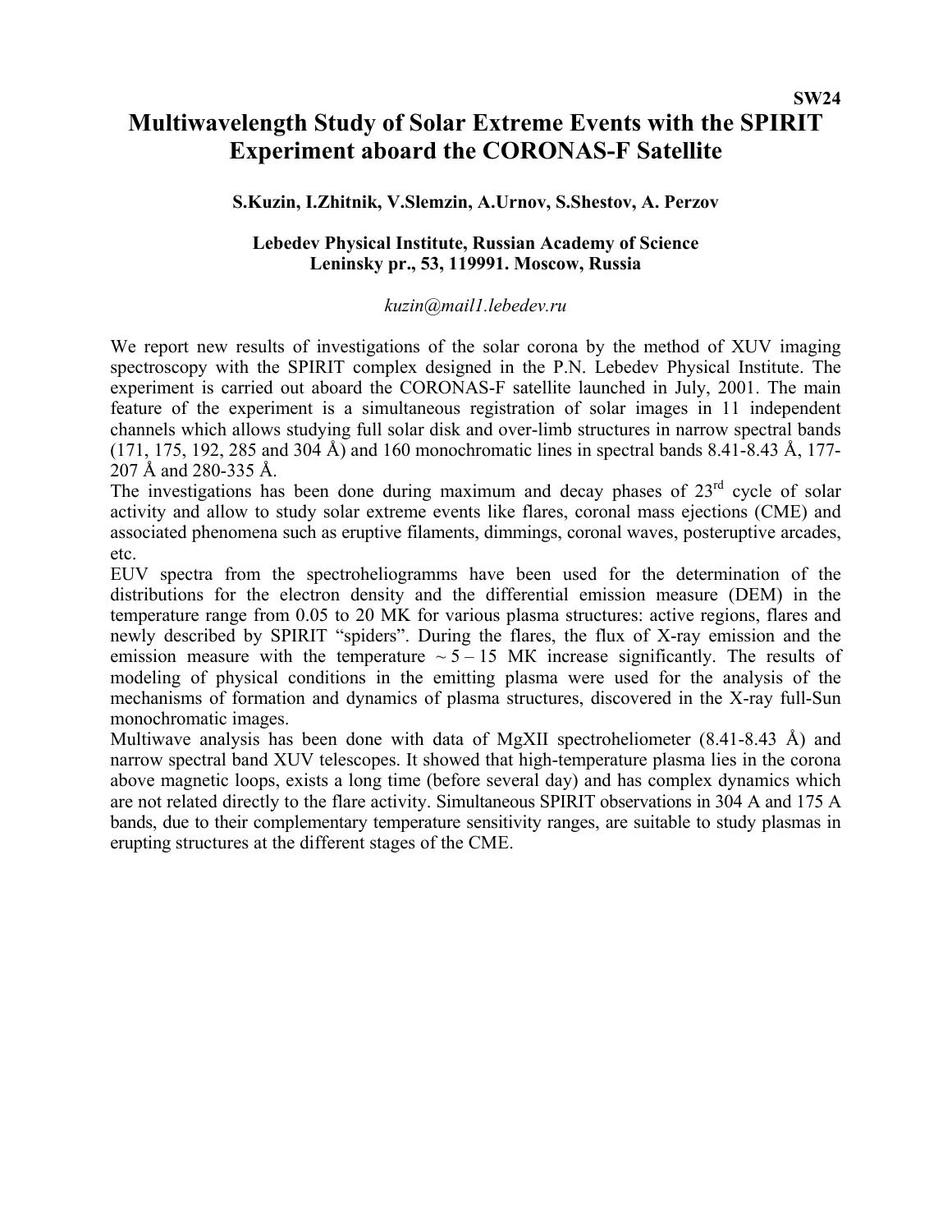SW24

# Multiwavelength Study of Solar Extreme Events with the SPIRIT Experiment aboard the CORONAS-F Satellite

**S.Kuzin, I.Zhitnik, V.Slemzin, A.Urnov, S.Shestov, A. Perzov**

**Lebedev Physical Institute, Russian Academy of Science**
**Leninsky pr., 53, 119991. Moscow, Russia**

*kuzin@mail1.lebedev.ru*

We report new results of investigations of the solar corona by the method of XUV imaging spectroscopy with the SPIRIT complex designed in the P.N. Lebedev Physical Institute. The experiment is carried out aboard the CORONAS-F satellite launched in July, 2001. The main feature of the experiment is a simultaneous registration of solar images in 11 independent channels which allows studying full solar disk and over-limb structures in narrow spectral bands (171, 175, 192, 285 and 304 Å) and 160 monochromatic lines in spectral bands 8.41-8.43 Å, 177-207 Å and 280-335 Å.

The investigations has been done during maximum and decay phases of 23rd cycle of solar activity and allow to study solar extreme events like flares, coronal mass ejections (CME) and associated phenomena such as eruptive filaments, dimmings, coronal waves, posteruptive arcades, etc.

EUV spectra from the spectroheliogramms have been used for the determination of the distributions for the electron density and the differential emission measure (DEM) in the temperature range from 0.05 to 20 MK for various plasma structures: active regions, flares and newly described by SPIRIT "spiders". During the flares, the flux of X-ray emission and the emission measure with the temperature $\sim 5 - 15$ MK increase significantly. The results of modeling of physical conditions in the emitting plasma were used for the analysis of the mechanisms of formation and dynamics of plasma structures, discovered in the X-ray full-Sun monochromatic images.

Multiwave analysis has been done with data of MgXII spectroheliometer (8.41-8.43 Å) and narrow spectral band XUV telescopes. It showed that high-temperature plasma lies in the corona above magnetic loops, exists a long time (before several day) and has complex dynamics which are not related directly to the flare activity. Simultaneous SPIRIT observations in 304 A and 175 A bands, due to their complementary temperature sensitivity ranges, are suitable to study plasmas in erupting structures at the different stages of the CME.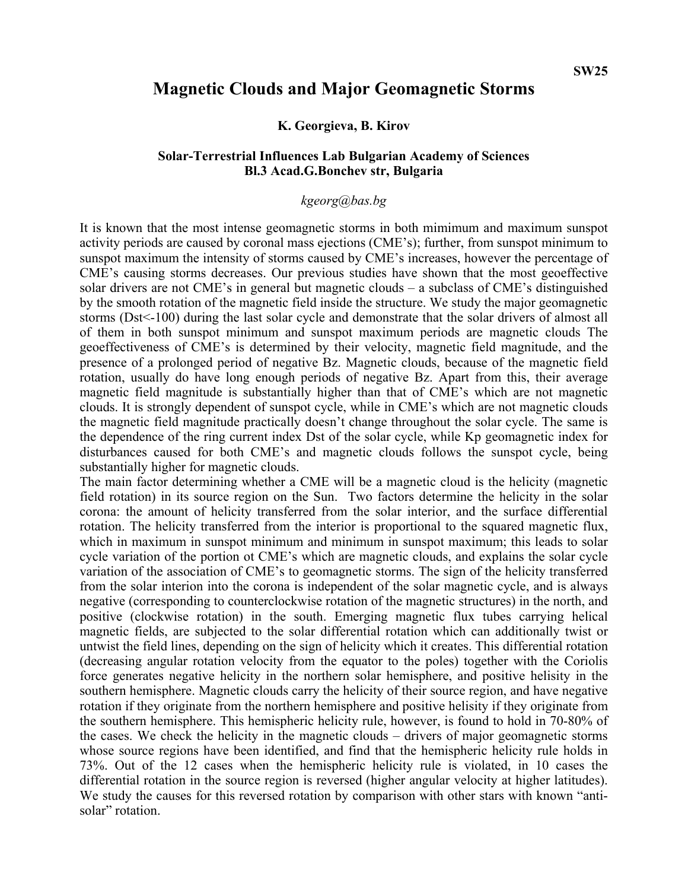SW25

# Magnetic Clouds and Major Geomagnetic Storms

**K. Georgieva, B. Kirov**

**Solar-Terrestrial Influences Lab Bulgarian Academy of Sciences**
**Bl.3 Acad.G.Bonchev str, Bulgaria**

*kgeorg@bas.bg*

It is known that the most intense geomagnetic storms in both mimimum and maximum sunspot activity periods are caused by coronal mass ejections (CME's); further, from sunspot minimum to sunspot maximum the intensity of storms caused by CME's increases, however the percentage of CME's causing storms decreases. Our previous studies have shown that the most geoeffective solar drivers are not CME's in general but magnetic clouds – a subclass of CME's distinguished by the smooth rotation of the magnetic field inside the structure. We study the major geomagnetic storms (Dst<-100) during the last solar cycle and demonstrate that the solar drivers of almost all of them in both sunspot minimum and sunspot maximum periods are magnetic clouds The geoeffectiveness of CME's is determined by their velocity, magnetic field magnitude, and the presence of a prolonged period of negative Bz. Magnetic clouds, because of the magnetic field rotation, usually do have long enough periods of negative Bz. Apart from this, their average magnetic field magnitude is substantially higher than that of CME's which are not magnetic clouds. It is strongly dependent of sunspot cycle, while in CME's which are not magnetic clouds the magnetic field magnitude practically doesn't change throughout the solar cycle. The same is the dependence of the ring current index Dst of the solar cycle, while Kp geomagnetic index for disturbances caused for both CME's and magnetic clouds follows the sunspot cycle, being substantially higher for magnetic clouds.

The main factor determining whether a CME will be a magnetic cloud is the helicity (magnetic field rotation) in its source region on the Sun. Two factors determine the helicity in the solar corona: the amount of helicity transferred from the solar interior, and the surface differential rotation. The helicity transferred from the interior is proportional to the squared magnetic flux, which in maximum in sunspot minimum and minimum in sunspot maximum; this leads to solar cycle variation of the portion ot CME's which are magnetic clouds, and explains the solar cycle variation of the association of CME's to geomagnetic storms. The sign of the helicity transferred from the solar interion into the corona is independent of the solar magnetic cycle, and is always negative (corresponding to counterclockwise rotation of the magnetic structures) in the north, and positive (clockwise rotation) in the south. Emerging magnetic flux tubes carrying helical magnetic fields, are subjected to the solar differential rotation which can additionally twist or untwist the field lines, depending on the sign of helicity which it creates. This differential rotation (decreasing angular rotation velocity from the equator to the poles) together with the Coriolis force generates negative helicity in the northern solar hemisphere, and positive helisity in the southern hemisphere. Magnetic clouds carry the helicity of their source region, and have negative rotation if they originate from the northern hemisphere and positive helisity if they originate from the southern hemisphere. This hemispheric helicity rule, however, is found to hold in 70-80% of the cases. We check the helicity in the magnetic clouds – drivers of major geomagnetic storms whose source regions have been identified, and find that the hemispheric helicity rule holds in 73%. Out of the 12 cases when the hemispheric helicity rule is violated, in 10 cases the differential rotation in the source region is reversed (higher angular velocity at higher latitudes). We study the causes for this reversed rotation by comparison with other stars with known "anti-solar" rotation.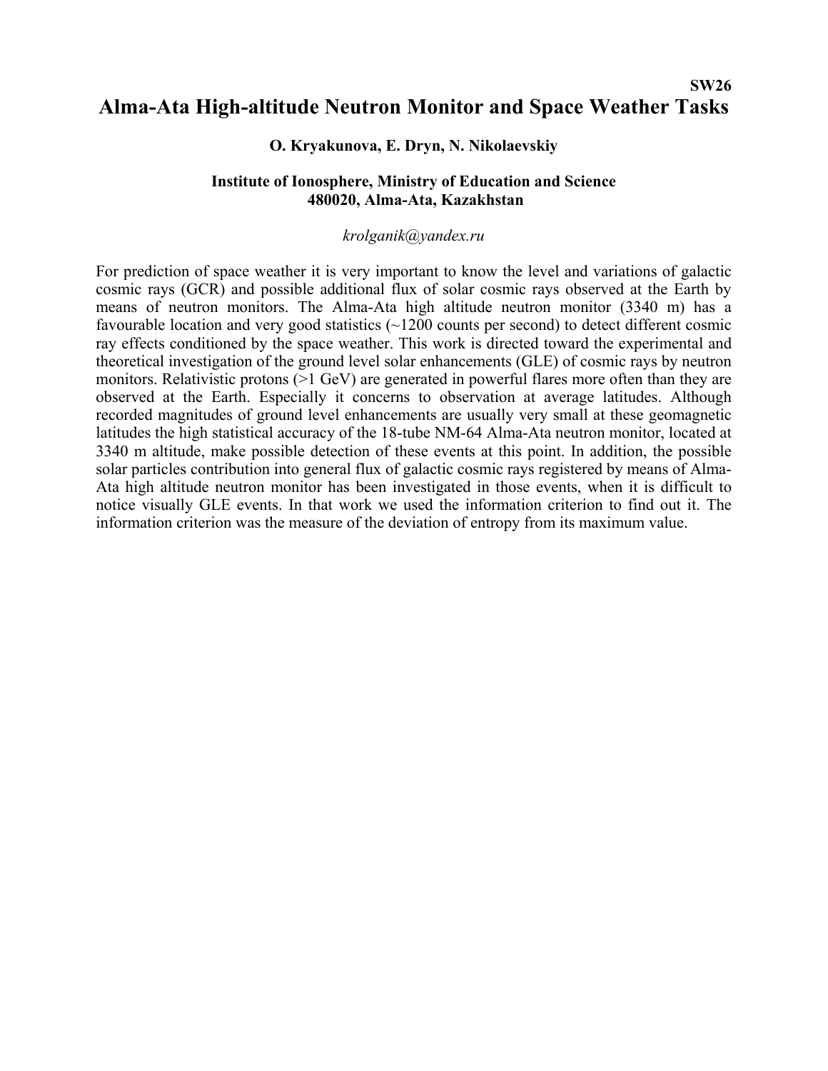**SW26**

# Alma-Ata High-altitude Neutron Monitor and Space Weather Tasks

**O. Kryakunova, E. Dryn, N. Nikolaevskiy**

**Institute of Ionosphere, Ministry of Education and Science**
**480020, Alma-Ata, Kazakhstan**

*krolganik@yandex.ru*

For prediction of space weather it is very important to know the level and variations of galactic cosmic rays (GCR) and possible additional flux of solar cosmic rays observed at the Earth by means of neutron monitors. The Alma-Ata high altitude neutron monitor (3340 m) has a favourable location and very good statistics (~1200 counts per second) to detect different cosmic ray effects conditioned by the space weather. This work is directed toward the experimental and theoretical investigation of the ground level solar enhancements (GLE) of cosmic rays by neutron monitors. Relativistic protons (>1 GeV) are generated in powerful flares more often than they are observed at the Earth. Especially it concerns to observation at average latitudes. Although recorded magnitudes of ground level enhancements are usually very small at these geomagnetic latitudes the high statistical accuracy of the 18-tube NM-64 Alma-Ata neutron monitor, located at 3340 m altitude, make possible detection of these events at this point. In addition, the possible solar particles contribution into general flux of galactic cosmic rays registered by means of Alma-Ata high altitude neutron monitor has been investigated in those events, when it is difficult to notice visually GLE events. In that work we used the information criterion to find out it. The information criterion was the measure of the deviation of entropy from its maximum value.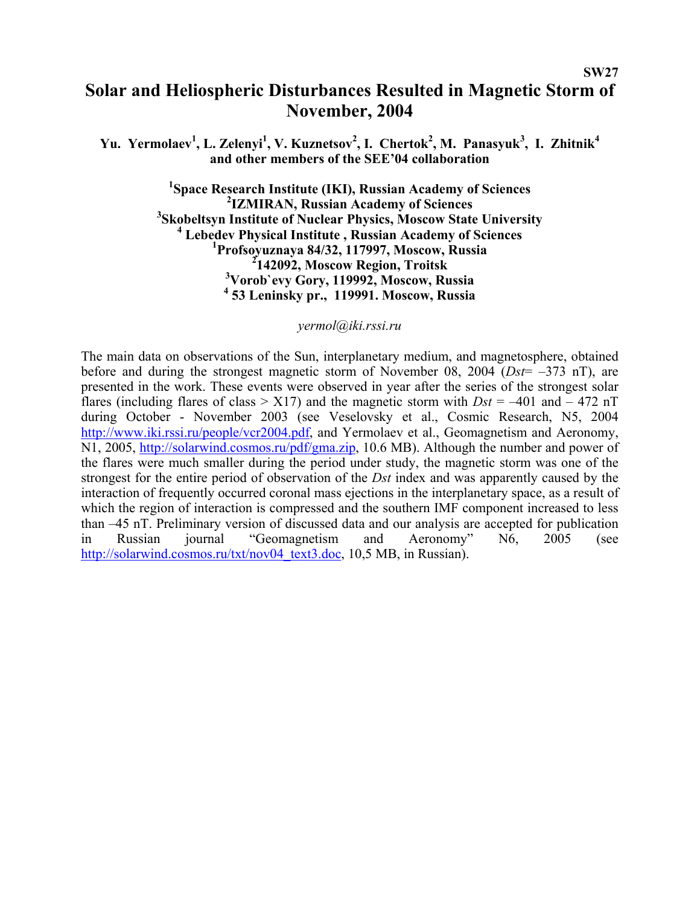SW27

# Solar and Heliospheric Disturbances Resulted in Magnetic Storm of November, 2004

**Yu. Yermolaev[1], L. Zelenyi[1], V. Kuznetsov[2], I. Chertok[2], M. Panasyuk[3], I. Zhitnik[4] and other members of the SEE'04 collaboration**

**[1]Space Research Institute (IKI), Russian Academy of Sciences**
**[2]IZMIRAN, Russian Academy of Sciences**
**[3]Skobeltsyn Institute of Nuclear Physics, Moscow State University**
**[4] Lebedev Physical Institute , Russian Academy of Sciences**
**[1]Profsoyuznaya 84/32, 117997, Moscow, Russia**
**[2]142092, Moscow Region, Troitsk**
**[3]Vorob`evy Gory, 119992, Moscow, Russia**
**[4] 53 Leninsky pr., 119991. Moscow, Russia**

*yermol@iki.rssi.ru*

The main data on observations of the Sun, interplanetary medium, and magnetosphere, obtained before and during the strongest magnetic storm of November 08, 2004 (*Dst*= –373 nT), are presented in the work. These events were observed in year after the series of the strongest solar flares (including flares of class > X17) and the magnetic storm with *Dst* = –401 and – 472 nT during October - November 2003 (see Veselovsky et al., Cosmic Research, N5, 2004 http://www.iki.rssi.ru/people/vcr2004.pdf, and Yermolaev et al., Geomagnetism and Aeronomy, N1, 2005, http://solarwind.cosmos.ru/pdf/gma.zip, 10.6 MB). Although the number and power of the flares were much smaller during the period under study, the magnetic storm was one of the strongest for the entire period of observation of the *Dst* index and was apparently caused by the interaction of frequently occurred coronal mass ejections in the interplanetary space, as a result of which the region of interaction is compressed and the southern IMF component increased to less than –45 nT. Preliminary version of discussed data and our analysis are accepted for publication in Russian journal "Geomagnetism and Aeronomy" N6, 2005 (see http://solarwind.cosmos.ru/txt/nov04_text3.doc, 10,5 MB, in Russian).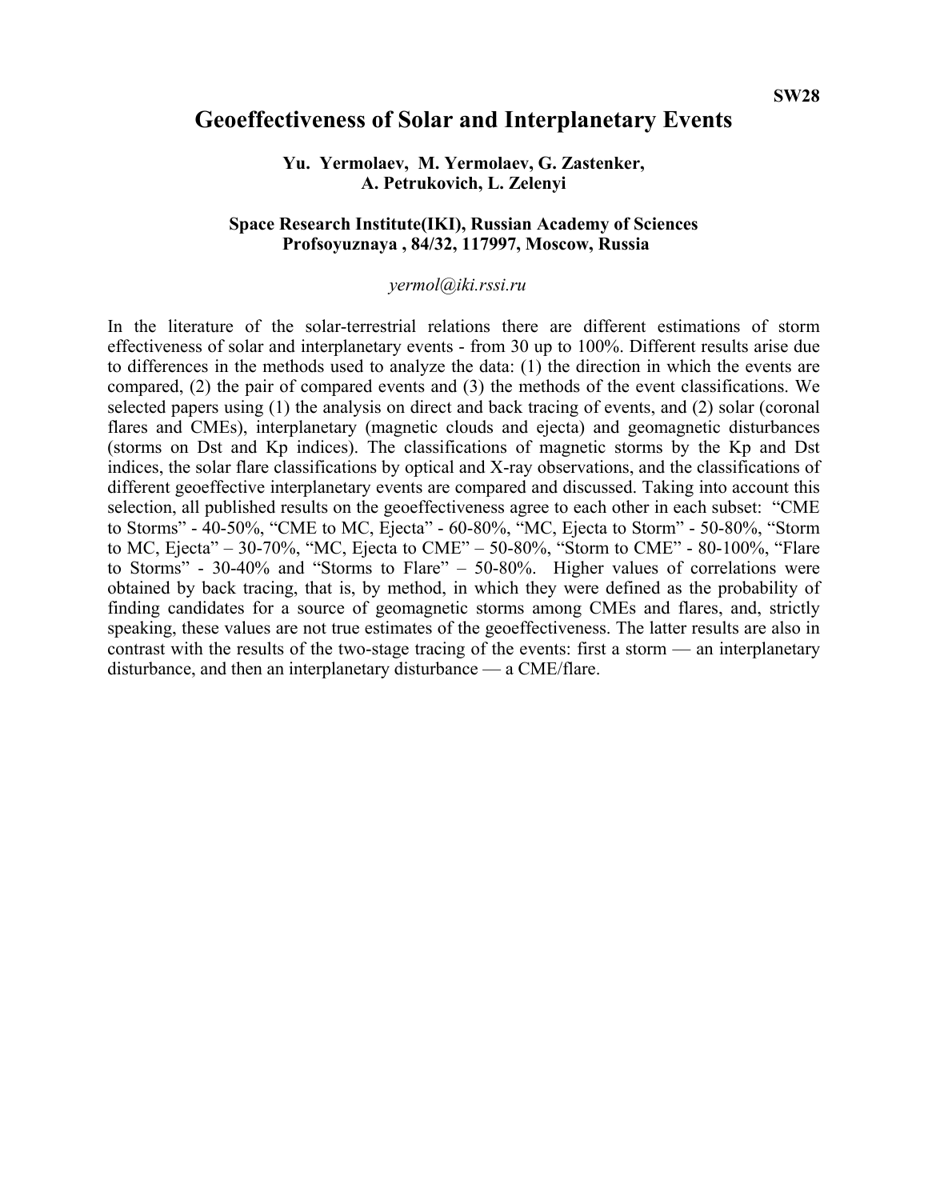SW28

# Geoeffectiveness of Solar and Interplanetary Events

**Yu. Yermolaev, M. Yermolaev, G. Zastenker, A. Petrukovich, L. Zelenyi**

**Space Research Institute(IKI), Russian Academy of Sciences**
**Profsoyuznaya , 84/32, 117997, Moscow, Russia**

*yermol@iki.rssi.ru*

In the literature of the solar-terrestrial relations there are different estimations of storm effectiveness of solar and interplanetary events - from 30 up to 100%. Different results arise due to differences in the methods used to analyze the data: (1) the direction in which the events are compared, (2) the pair of compared events and (3) the methods of the event classifications. We selected papers using (1) the analysis on direct and back tracing of events, and (2) solar (coronal flares and CMEs), interplanetary (magnetic clouds and ejecta) and geomagnetic disturbances (storms on Dst and Kp indices). The classifications of magnetic storms by the Kp and Dst indices, the solar flare classifications by optical and X-ray observations, and the classifications of different geoeffective interplanetary events are compared and discussed. Taking into account this selection, all published results on the geoeffectiveness agree to each other in each subset: "CME to Storms" - 40-50%, "CME to MC, Ejecta" - 60-80%, "MC, Ejecta to Storm" - 50-80%, "Storm to MC, Ejecta" – 30-70%, "MC, Ejecta to CME" – 50-80%, "Storm to CME" - 80-100%, "Flare to Storms" - 30-40% and "Storms to Flare" – 50-80%. Higher values of correlations were obtained by back tracing, that is, by method, in which they were defined as the probability of finding candidates for a source of geomagnetic storms among CMEs and flares, and, strictly speaking, these values are not true estimates of the geoeffectiveness. The latter results are also in contrast with the results of the two-stage tracing of the events: first a storm — an interplanetary disturbance, and then an interplanetary disturbance — a CME/flare.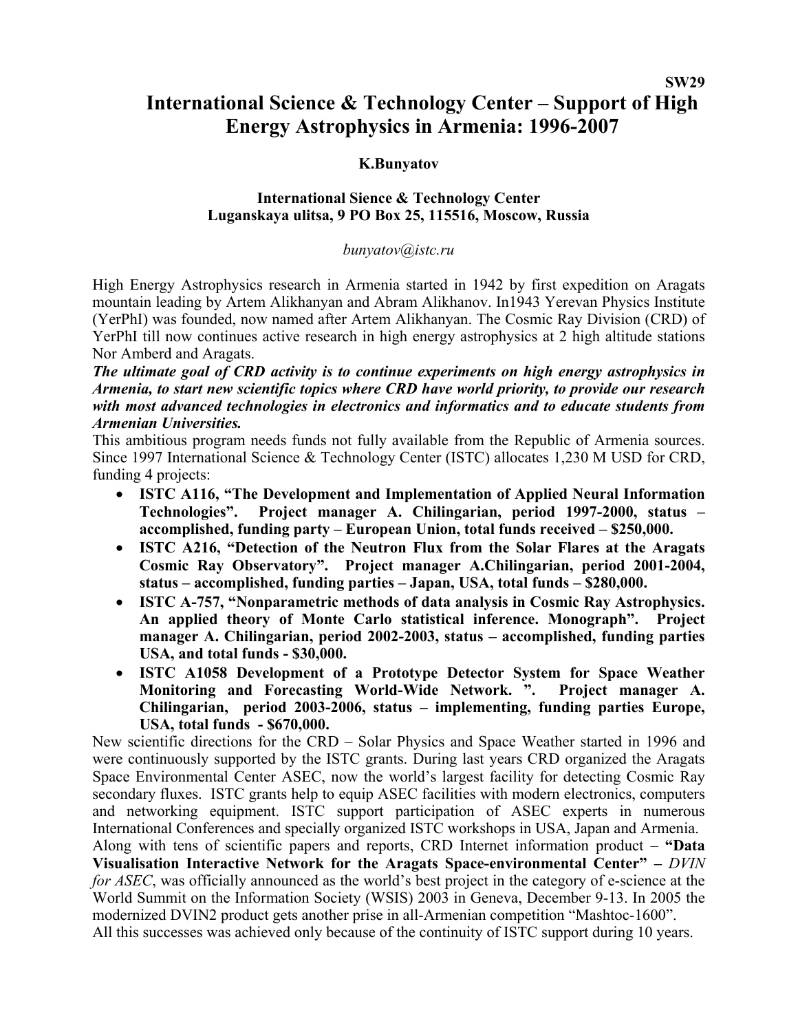SW29

# International Science & Technology Center – Support of High Energy Astrophysics in Armenia: 1996-2007

**K.Bunyatov**

**International Sience & Technology Center**
**Luganskaya ulitsa, 9 PO Box 25, 115516, Moscow, Russia**

*bunyatov@istc.ru*

High Energy Astrophysics research in Armenia started in 1942 by first expedition on Aragats mountain leading by Artem Alikhanyan and Abram Alikhanov. In1943 Yerevan Physics Institute (YerPhI) was founded, now named after Artem Alikhanyan. The Cosmic Ray Division (CRD) of YerPhI till now continues active research in high energy astrophysics at 2 high altitude stations Nor Amberd and Aragats.

***The ultimate goal of CRD activity is to continue experiments on high energy astrophysics in Armenia, to start new scientific topics where CRD have world priority, to provide our research with most advanced technologies in electronics and informatics and to educate students from Armenian Universities.***

This ambitious program needs funds not fully available from the Republic of Armenia sources. Since 1997 International Science & Technology Center (ISTC) allocates 1,230 M USD for CRD, funding 4 projects:

- **ISTC A116, "The Development and Implementation of Applied Neural Information Technologies". Project manager A. Chilingarian, period 1997-2000, status – accomplished, funding party – European Union, total funds received – $250,000.**
- **ISTC A216, "Detection of the Neutron Flux from the Solar Flares at the Aragats Cosmic Ray Observatory". Project manager A.Chilingarian, period 2001-2004, status – accomplished, funding parties – Japan, USA, total funds – $280,000.**
- **ISTC A-757, "Nonparametric methods of data analysis in Cosmic Ray Astrophysics. An applied theory of Monte Carlo statistical inference. Monograph". Project manager A. Chilingarian, period 2002-2003, status – accomplished, funding parties USA, and total funds - $30,000.**
- **ISTC A1058 Development of a Prototype Detector System for Space Weather Monitoring and Forecasting World-Wide Network. ". Project manager A. Chilingarian, period 2003-2006, status – implementing, funding parties Europe, USA, total funds - $670,000.**

New scientific directions for the CRD – Solar Physics and Space Weather started in 1996 and were continuously supported by the ISTC grants. During last years CRD organized the Aragats Space Environmental Center ASEC, now the world's largest facility for detecting Cosmic Ray secondary fluxes. ISTC grants help to equip ASEC facilities with modern electronics, computers and networking equipment. ISTC support participation of ASEC experts in numerous International Conferences and specially organized ISTC workshops in USA, Japan and Armenia.

Along with tens of scientific papers and reports, CRD Internet information product – **"Data Visualisation Interactive Network for the Aragats Space-environmental Center" –** *DVIN for ASEC*, was officially announced as the world's best project in the category of e-science at the World Summit on the Information Society (WSIS) 2003 in Geneva, December 9-13. In 2005 the modernized DVIN2 product gets another prise in all-Armenian competition "Mashtoc-1600".

All this successes was achieved only because of the continuity of ISTC support during 10 years.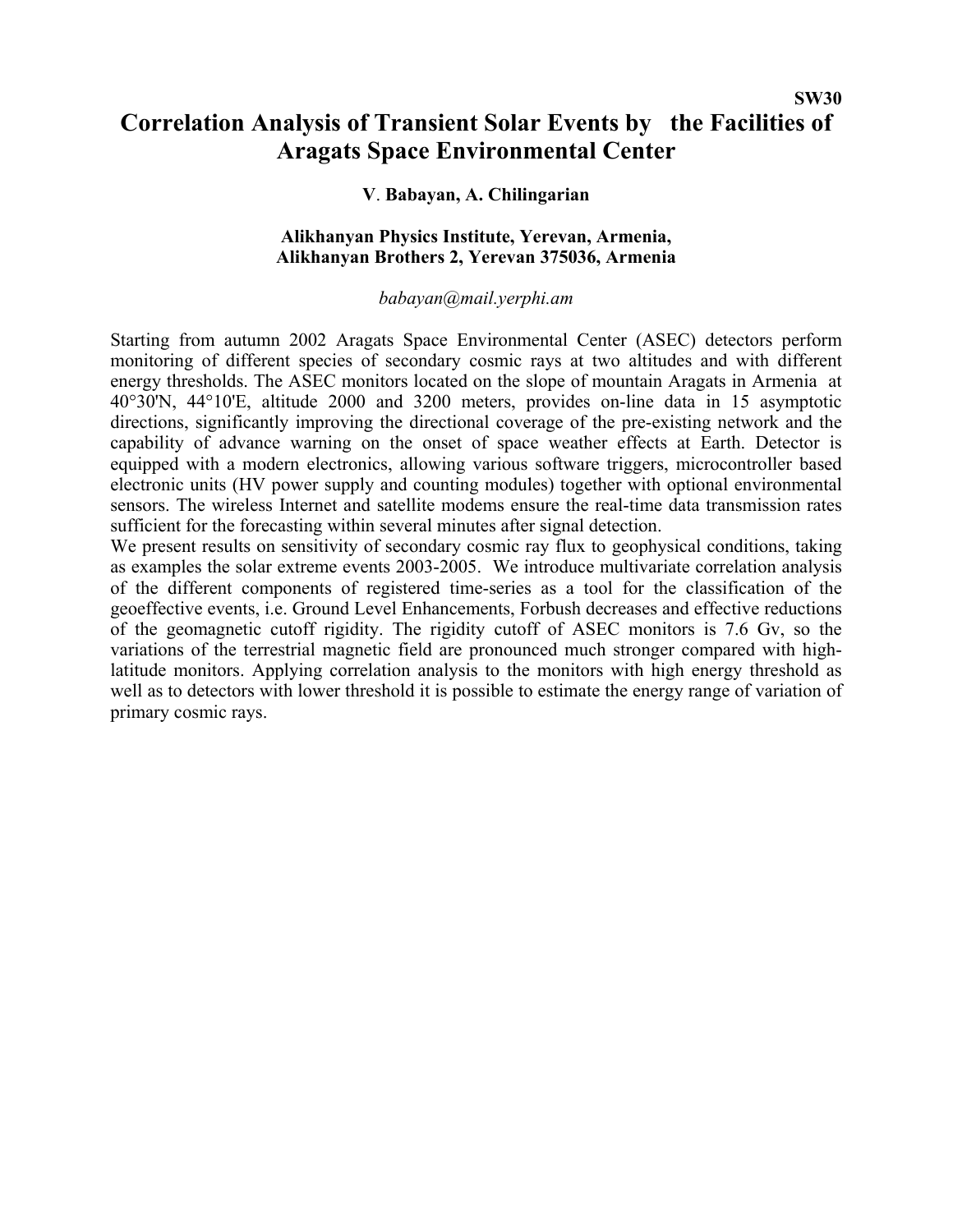SW30

# Correlation Analysis of Transient Solar Events by the Facilities of Aragats Space Environmental Center

**V. Babayan, A. Chilingarian**

**Alikhanyan Physics Institute, Yerevan, Armenia,**
**Alikhanyan Brothers 2, Yerevan 375036, Armenia**

*babayan@mail.yerphi.am*

Starting from autumn 2002 Aragats Space Environmental Center (ASEC) detectors perform monitoring of different species of secondary cosmic rays at two altitudes and with different energy thresholds. The ASEC monitors located on the slope of mountain Aragats in Armenia at 40°30'N, 44°10'E, altitude 2000 and 3200 meters, provides on-line data in 15 asymptotic directions, significantly improving the directional coverage of the pre-existing network and the capability of advance warning on the onset of space weather effects at Earth. Detector is equipped with a modern electronics, allowing various software triggers, microcontroller based electronic units (HV power supply and counting modules) together with optional environmental sensors. The wireless Internet and satellite modems ensure the real-time data transmission rates sufficient for the forecasting within several minutes after signal detection.

We present results on sensitivity of secondary cosmic ray flux to geophysical conditions, taking as examples the solar extreme events 2003-2005. We introduce multivariate correlation analysis of the different components of registered time-series as a tool for the classification of the geoeffective events, i.e. Ground Level Enhancements, Forbush decreases and effective reductions of the geomagnetic cutoff rigidity. The rigidity cutoff of ASEC monitors is 7.6 Gv, so the variations of the terrestrial magnetic field are pronounced much stronger compared with high-latitude monitors. Applying correlation analysis to the monitors with high energy threshold as well as to detectors with lower threshold it is possible to estimate the energy range of variation of primary cosmic rays.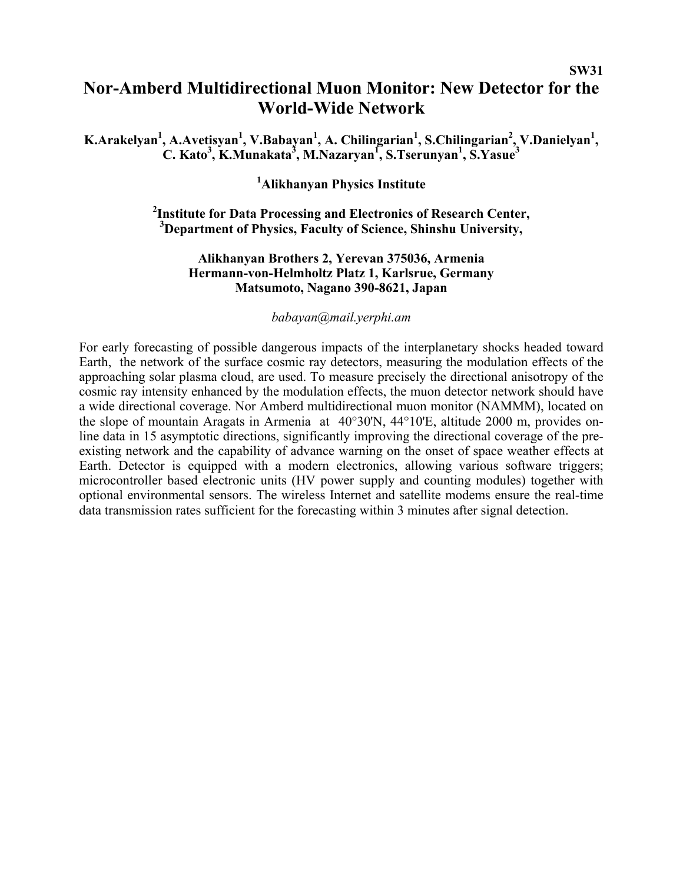SW31

# Nor-Amberd Multidirectional Muon Monitor: New Detector for the World-Wide Network

**K.Arakelyan[1], A.Avetisyan[1], V.Babayan[1], A. Chilingarian[1], S.Chilingarian[2], V.Danielyan[1], C. Kato[3], K.Munakata[3], M.Nazaryan[1], S.Tserunyan[1], S.Yasue[3]**

**[1]Alikhanyan Physics Institute**

**[2]Institute for Data Processing and Electronics of Research Center,**
**[3]Department of Physics, Faculty of Science, Shinshu University,**

**Alikhanyan Brothers 2, Yerevan 375036, Armenia**
**Hermann-von-Helmholtz Platz 1, Karlsrue, Germany**
**Matsumoto, Nagano 390-8621, Japan**

*babayan@mail.yerphi.am*

For early forecasting of possible dangerous impacts of the interplanetary shocks headed toward Earth, the network of the surface cosmic ray detectors, measuring the modulation effects of the approaching solar plasma cloud, are used. To measure precisely the directional anisotropy of the cosmic ray intensity enhanced by the modulation effects, the muon detector network should have a wide directional coverage. Nor Amberd multidirectional muon monitor (NAMMM), located on the slope of mountain Aragats in Armenia at 40°30'N, 44°10'E, altitude 2000 m, provides on-line data in 15 asymptotic directions, significantly improving the directional coverage of the pre-existing network and the capability of advance warning on the onset of space weather effects at Earth. Detector is equipped with a modern electronics, allowing various software triggers; microcontroller based electronic units (HV power supply and counting modules) together with optional environmental sensors. The wireless Internet and satellite modems ensure the real-time data transmission rates sufficient for the forecasting within 3 minutes after signal detection.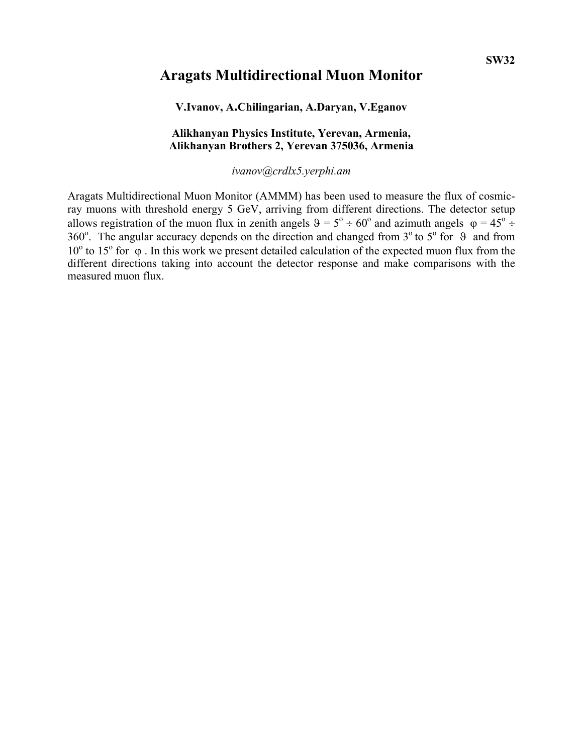SW32

# Aragats Multidirectional Muon Monitor

**V.Ivanov, A.Chilingarian, A.Daryan, V.Eganov**

**Alikhanyan Physics Institute, Yerevan, Armenia,**
**Alikhanyan Brothers 2, Yerevan 375036, Armenia**

*ivanov@crdlx5.yerphi.am*

Aragats Multidirectional Muon Monitor (AMMM) has been used to measure the flux of cosmic-ray muons with threshold energy 5 GeV, arriving from different directions. The detector setup allows registration of the muon flux in zenith angels $\vartheta = 5^o \div 60^o$ and azimuth angels $\varphi = 45^o \div 360^o$. The angular accuracy depends on the direction and changed from $3^o$ to $5^o$ for $\vartheta$ and from $10^o$ to $15^o$ for $\varphi$. In this work we present detailed calculation of the expected muon flux from the different directions taking into account the detector response and make comparisons with the measured muon flux.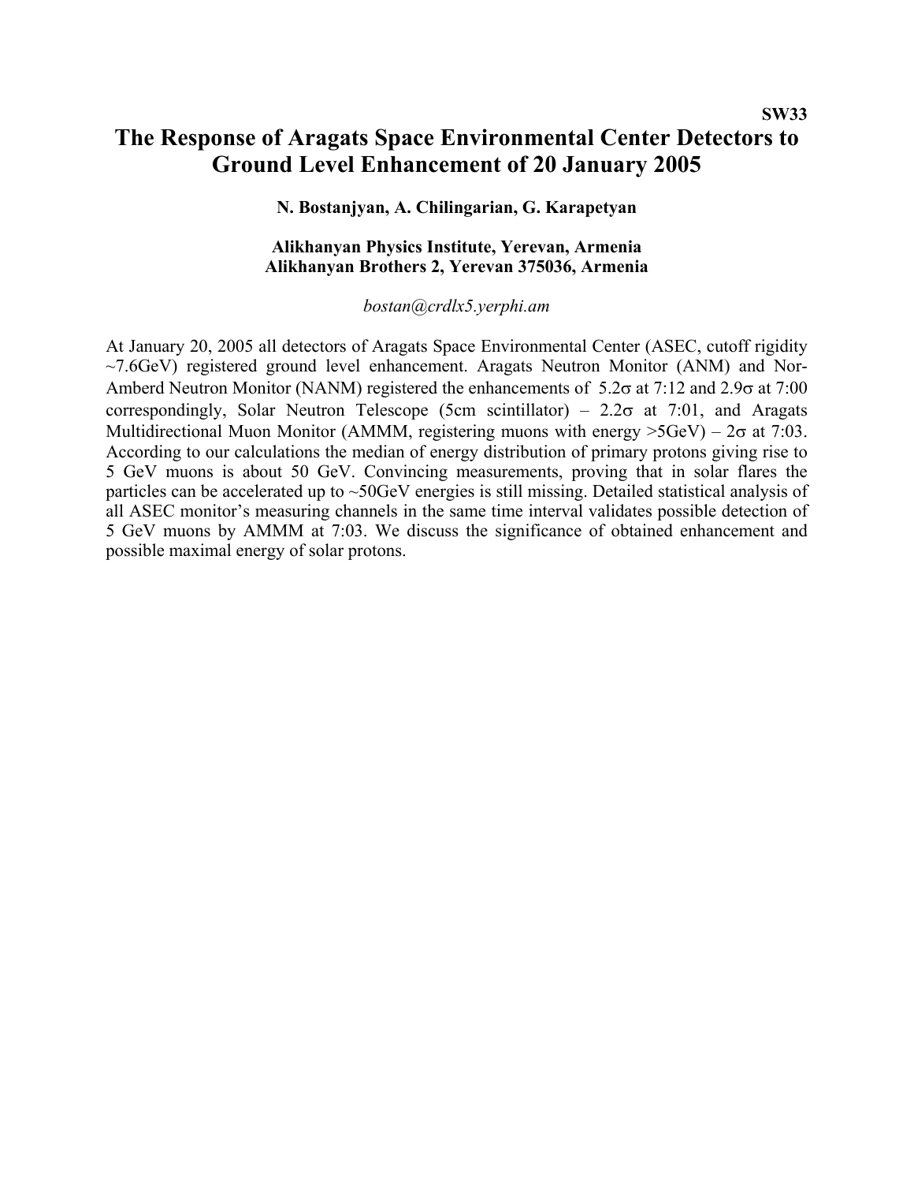**SW33**

# The Response of Aragats Space Environmental Center Detectors to Ground Level Enhancement of 20 January 2005

**N. Bostanjyan, A. Chilingarian, G. Karapetyan**

**Alikhanyan Physics Institute, Yerevan, Armenia**
**Alikhanyan Brothers 2, Yerevan 375036, Armenia**

*bostan@crdlx5.yerphi.am*

At January 20, 2005 all detectors of Aragats Space Environmental Center (ASEC, cutoff rigidity ~7.6GeV) registered ground level enhancement. Aragats Neutron Monitor (ANM) and Nor-Amberd Neutron Monitor (NANM) registered the enhancements of $5.2\sigma$ at 7:12 and $2.9\sigma$ at 7:00 correspondingly, Solar Neutron Telescope (5cm scintillator) – $2.2\sigma$ at 7:01, and Aragats Multidirectional Muon Monitor (AMMM, registering muons with energy >5GeV) – $2\sigma$ at 7:03. According to our calculations the median of energy distribution of primary protons giving rise to 5 GeV muons is about 50 GeV. Convincing measurements, proving that in solar flares the particles can be accelerated up to ~50GeV energies is still missing. Detailed statistical analysis of all ASEC monitor's measuring channels in the same time interval validates possible detection of 5 GeV muons by AMMM at 7:03. We discuss the significance of obtained enhancement and possible maximal energy of solar protons.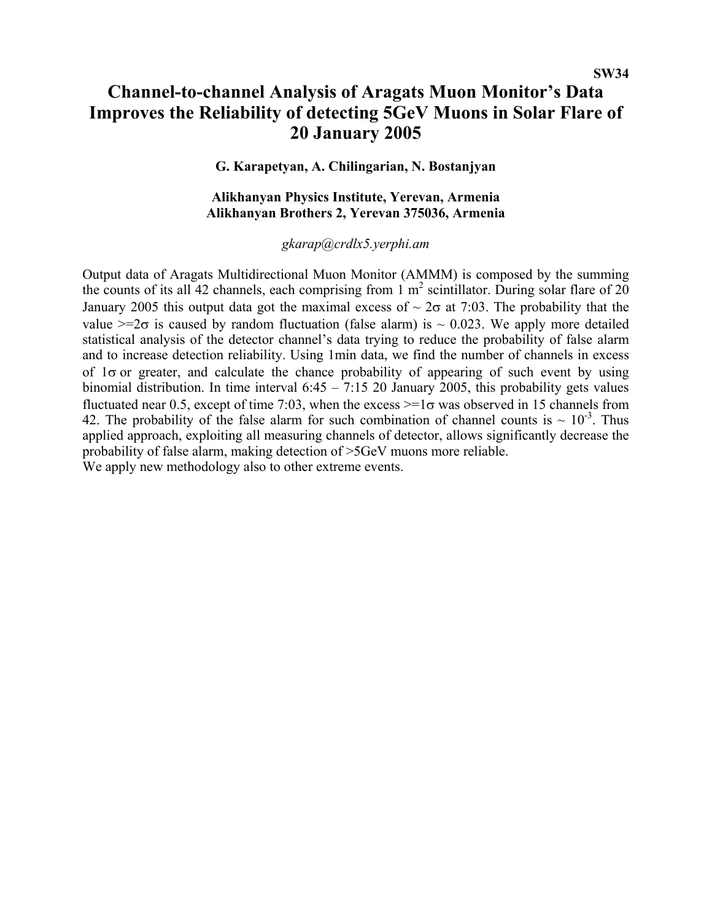SW34

# Channel-to-channel Analysis of Aragats Muon Monitor's Data Improves the Reliability of detecting 5GeV Muons in Solar Flare of 20 January 2005

**G. Karapetyan, A. Chilingarian, N. Bostanjyan**

**Alikhanyan Physics Institute, Yerevan, Armenia**
**Alikhanyan Brothers 2, Yerevan 375036, Armenia**

*gkarap@crdlx5.yerphi.am*

Output data of Aragats Multidirectional Muon Monitor (AMMM) is composed by the summing the counts of its all 42 channels, each comprising from 1 $m^2$ scintillator. During solar flare of 20 January 2005 this output data got the maximal excess of ~ $2\sigma$ at 7:03. The probability that the value $>=2\sigma$ is caused by random fluctuation (false alarm) is ~ 0.023. We apply more detailed statistical analysis of the detector channel's data trying to reduce the probability of false alarm and to increase detection reliability. Using 1min data, we find the number of channels in excess of $1\sigma$ or greater, and calculate the chance probability of appearing of such event by using binomial distribution. In time interval 6:45 – 7:15 20 January 2005, this probability gets values fluctuated near 0.5, except of time 7:03, when the excess $>=1\sigma$ was observed in 15 channels from 42. The probability of the false alarm for such combination of channel counts is ~ $10^{-3}$. Thus applied approach, exploiting all measuring channels of detector, allows significantly decrease the probability of false alarm, making detection of >5GeV muons more reliable.
We apply new methodology also to other extreme events.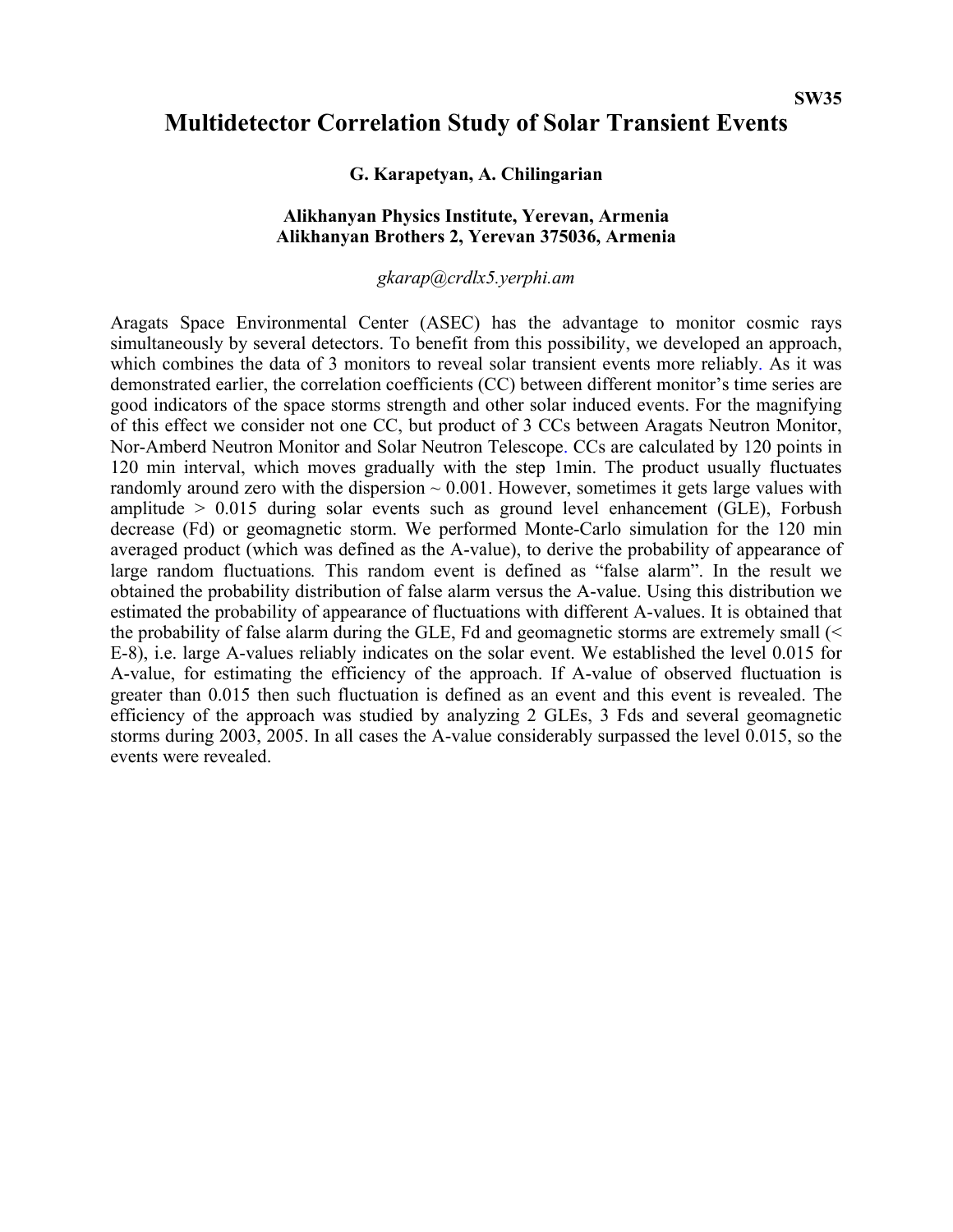SW35

# Multidetector Correlation Study of Solar Transient Events

**G. Karapetyan, A. Chilingarian**

**Alikhanyan Physics Institute, Yerevan, Armenia**
**Alikhanyan Brothers 2, Yerevan 375036, Armenia**

*gkarap@crdlx5.yerphi.am*

Aragats Space Environmental Center (ASEC) has the advantage to monitor cosmic rays simultaneously by several detectors. To benefit from this possibility, we developed an approach, which combines the data of 3 monitors to reveal solar transient events more reliably. As it was demonstrated earlier, the correlation coefficients (CC) between different monitor's time series are good indicators of the space storms strength and other solar induced events. For the magnifying of this effect we consider not one CC, but product of 3 CCs between Aragats Neutron Monitor, Nor-Amberd Neutron Monitor and Solar Neutron Telescope. CCs are calculated by 120 points in 120 min interval, which moves gradually with the step 1min. The product usually fluctuates randomly around zero with the dispersion ~ 0.001. However, sometimes it gets large values with amplitude > 0.015 during solar events such as ground level enhancement (GLE), Forbush decrease (Fd) or geomagnetic storm. We performed Monte-Carlo simulation for the 120 min averaged product (which was defined as the A-value), to derive the probability of appearance of large random fluctuations. This random event is defined as "false alarm". In the result we obtained the probability distribution of false alarm versus the A-value. Using this distribution we estimated the probability of appearance of fluctuations with different A-values. It is obtained that the probability of false alarm during the GLE, Fd and geomagnetic storms are extremely small (< E-8), i.e. large A-values reliably indicates on the solar event. We established the level 0.015 for A-value, for estimating the efficiency of the approach. If A-value of observed fluctuation is greater than 0.015 then such fluctuation is defined as an event and this event is revealed. The efficiency of the approach was studied by analyzing 2 GLEs, 3 Fds and several geomagnetic storms during 2003, 2005. In all cases the A-value considerably surpassed the level 0.015, so the events were revealed.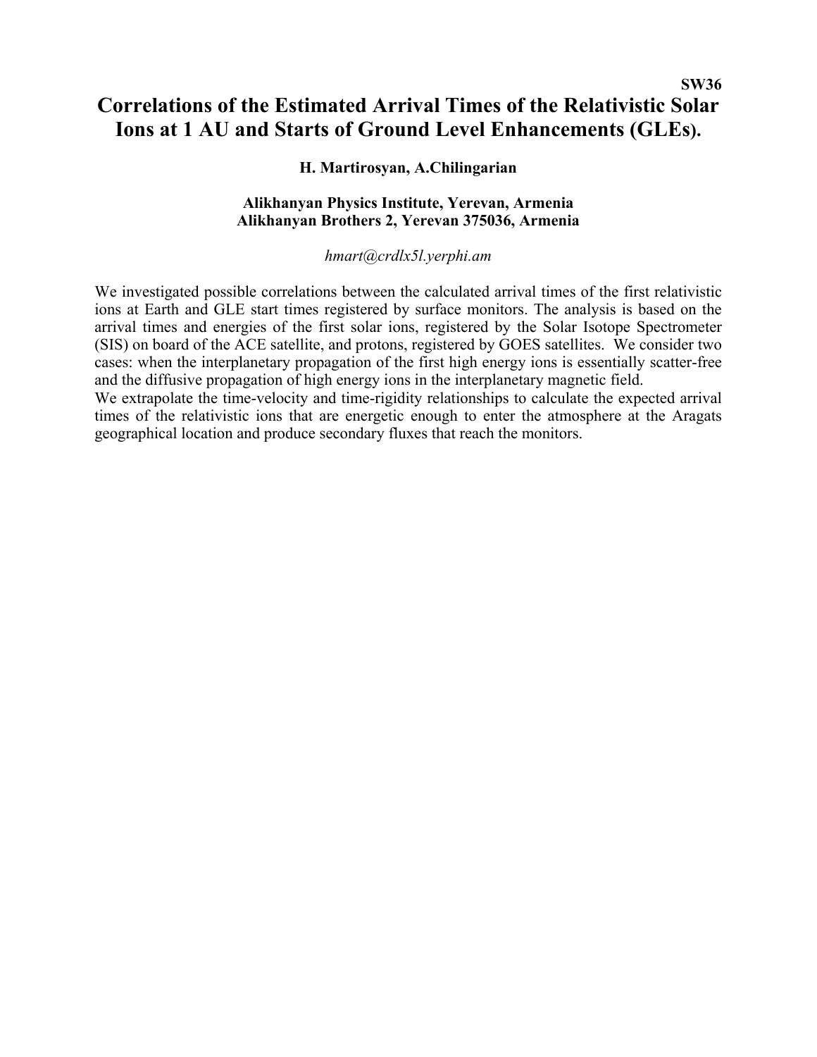**SW36**

# Correlations of the Estimated Arrival Times of the Relativistic Solar Ions at 1 AU and Starts of Ground Level Enhancements (GLEs).

**H. Martirosyan, A.Chilingarian**

**Alikhanyan Physics Institute, Yerevan, Armenia**
**Alikhanyan Brothers 2, Yerevan 375036, Armenia**

*hmart@crdlx5l.yerphi.am*

We investigated possible correlations between the calculated arrival times of the first relativistic ions at Earth and GLE start times registered by surface monitors. The analysis is based on the arrival times and energies of the first solar ions, registered by the Solar Isotope Spectrometer (SIS) on board of the ACE satellite, and protons, registered by GOES satellites. We consider two cases: when the interplanetary propagation of the first high energy ions is essentially scatter-free and the diffusive propagation of high energy ions in the interplanetary magnetic field.

We extrapolate the time-velocity and time-rigidity relationships to calculate the expected arrival times of the relativistic ions that are energetic enough to enter the atmosphere at the Aragats geographical location and produce secondary fluxes that reach the monitors.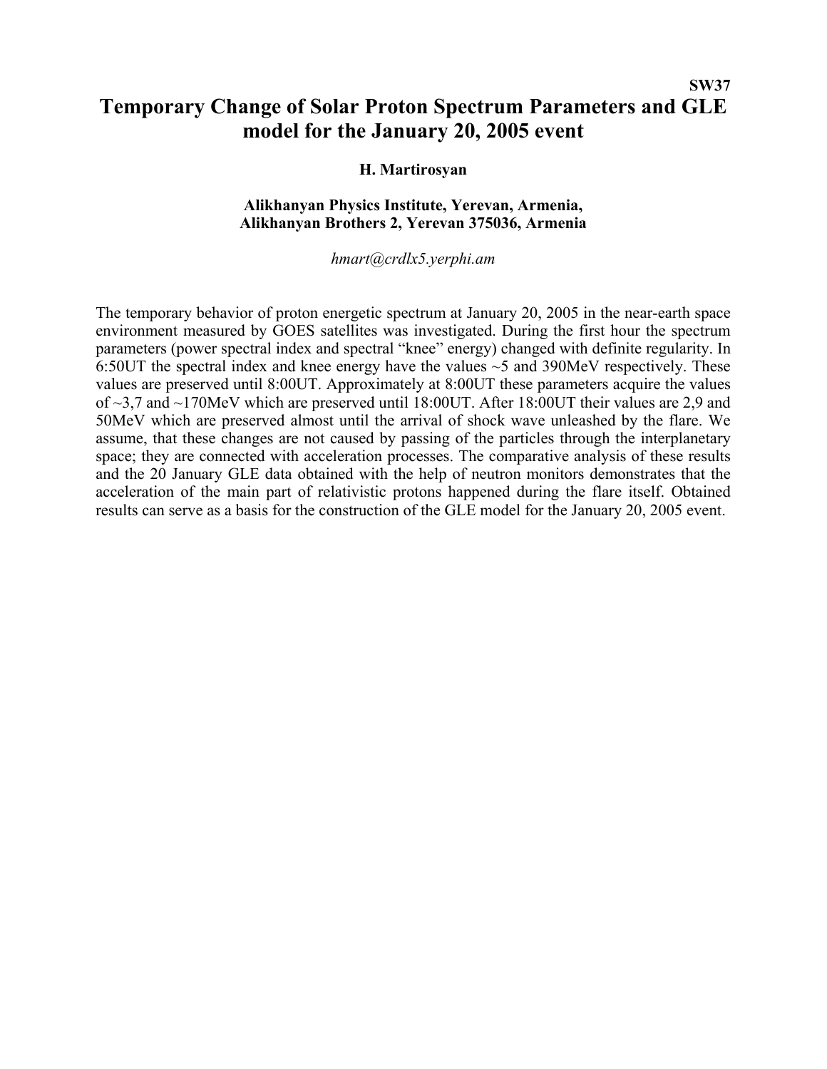**SW37**

# Temporary Change of Solar Proton Spectrum Parameters and GLE model for the January 20, 2005 event

**H. Martirosyan**

**Alikhanyan Physics Institute, Yerevan, Armenia,**
**Alikhanyan Brothers 2, Yerevan 375036, Armenia**

*hmart@crdlx5.yerphi.am*

The temporary behavior of proton energetic spectrum at January 20, 2005 in the near-earth space environment measured by GOES satellites was investigated. During the first hour the spectrum parameters (power spectral index and spectral "knee" energy) changed with definite regularity. In 6:50UT the spectral index and knee energy have the values ~5 and 390MeV respectively. These values are preserved until 8:00UT. Approximately at 8:00UT these parameters acquire the values of ~3,7 and ~170MeV which are preserved until 18:00UT. After 18:00UT their values are 2,9 and 50MeV which are preserved almost until the arrival of shock wave unleashed by the flare. We assume, that these changes are not caused by passing of the particles through the interplanetary space; they are connected with acceleration processes. The comparative analysis of these results and the 20 January GLE data obtained with the help of neutron monitors demonstrates that the acceleration of the main part of relativistic protons happened during the flare itself. Obtained results can serve as a basis for the construction of the GLE model for the January 20, 2005 event.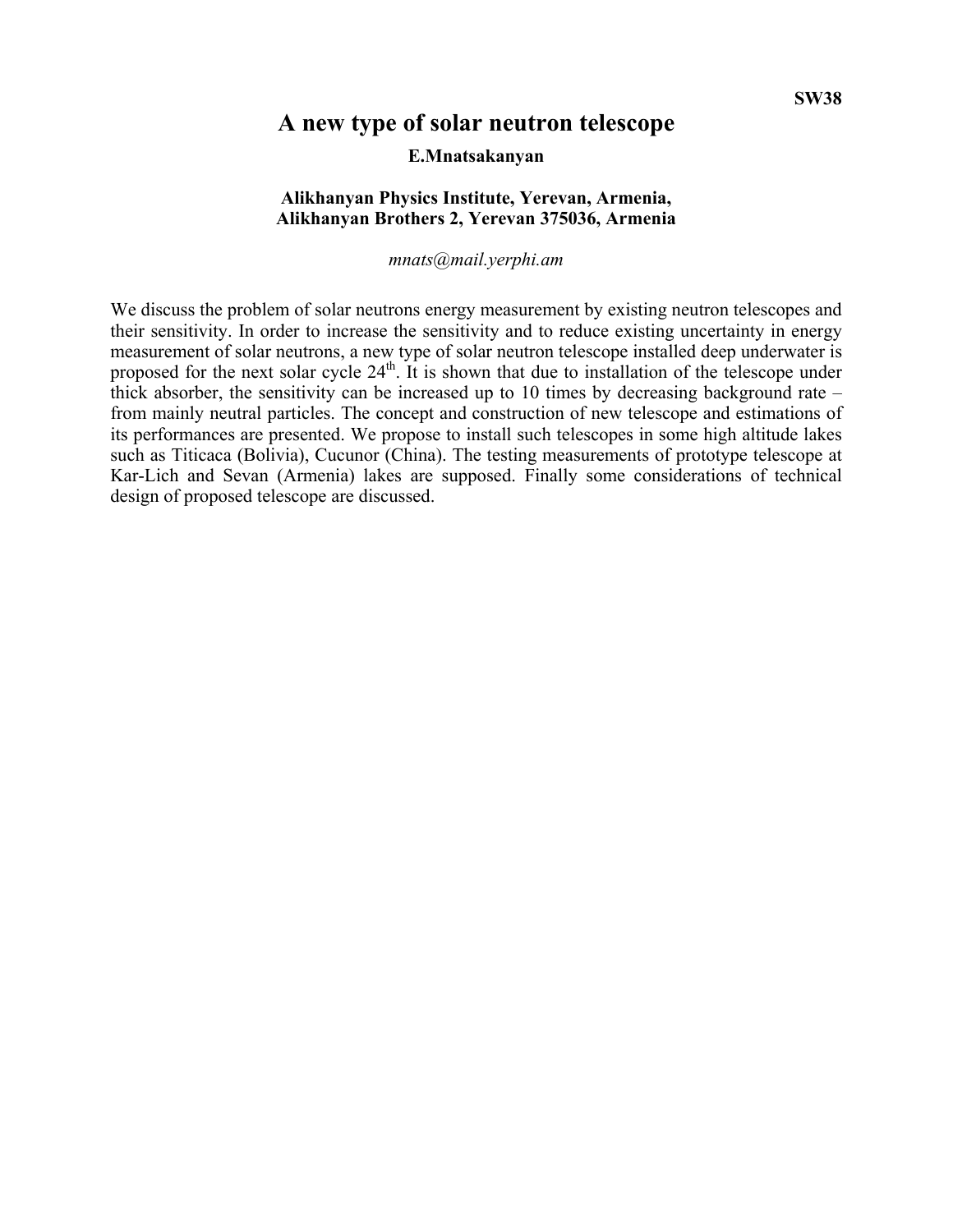SW38

# A new type of solar neutron telescope

**E.Mnatsakanyan**

**Alikhanyan Physics Institute, Yerevan, Armenia,**
**Alikhanyan Brothers 2, Yerevan 375036, Armenia**

*mnats@mail.yerphi.am*

We discuss the problem of solar neutrons energy measurement by existing neutron telescopes and their sensitivity. In order to increase the sensitivity and to reduce existing uncertainty in energy measurement of solar neutrons, a new type of solar neutron telescope installed deep underwater is proposed for the next solar cycle 24th. It is shown that due to installation of the telescope under thick absorber, the sensitivity can be increased up to 10 times by decreasing background rate – from mainly neutral particles. The concept and construction of new telescope and estimations of its performances are presented. We propose to install such telescopes in some high altitude lakes such as Titicaca (Bolivia), Cucunor (China). The testing measurements of prototype telescope at Kar-Lich and Sevan (Armenia) lakes are supposed. Finally some considerations of technical design of proposed telescope are discussed.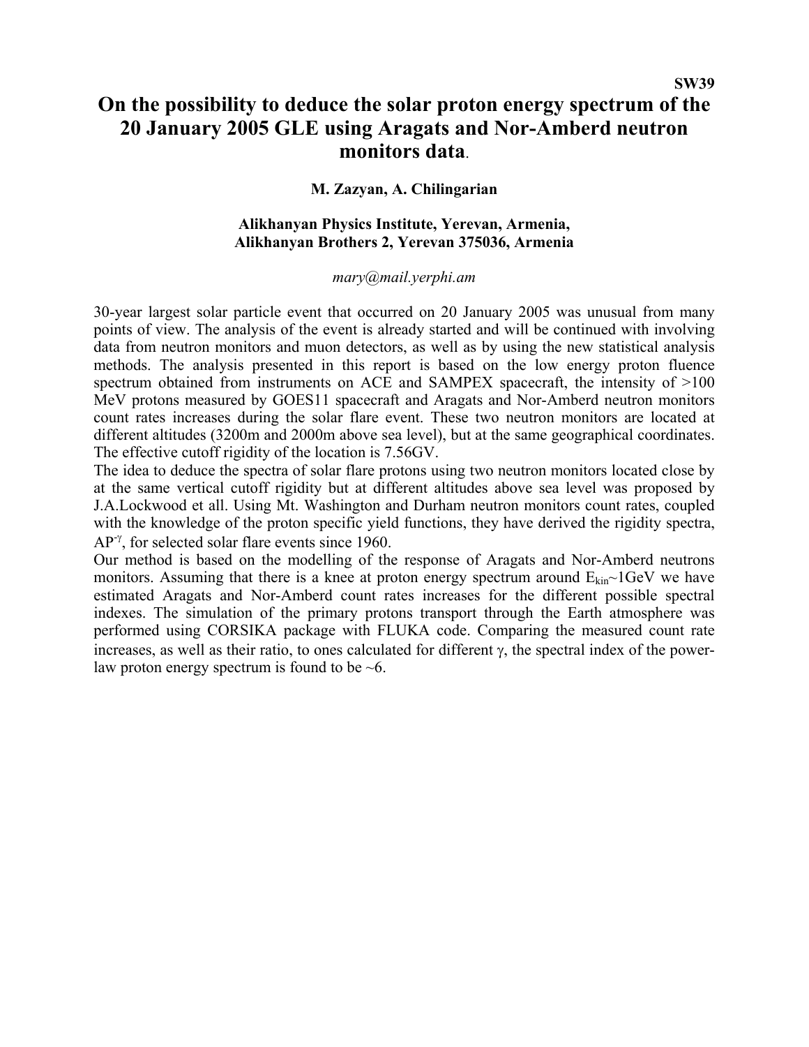**SW39**

# On the possibility to deduce the solar proton energy spectrum of the 20 January 2005 GLE using Aragats and Nor-Amberd neutron monitors data.

**M. Zazyan, A. Chilingarian**

**Alikhanyan Physics Institute, Yerevan, Armenia, Alikhanyan Brothers 2, Yerevan 375036, Armenia**

*mary@mail.yerphi.am*

30-year largest solar particle event that occurred on 20 January 2005 was unusual from many points of view. The analysis of the event is already started and will be continued with involving data from neutron monitors and muon detectors, as well as by using the new statistical analysis methods. The analysis presented in this report is based on the low energy proton fluence spectrum obtained from instruments on ACE and SAMPEX spacecraft, the intensity of >100 MeV protons measured by GOES11 spacecraft and Aragats and Nor-Amberd neutron monitors count rates increases during the solar flare event. These two neutron monitors are located at different altitudes (3200m and 2000m above sea level), but at the same geographical coordinates. The effective cutoff rigidity of the location is 7.56GV.

The idea to deduce the spectra of solar flare protons using two neutron monitors located close by at the same vertical cutoff rigidity but at different altitudes above sea level was proposed by J.A.Lockwood et all. Using Mt. Washington and Durham neutron monitors count rates, coupled with the knowledge of the proton specific yield functions, they have derived the rigidity spectra, $AP^{-\gamma}$, for selected solar flare events since 1960.

Our method is based on the modelling of the response of Aragats and Nor-Amberd neutrons monitors. Assuming that there is a knee at proton energy spectrum around $E_{kin}$~1GeV we have estimated Aragats and Nor-Amberd count rates increases for the different possible spectral indexes. The simulation of the primary protons transport through the Earth atmosphere was performed using CORSIKA package with FLUKA code. Comparing the measured count rate increases, as well as their ratio, to ones calculated for different $\gamma$, the spectral index of the power-law proton energy spectrum is found to be ~6.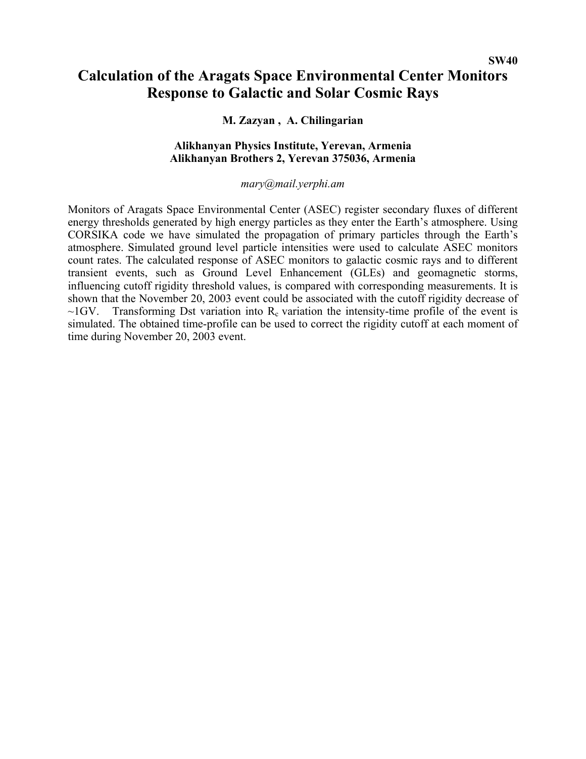**SW40**

# Calculation of the Aragats Space Environmental Center Monitors Response to Galactic and Solar Cosmic Rays

**M. Zazyan , A. Chilingarian**

**Alikhanyan Physics Institute, Yerevan, Armenia**
**Alikhanyan Brothers 2, Yerevan 375036, Armenia**

*mary@mail.yerphi.am*

Monitors of Aragats Space Environmental Center (ASEC) register secondary fluxes of different energy thresholds generated by high energy particles as they enter the Earth's atmosphere. Using CORSIKA code we have simulated the propagation of primary particles through the Earth's atmosphere. Simulated ground level particle intensities were used to calculate ASEC monitors count rates. The calculated response of ASEC monitors to galactic cosmic rays and to different transient events, such as Ground Level Enhancement (GLEs) and geomagnetic storms, influencing cutoff rigidity threshold values, is compared with corresponding measurements. It is shown that the November 20, 2003 event could be associated with the cutoff rigidity decrease of ~1GV. Transforming Dst variation into $R_c$ variation the intensity-time profile of the event is simulated. The obtained time-profile can be used to correct the rigidity cutoff at each moment of time during November 20, 2003 event.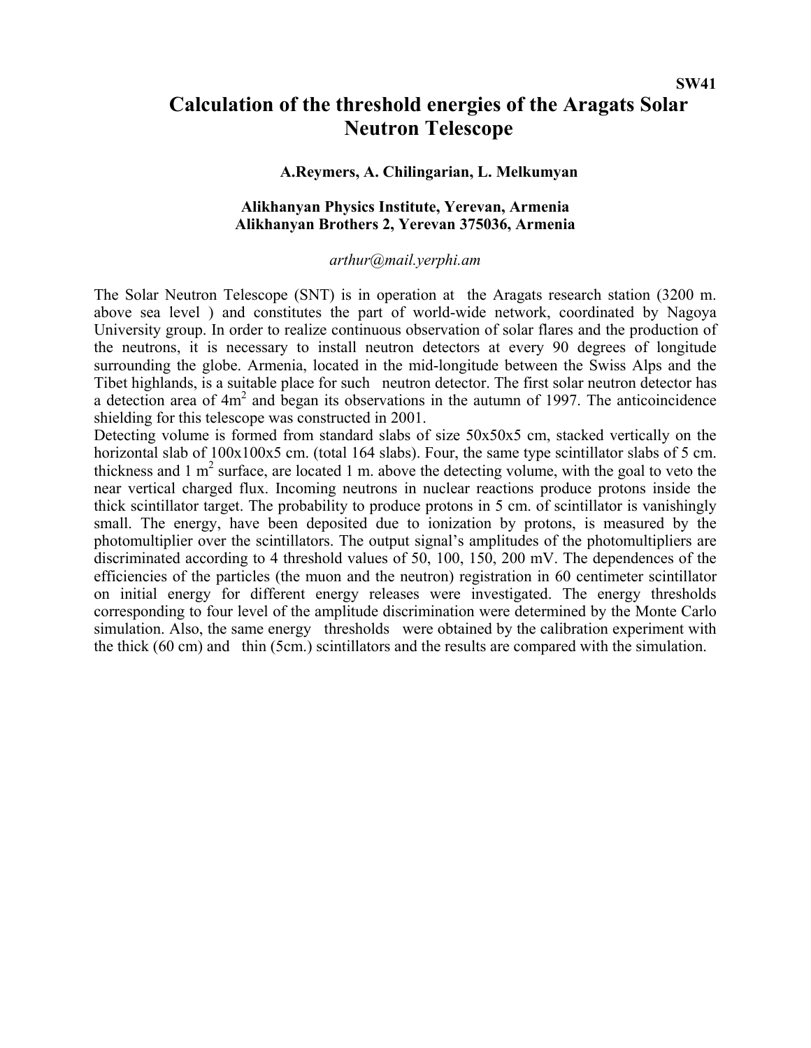SW41

# Calculation of the threshold energies of the Aragats Solar Neutron Telescope

**A.Reymers, A. Chilingarian, L. Melkumyan**

**Alikhanyan Physics Institute, Yerevan, Armenia**
**Alikhanyan Brothers 2, Yerevan 375036, Armenia**

*arthur@mail.yerphi.am*

The Solar Neutron Telescope (SNT) is in operation at the Aragats research station (3200 m. above sea level ) and constitutes the part of world-wide network, coordinated by Nagoya University group. In order to realize continuous observation of solar flares and the production of the neutrons, it is necessary to install neutron detectors at every 90 degrees of longitude surrounding the globe. Armenia, located in the mid-longitude between the Swiss Alps and the Tibet highlands, is a suitable place for such neutron detector. The first solar neutron detector has a detection area of 4m$^2$ and began its observations in the autumn of 1997. The anticoincidence shielding for this telescope was constructed in 2001.

Detecting volume is formed from standard slabs of size 50x50x5 cm, stacked vertically on the horizontal slab of 100x100x5 cm. (total 164 slabs). Four, the same type scintillator slabs of 5 cm. thickness and 1 m$^2$ surface, are located 1 m. above the detecting volume, with the goal to veto the near vertical charged flux. Incoming neutrons in nuclear reactions produce protons inside the thick scintillator target. The probability to produce protons in 5 cm. of scintillator is vanishingly small. The energy, have been deposited due to ionization by protons, is measured by the photomultiplier over the scintillators. The output signal's amplitudes of the photomultipliers are discriminated according to 4 threshold values of 50, 100, 150, 200 mV. The dependences of the efficiencies of the particles (the muon and the neutron) registration in 60 centimeter scintillator on initial energy for different energy releases were investigated. The energy thresholds corresponding to four level of the amplitude discrimination were determined by the Monte Carlo simulation. Also, the same energy thresholds were obtained by the calibration experiment with the thick (60 cm) and thin (5cm.) scintillators and the results are compared with the simulation.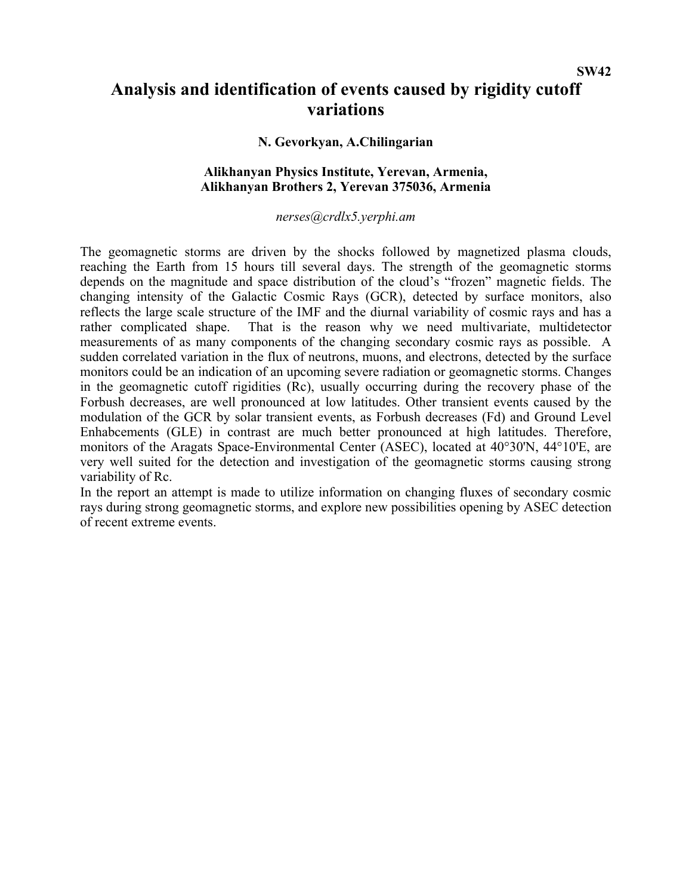SW42

# Analysis and identification of events caused by rigidity cutoff variations

**N. Gevorkyan, A.Chilingarian**

**Alikhanyan Physics Institute, Yerevan, Armenia,**
**Alikhanyan Brothers 2, Yerevan 375036, Armenia**

*nerses@crdlx5.yerphi.am*

The geomagnetic storms are driven by the shocks followed by magnetized plasma clouds, reaching the Earth from 15 hours till several days. The strength of the geomagnetic storms depends on the magnitude and space distribution of the cloud's "frozen" magnetic fields. The changing intensity of the Galactic Cosmic Rays (GCR), detected by surface monitors, also reflects the large scale structure of the IMF and the diurnal variability of cosmic rays and has a rather complicated shape. That is the reason why we need multivariate, multidetector measurements of as many components of the changing secondary cosmic rays as possible. A sudden correlated variation in the flux of neutrons, muons, and electrons, detected by the surface monitors could be an indication of an upcoming severe radiation or geomagnetic storms. Changes in the geomagnetic cutoff rigidities (Rc), usually occurring during the recovery phase of the Forbush decreases, are well pronounced at low latitudes. Other transient events caused by the modulation of the GCR by solar transient events, as Forbush decreases (Fd) and Ground Level Enhabcements (GLE) in contrast are much better pronounced at high latitudes. Therefore, monitors of the Aragats Space-Environmental Center (ASEC), located at 40°30'N, 44°10'E, are very well suited for the detection and investigation of the geomagnetic storms causing strong variability of Rc.

In the report an attempt is made to utilize information on changing fluxes of secondary cosmic rays during strong geomagnetic storms, and explore new possibilities opening by ASEC detection of recent extreme events.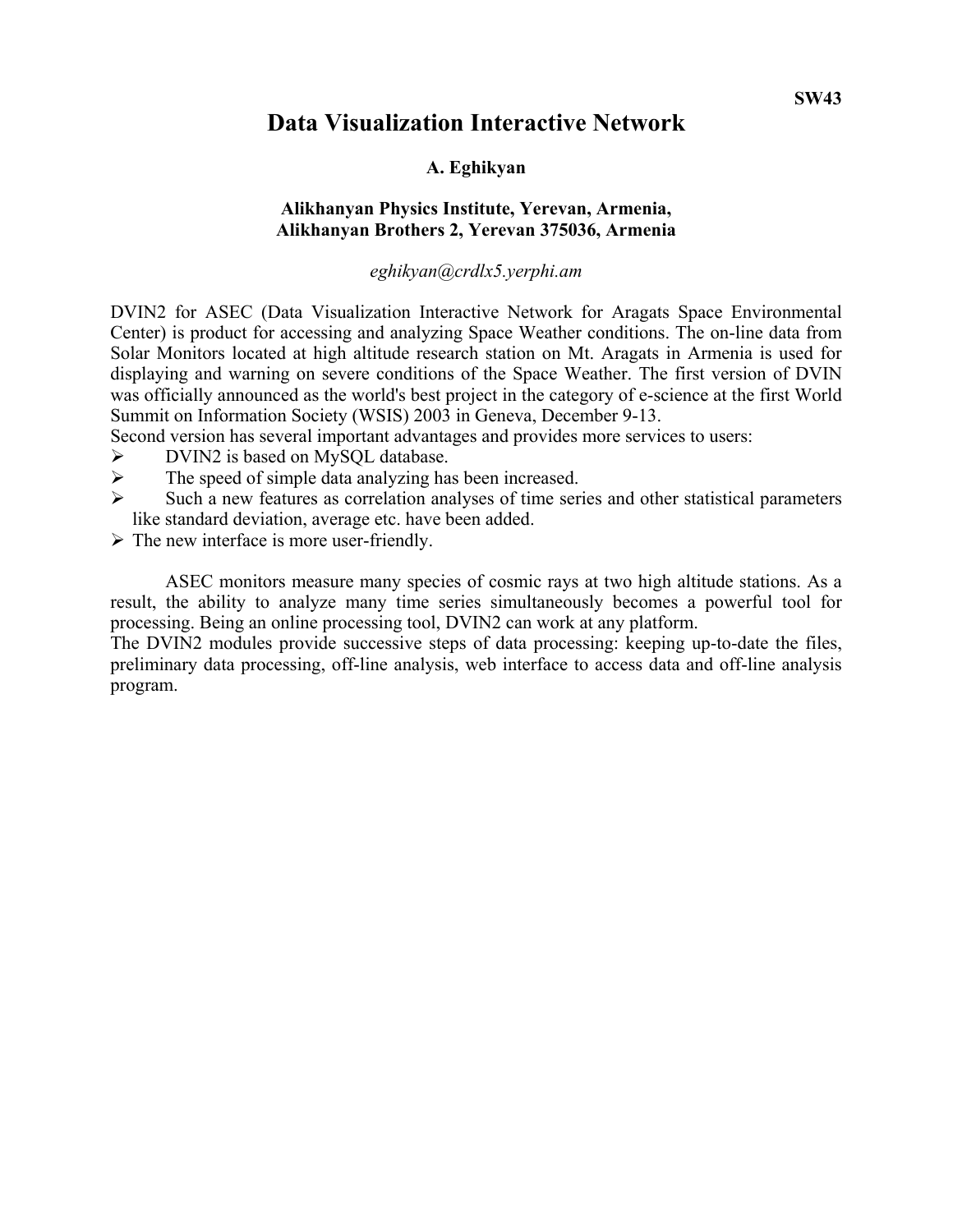SW43

# Data Visualization Interactive Network

**A. Eghikyan**

**Alikhanyan Physics Institute, Yerevan, Armenia,**
**Alikhanyan Brothers 2, Yerevan 375036, Armenia**

*eghikyan@crdlx5.yerphi.am*

DVIN2 for ASEC (Data Visualization Interactive Network for Aragats Space Environmental Center) is product for accessing and analyzing Space Weather conditions. The on-line data from Solar Monitors located at high altitude research station on Mt. Aragats in Armenia is used for displaying and warning on severe conditions of the Space Weather. The first version of DVIN was officially announced as the world's best project in the category of e-science at the first World Summit on Information Society (WSIS) 2003 in Geneva, December 9-13.
Second version has several important advantages and provides more services to users:

- DVIN2 is based on MySQL database.
- The speed of simple data analyzing has been increased.
- Such a new features as correlation analyses of time series and other statistical parameters like standard deviation, average etc. have been added.
- The new interface is more user-friendly.

ASEC monitors measure many species of cosmic rays at two high altitude stations. As a result, the ability to analyze many time series simultaneously becomes a powerful tool for processing. Being an online processing tool, DVIN2 can work at any platform.
The DVIN2 modules provide successive steps of data processing: keeping up-to-date the files, preliminary data processing, off-line analysis, web interface to access data and off-line analysis program.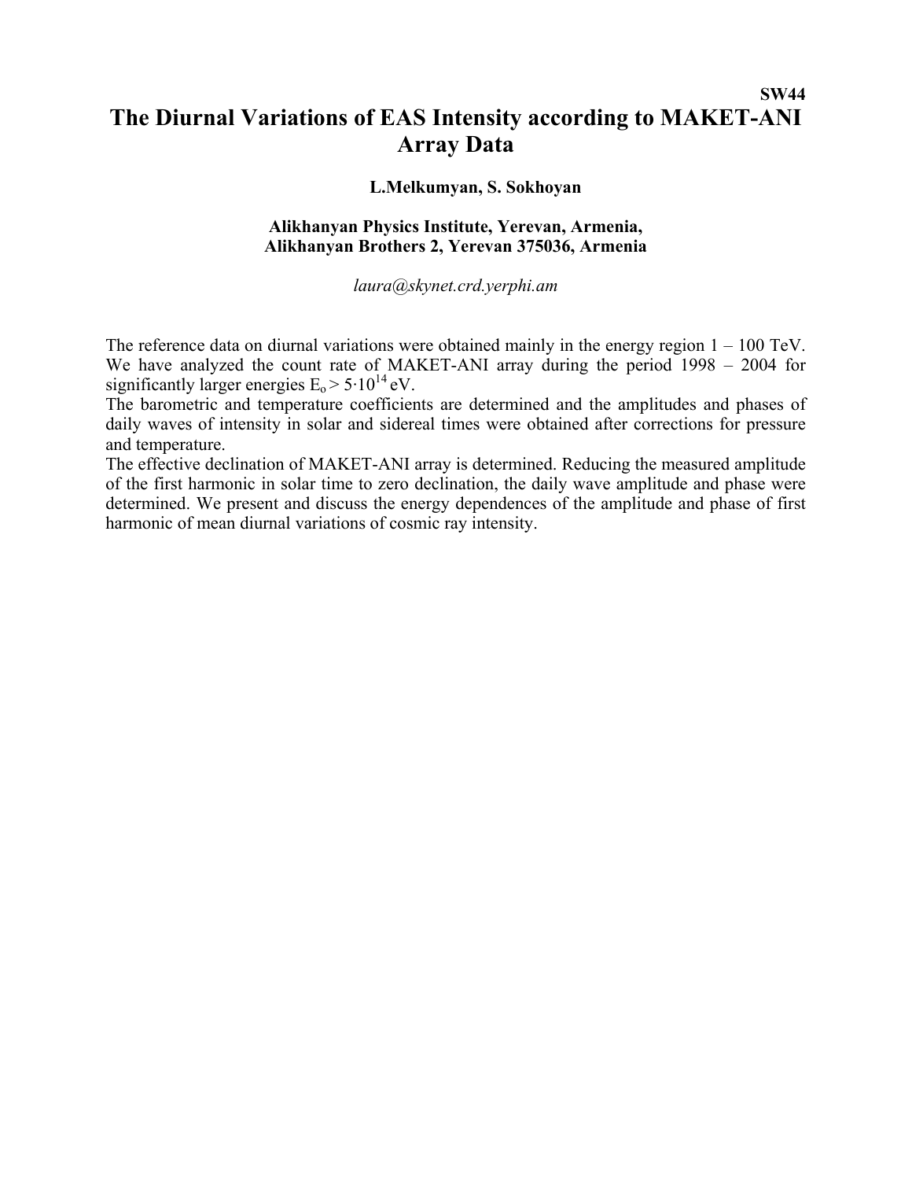SW44

# The Diurnal Variations of EAS Intensity according to MAKET-ANI Array Data

**L.Melkumyan, S. Sokhoyan**

**Alikhanyan Physics Institute, Yerevan, Armenia,**
**Alikhanyan Brothers 2, Yerevan 375036, Armenia**

*laura@skynet.crd.yerphi.am*

The reference data on diurnal variations were obtained mainly in the energy region 1 – 100 TeV. We have analyzed the count rate of MAKET-ANI array during the period 1998 – 2004 for significantly larger energies $E_o > 5 \cdot 10^{14}$ eV.

The barometric and temperature coefficients are determined and the amplitudes and phases of daily waves of intensity in solar and sidereal times were obtained after corrections for pressure and temperature.

The effective declination of MAKET-ANI array is determined. Reducing the measured amplitude of the first harmonic in solar time to zero declination, the daily wave amplitude and phase were determined. We present and discuss the energy dependences of the amplitude and phase of first harmonic of mean diurnal variations of cosmic ray intensity.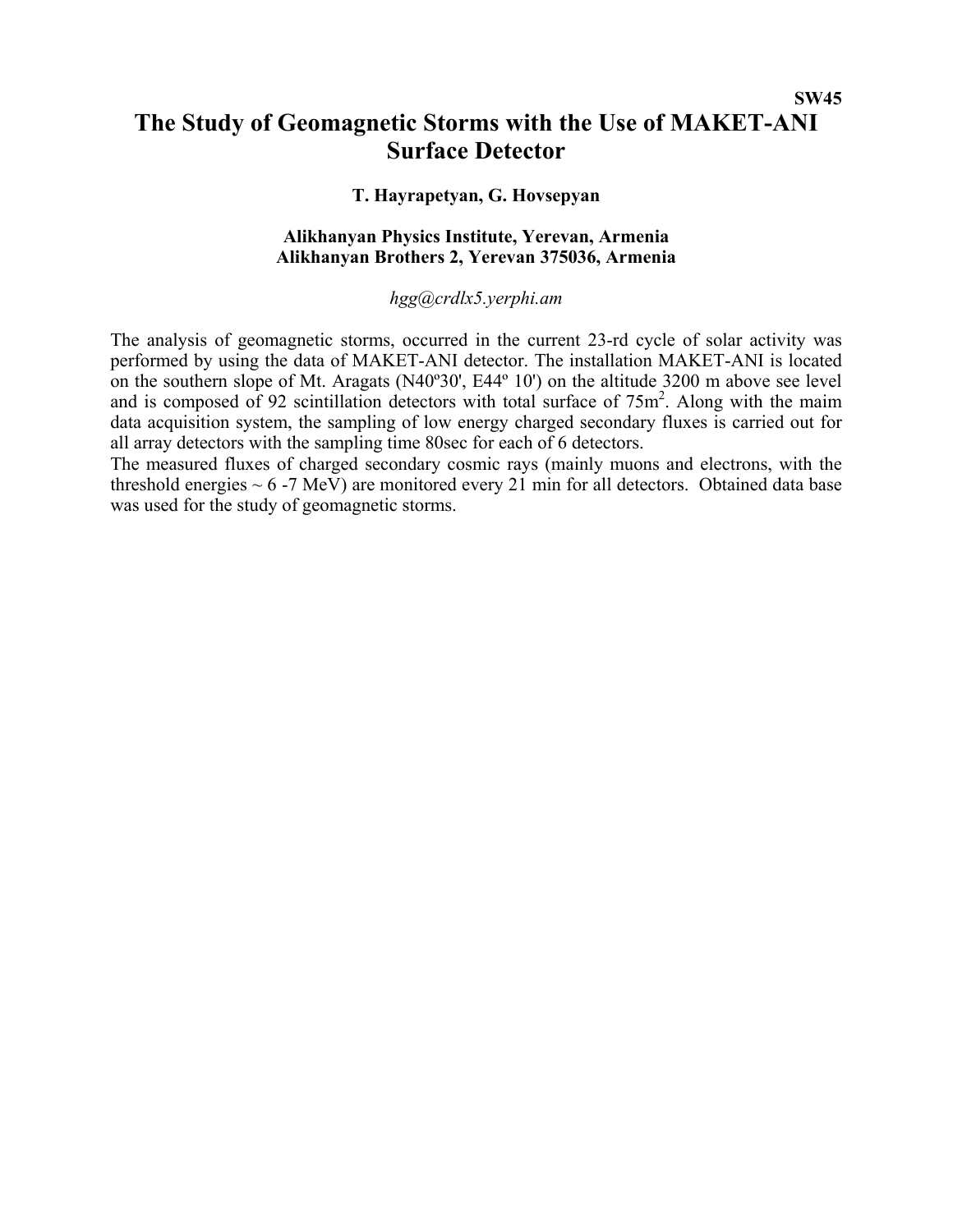SW45

# The Study of Geomagnetic Storms with the Use of MAKET-ANI Surface Detector

**T. Hayrapetyan, G. Hovsepyan**

**Alikhanyan Physics Institute, Yerevan, Armenia**
**Alikhanyan Brothers 2, Yerevan 375036, Armenia**

*hgg@crdlx5.yerphi.am*

The analysis of geomagnetic storms, occurred in the current 23-rd cycle of solar activity was performed by using the data of MAKET-ANI detector. The installation MAKET-ANI is located on the southern slope of Mt. Aragats (N40º30', E44º 10') on the altitude 3200 m above see level and is composed of 92 scintillation detectors with total surface of 75m$^2$. Along with the maim data acquisition system, the sampling of low energy charged secondary fluxes is carried out for all array detectors with the sampling time 80sec for each of 6 detectors.

The measured fluxes of charged secondary cosmic rays (mainly muons and electrons, with the threshold energies ~ 6 -7 MeV) are monitored every 21 min for all detectors. Obtained data base was used for the study of geomagnetic storms.